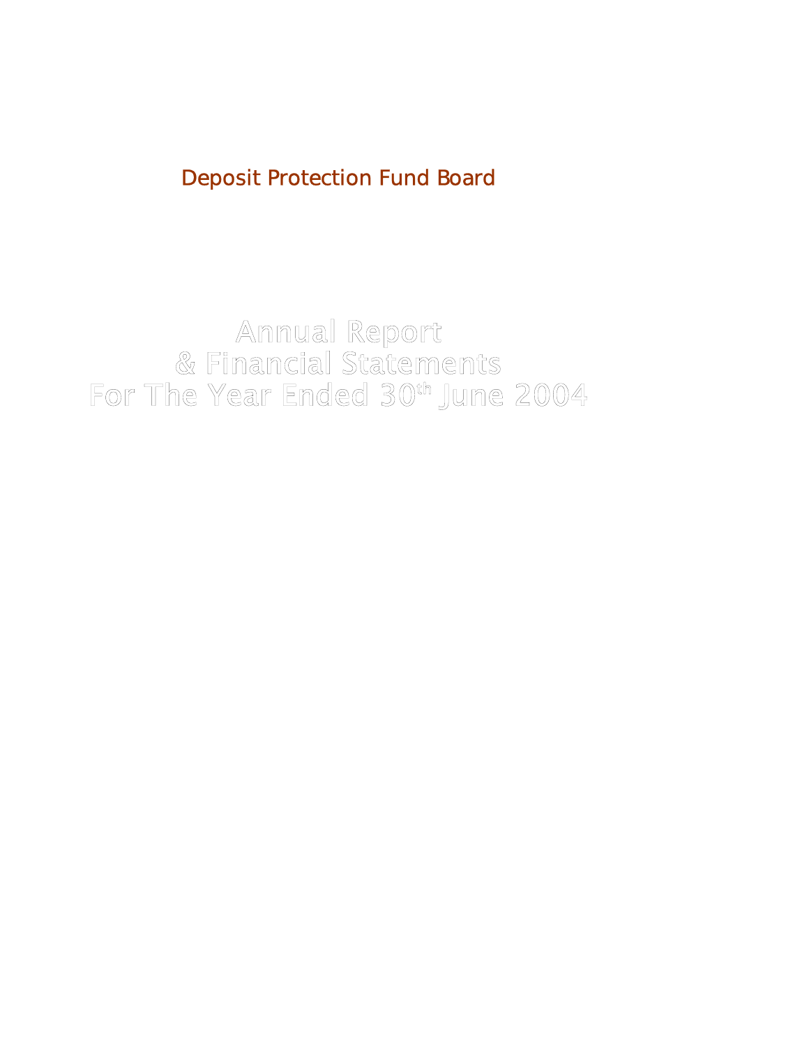# Deposit Protection Fund Board

# Annual Report
# & Financial Statements
# For The Year Ended 30th June 2004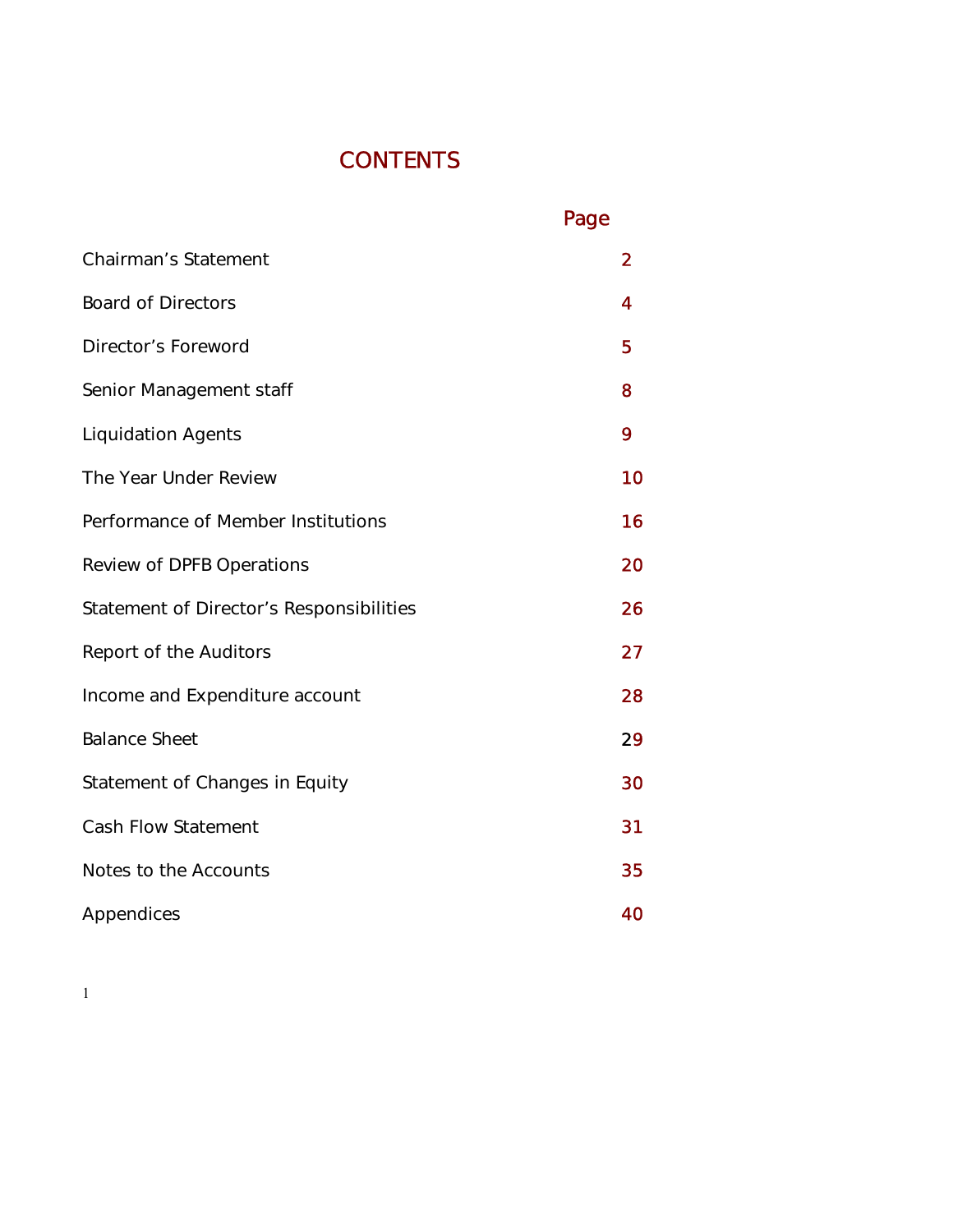# CONTENTS

| | Page |
|---|---|
| Chairman's Statement | 2 |
| Board of Directors | 4 |
| Director's Foreword | 5 |
| Senior Management staff | 8 |
| Liquidation Agents | 9 |
| The Year Under Review | 10 |
| Performance of Member Institutions | 16 |
| Review of DPFB Operations | 20 |
| Statement of Director's Responsibilities | 26 |
| Report of the Auditors | 27 |
| Income and Expenditure account | 28 |
| Balance Sheet | 29 |
| Statement of Changes in Equity | 30 |
| Cash Flow Statement | 31 |
| Notes to the Accounts | 35 |
| Appendices | 40 |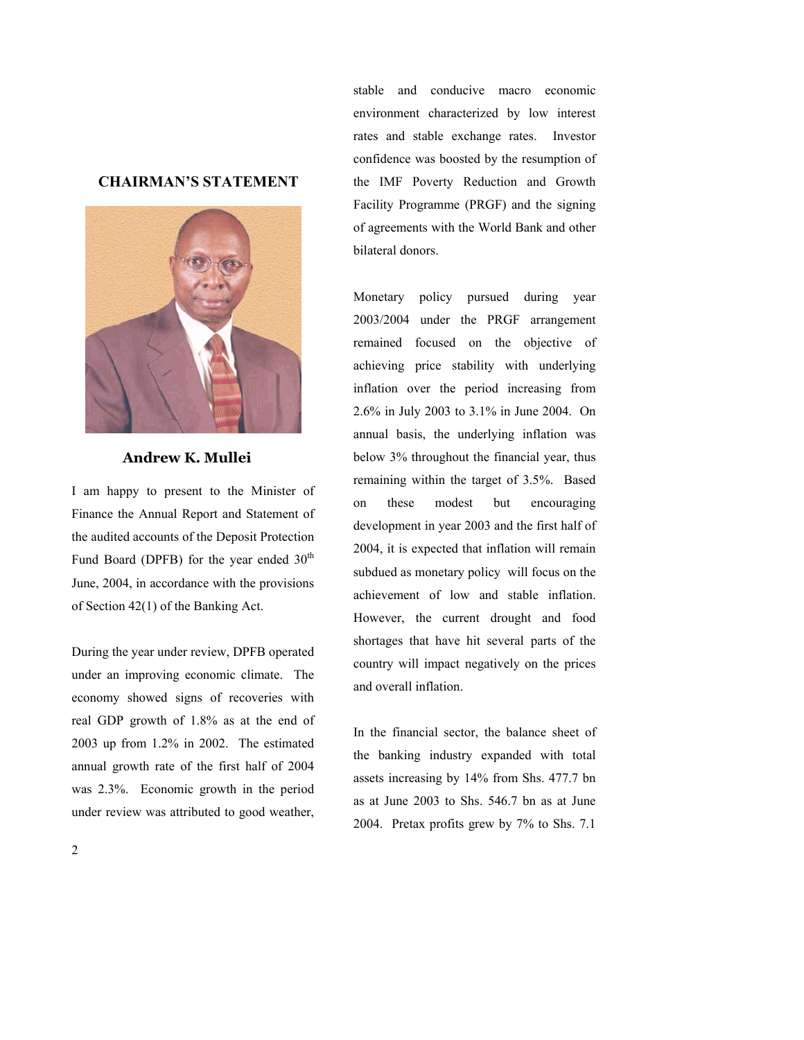## CHAIRMAN'S STATEMENT

**Andrew K. Mullei**

I am happy to present to the Minister of Finance the Annual Report and Statement of the audited accounts of the Deposit Protection Fund Board (DPFB) for the year ended 30th June, 2004, in accordance with the provisions of Section 42(1) of the Banking Act.

During the year under review, DPFB operated under an improving economic climate. The economy showed signs of recoveries with real GDP growth of 1.8% as at the end of 2003 up from 1.2% in 2002. The estimated annual growth rate of the first half of 2004 was 2.3%. Economic growth in the period under review was attributed to good weather, stable and conducive macro economic environment characterized by low interest rates and stable exchange rates. Investor confidence was boosted by the resumption of the IMF Poverty Reduction and Growth Facility Programme (PRGF) and the signing of agreements with the World Bank and other bilateral donors.

Monetary policy pursued during year 2003/2004 under the PRGF arrangement remained focused on the objective of achieving price stability with underlying inflation over the period increasing from 2.6% in July 2003 to 3.1% in June 2004. On annual basis, the underlying inflation was below 3% throughout the financial year, thus remaining within the target of 3.5%. Based on these modest but encouraging development in year 2003 and the first half of 2004, it is expected that inflation will remain subdued as monetary policy will focus on the achievement of low and stable inflation. However, the current drought and food shortages that have hit several parts of the country will impact negatively on the prices and overall inflation.

In the financial sector, the balance sheet of the banking industry expanded with total assets increasing by 14% from Shs. 477.7 bn as at June 2003 to Shs. 546.7 bn as at June 2004. Pretax profits grew by 7% to Shs. 7.1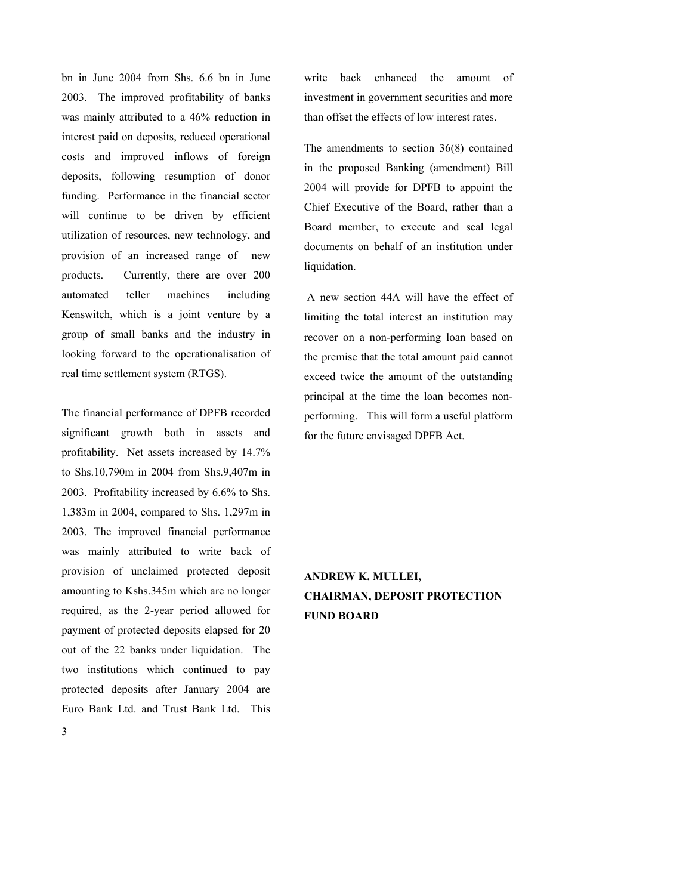bn in June 2004 from Shs. 6.6 bn in June 2003. The improved profitability of banks was mainly attributed to a 46% reduction in interest paid on deposits, reduced operational costs and improved inflows of foreign deposits, following resumption of donor funding. Performance in the financial sector will continue to be driven by efficient utilization of resources, new technology, and provision of an increased range of new products. Currently, there are over 200 automated teller machines including Kenswitch, which is a joint venture by a group of small banks and the industry in looking forward to the operationalisation of real time settlement system (RTGS).

The financial performance of DPFB recorded significant growth both in assets and profitability. Net assets increased by 14.7% to Shs.10,790m in 2004 from Shs.9,407m in 2003. Profitability increased by 6.6% to Shs. 1,383m in 2004, compared to Shs. 1,297m in 2003. The improved financial performance was mainly attributed to write back of provision of unclaimed protected deposit amounting to Kshs.345m which are no longer required, as the 2-year period allowed for payment of protected deposits elapsed for 20 out of the 22 banks under liquidation. The two institutions which continued to pay protected deposits after January 2004 are Euro Bank Ltd. and Trust Bank Ltd. This write back enhanced the amount of investment in government securities and more than offset the effects of low interest rates.

The amendments to section 36(8) contained in the proposed Banking (amendment) Bill 2004 will provide for DPFB to appoint the Chief Executive of the Board, rather than a Board member, to execute and seal legal documents on behalf of an institution under liquidation.

A new section 44A will have the effect of limiting the total interest an institution may recover on a non-performing loan based on the premise that the total amount paid cannot exceed twice the amount of the outstanding principal at the time the loan becomes non-performing. This will form a useful platform for the future envisaged DPFB Act.

**ANDREW K. MULLEI,**
**CHAIRMAN, DEPOSIT PROTECTION FUND BOARD**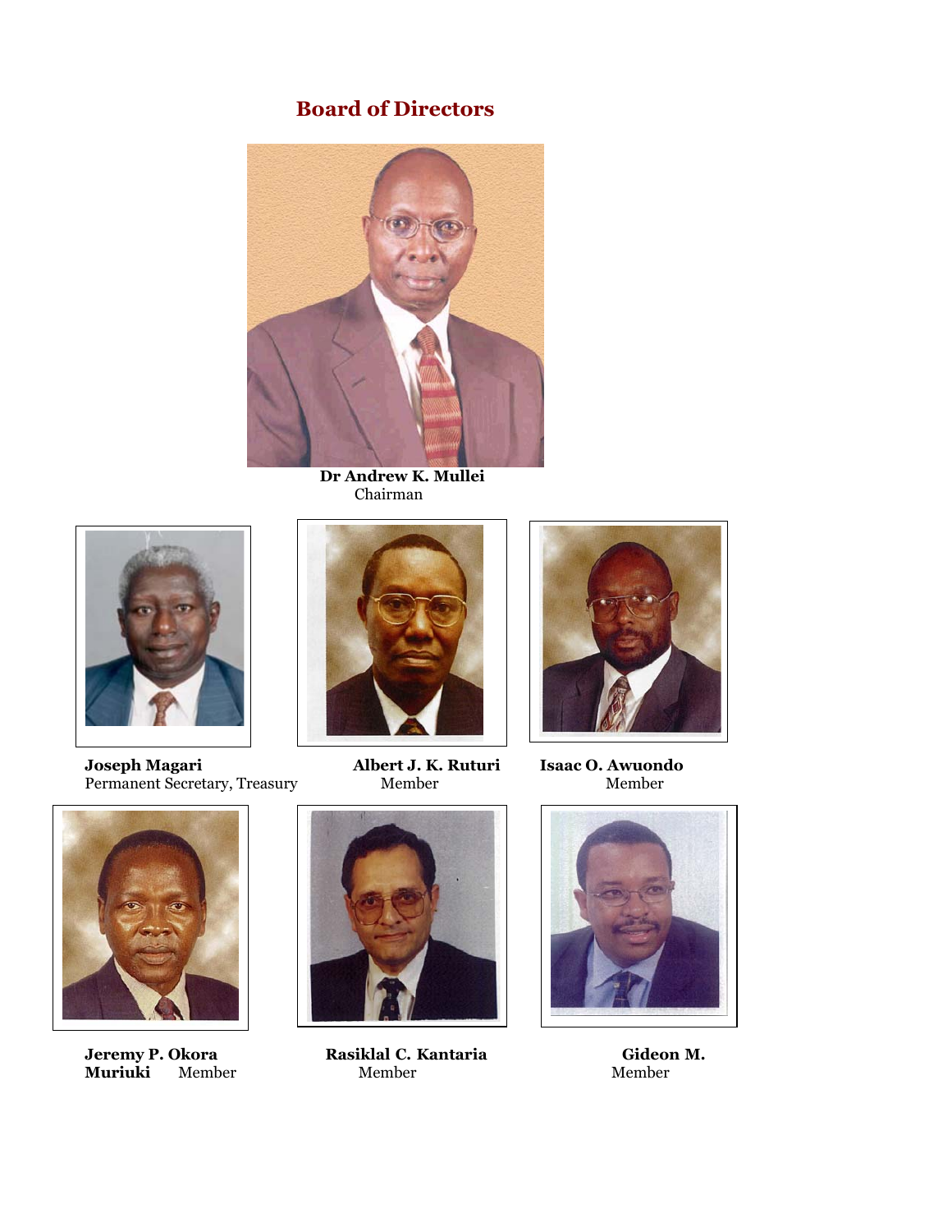## Board of Directors

**Dr Andrew K. Mullei**
Chairman

**Joseph Magari**
Permanent Secretary, Treasury

**Albert J. K. Ruturi**
Member

**Isaac O. Awuondo**
Member

**Jeremy P. Okora**
Member

**Rasiklal C. Kantaria**
Member

**Gideon M. Muriuki**
Member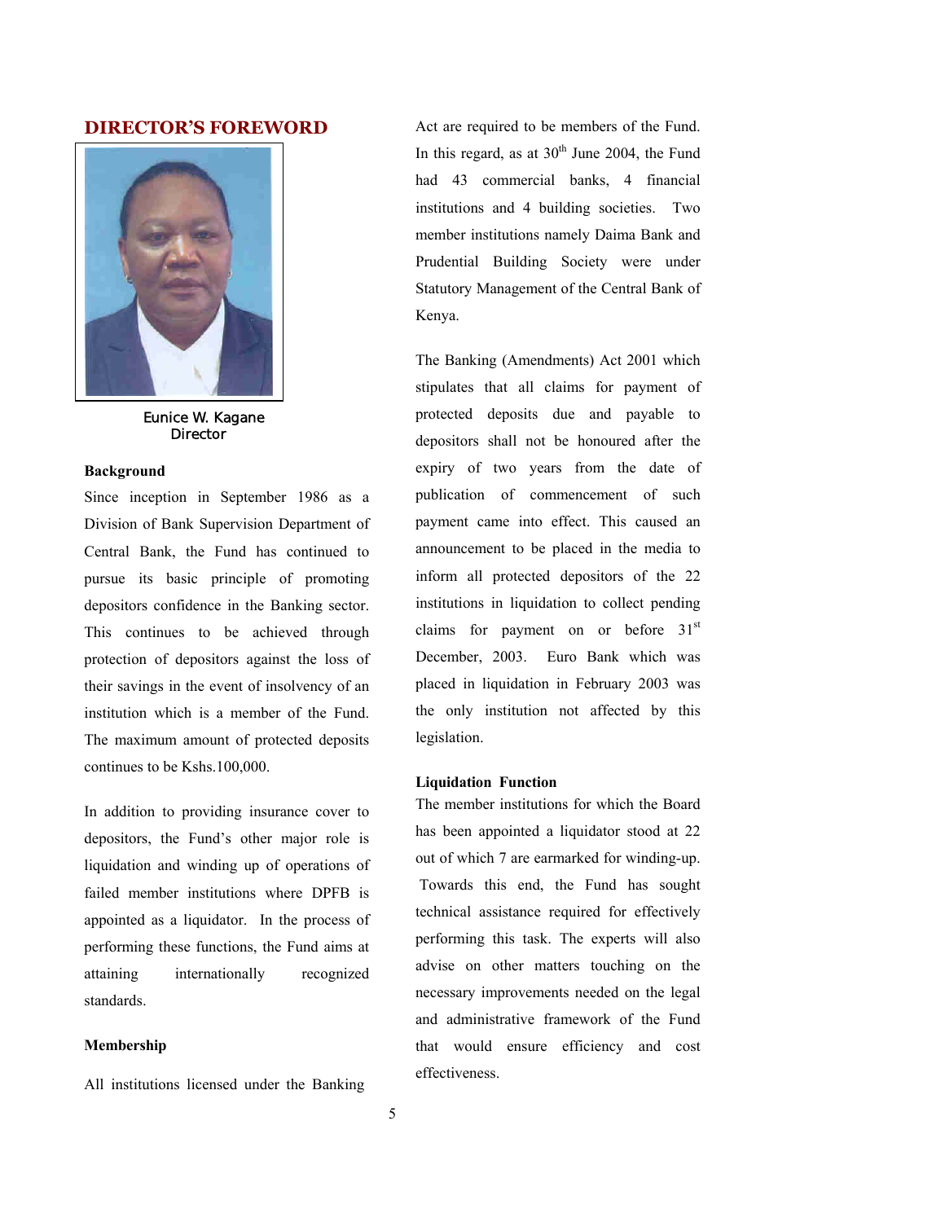## DIRECTOR'S FOREWORD

Eunice W. Kagane
Director

### Background

Since inception in September 1986 as a Division of Bank Supervision Department of Central Bank, the Fund has continued to pursue its basic principle of promoting depositors confidence in the Banking sector. This continues to be achieved through protection of depositors against the loss of their savings in the event of insolvency of an institution which is a member of the Fund. The maximum amount of protected deposits continues to be Kshs.100,000.

In addition to providing insurance cover to depositors, the Fund's other major role is liquidation and winding up of operations of failed member institutions where DPFB is appointed as a liquidator. In the process of performing these functions, the Fund aims at attaining internationally recognized standards.

### Membership

All institutions licensed under the Banking Act are required to be members of the Fund. In this regard, as at 30th June 2004, the Fund had 43 commercial banks, 4 financial institutions and 4 building societies. Two member institutions namely Daima Bank and Prudential Building Society were under Statutory Management of the Central Bank of Kenya.

The Banking (Amendments) Act 2001 which stipulates that all claims for payment of protected deposits due and payable to depositors shall not be honoured after the expiry of two years from the date of publication of commencement of such payment came into effect. This caused an announcement to be placed in the media to inform all protected depositors of the 22 institutions in liquidation to collect pending claims for payment on or before 31st December, 2003. Euro Bank which was placed in liquidation in February 2003 was the only institution not affected by this legislation.

### Liquidation Function

The member institutions for which the Board has been appointed a liquidator stood at 22 out of which 7 are earmarked for winding-up. Towards this end, the Fund has sought technical assistance required for effectively performing this task. The experts will also advise on other matters touching on the necessary improvements needed on the legal and administrative framework of the Fund that would ensure efficiency and cost effectiveness.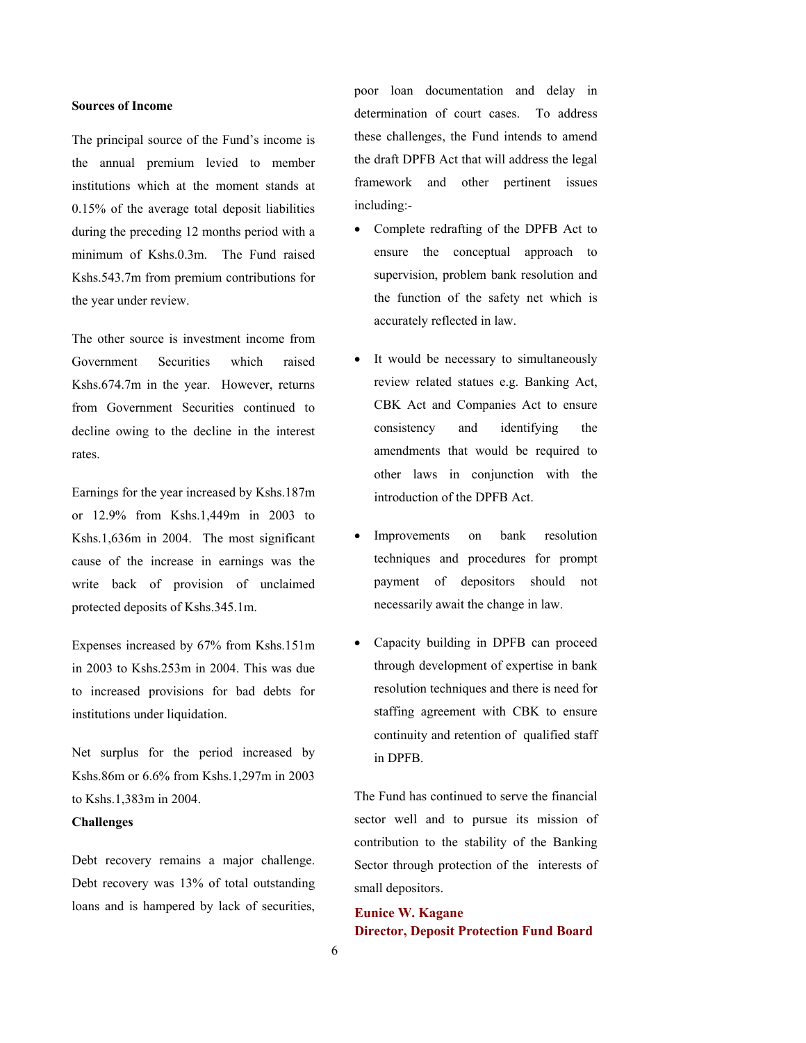### Sources of Income

The principal source of the Fund's income is the annual premium levied to member institutions which at the moment stands at 0.15% of the average total deposit liabilities during the preceding 12 months period with a minimum of Kshs.0.3m. The Fund raised Kshs.543.7m from premium contributions for the year under review.

The other source is investment income from Government Securities which raised Kshs.674.7m in the year. However, returns from Government Securities continued to decline owing to the decline in the interest rates.

Earnings for the year increased by Kshs.187m or 12.9% from Kshs.1,449m in 2003 to Kshs.1,636m in 2004. The most significant cause of the increase in earnings was the write back of provision of unclaimed protected deposits of Kshs.345.1m.

Expenses increased by 67% from Kshs.151m in 2003 to Kshs.253m in 2004. This was due to increased provisions for bad debts for institutions under liquidation.

Net surplus for the period increased by Kshs.86m or 6.6% from Kshs.1,297m in 2003 to Kshs.1,383m in 2004.

### Challenges

Debt recovery remains a major challenge. Debt recovery was 13% of total outstanding loans and is hampered by lack of securities, poor loan documentation and delay in determination of court cases. To address these challenges, the Fund intends to amend the draft DPFB Act that will address the legal framework and other pertinent issues including:-

- Complete redrafting of the DPFB Act to ensure the conceptual approach to supervision, problem bank resolution and the function of the safety net which is accurately reflected in law.
- It would be necessary to simultaneously review related statues e.g. Banking Act, CBK Act and Companies Act to ensure consistency and identifying the amendments that would be required to other laws in conjunction with the introduction of the DPFB Act.
- Improvements on bank resolution techniques and procedures for prompt payment of depositors should not necessarily await the change in law.
- Capacity building in DPFB can proceed through development of expertise in bank resolution techniques and there is need for staffing agreement with CBK to ensure continuity and retention of qualified staff in DPFB.

The Fund has continued to serve the financial sector well and to pursue its mission of contribution to the stability of the Banking Sector through protection of the interests of small depositors.

**Eunice W. Kagane**
**Director, Deposit Protection Fund Board**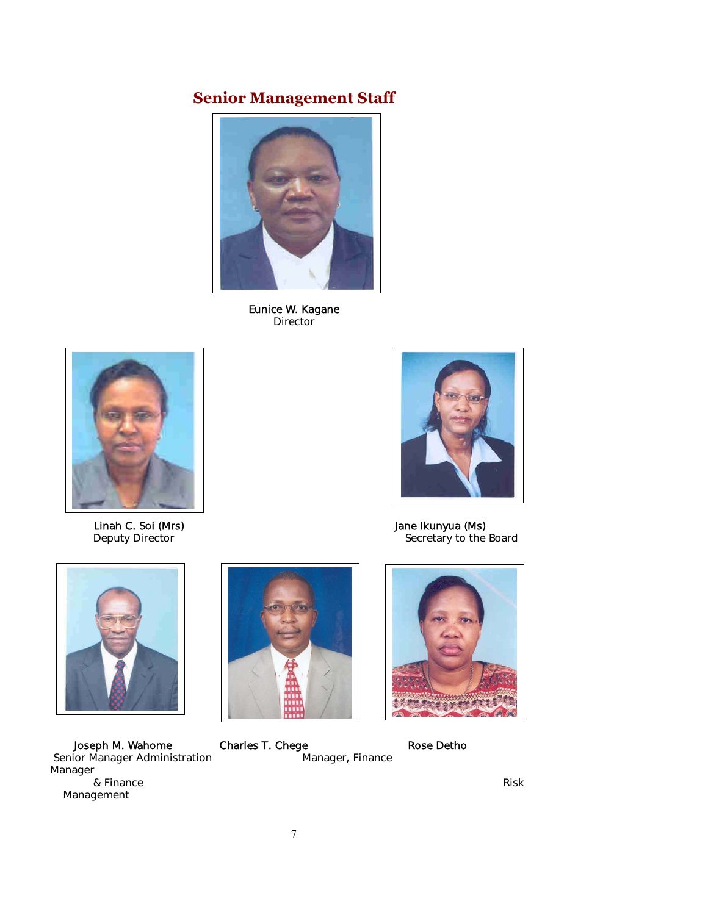## Senior Management Staff

Eunice W. Kagane
Director

Linah C. Soi (Mrs)
Deputy Director

Jane Ikunyua (Ms)
Secretary to the Board

Joseph M. Wahome
Senior Manager Administration & Finance

Charles T. Chege
Manager, Finance

Rose Detho
Manager Risk Management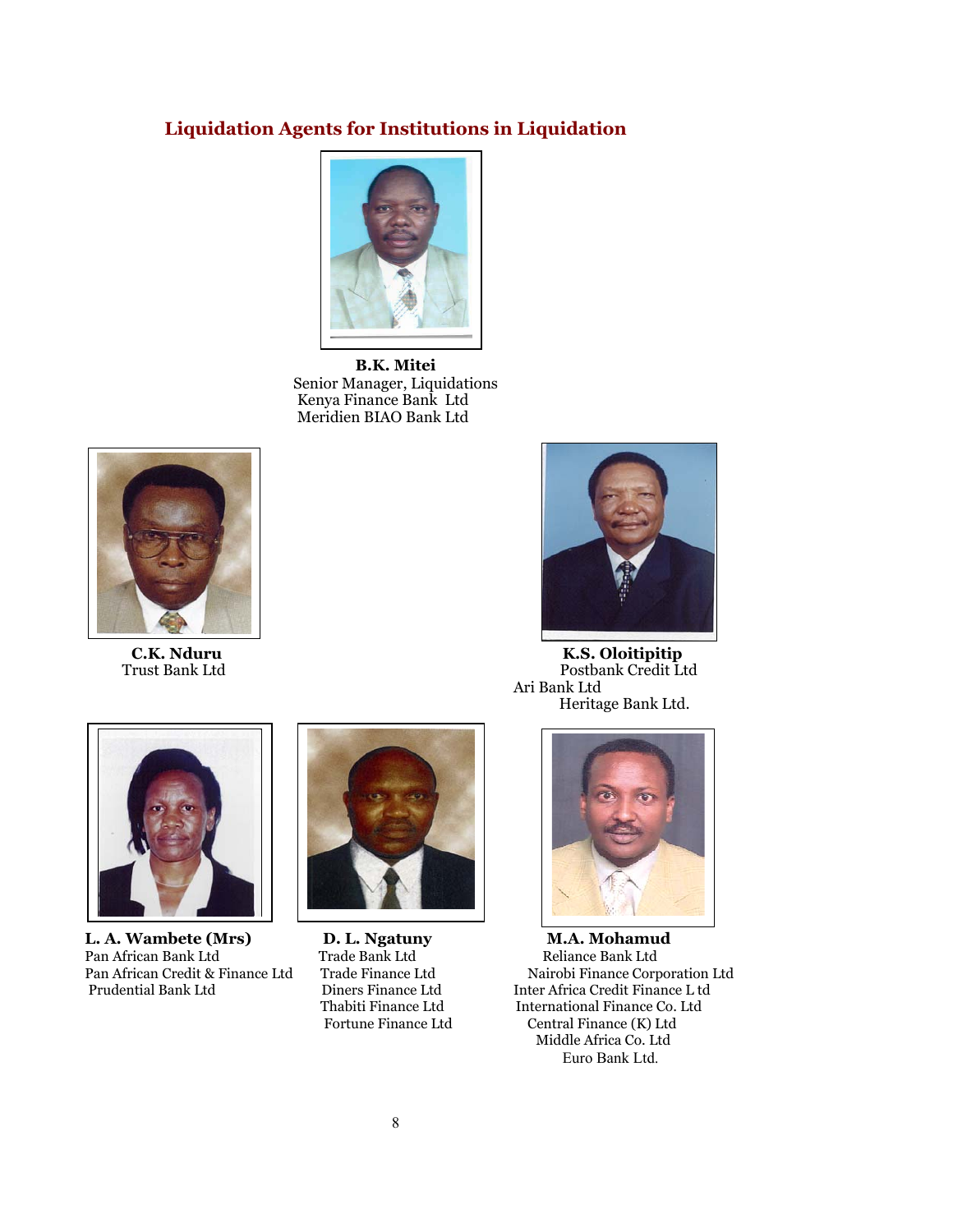## Liquidation Agents for Institutions in Liquidation

**B.K. Mitei**
Senior Manager, Liquidations
Kenya Finance Bank Ltd
Meridien BIAO Bank Ltd

**C.K. Nduru**
Trust Bank Ltd

**K.S. Oloitipitip**
Postbank Credit Ltd
Ari Bank Ltd
Heritage Bank Ltd.

**L. A. Wambete (Mrs)**
Pan African Bank Ltd
Pan African Credit & Finance Ltd
Prudential Bank Ltd

**D. L. Ngatuny**
Trade Bank Ltd
Trade Finance Ltd
Diners Finance Ltd
Thabiti Finance Ltd
Fortune Finance Ltd

**M.A. Mohamud**
Reliance Bank Ltd
Nairobi Finance Corporation Ltd
Inter Africa Credit Finance L td
International Finance Co. Ltd
Central Finance (K) Ltd
Middle Africa Co. Ltd
Euro Bank Ltd.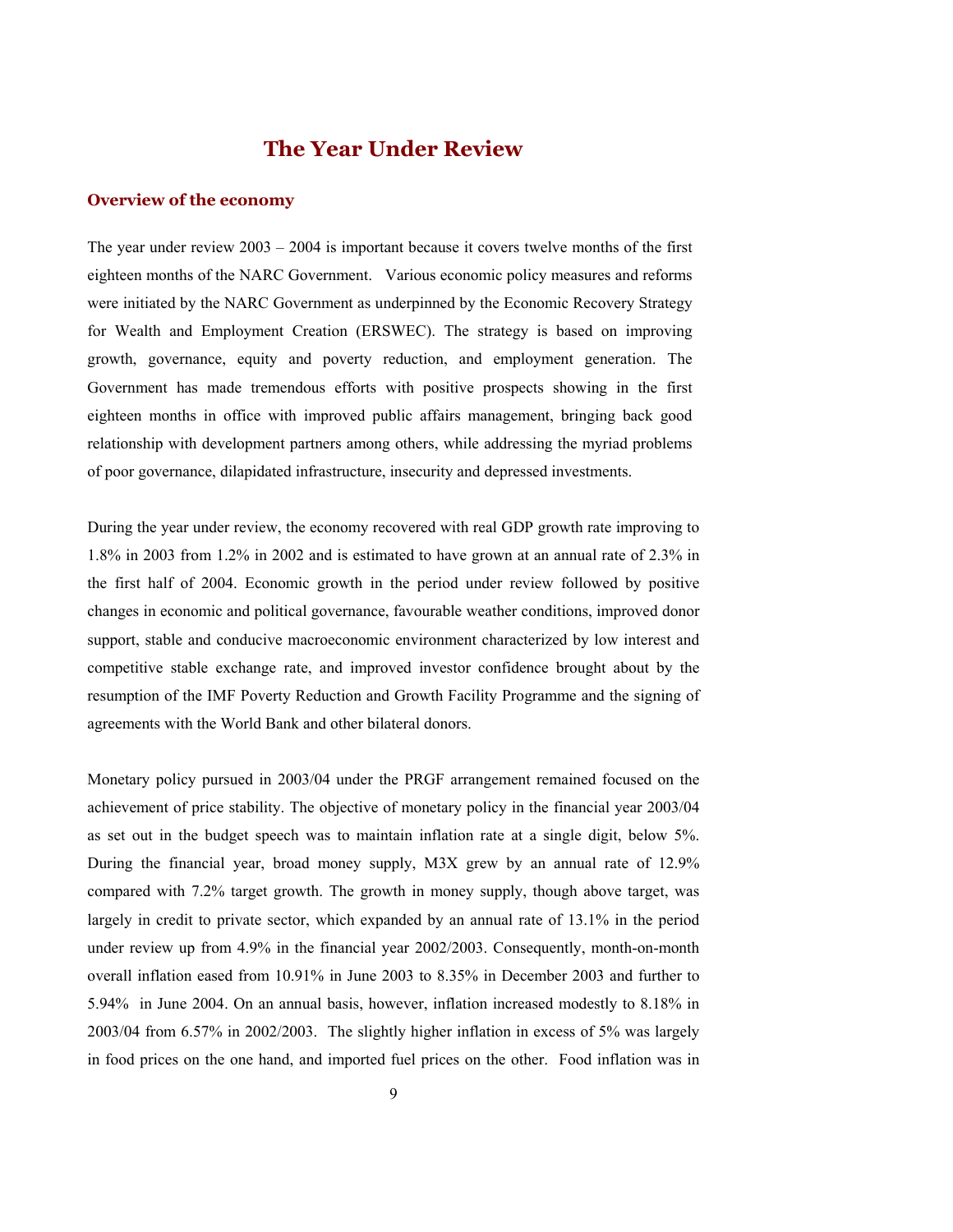# The Year Under Review

## Overview of the economy

The year under review 2003 – 2004 is important because it covers twelve months of the first eighteen months of the NARC Government. Various economic policy measures and reforms were initiated by the NARC Government as underpinned by the Economic Recovery Strategy for Wealth and Employment Creation (ERSWEC). The strategy is based on improving growth, governance, equity and poverty reduction, and employment generation. The Government has made tremendous efforts with positive prospects showing in the first eighteen months in office with improved public affairs management, bringing back good relationship with development partners among others, while addressing the myriad problems of poor governance, dilapidated infrastructure, insecurity and depressed investments.

During the year under review, the economy recovered with real GDP growth rate improving to 1.8% in 2003 from 1.2% in 2002 and is estimated to have grown at an annual rate of 2.3% in the first half of 2004. Economic growth in the period under review followed by positive changes in economic and political governance, favourable weather conditions, improved donor support, stable and conducive macroeconomic environment characterized by low interest and competitive stable exchange rate, and improved investor confidence brought about by the resumption of the IMF Poverty Reduction and Growth Facility Programme and the signing of agreements with the World Bank and other bilateral donors.

Monetary policy pursued in 2003/04 under the PRGF arrangement remained focused on the achievement of price stability. The objective of monetary policy in the financial year 2003/04 as set out in the budget speech was to maintain inflation rate at a single digit, below 5%. During the financial year, broad money supply, M3X grew by an annual rate of 12.9% compared with 7.2% target growth. The growth in money supply, though above target, was largely in credit to private sector, which expanded by an annual rate of 13.1% in the period under review up from 4.9% in the financial year 2002/2003. Consequently, month-on-month overall inflation eased from 10.91% in June 2003 to 8.35% in December 2003 and further to 5.94% in June 2004. On an annual basis, however, inflation increased modestly to 8.18% in 2003/04 from 6.57% in 2002/2003. The slightly higher inflation in excess of 5% was largely in food prices on the one hand, and imported fuel prices on the other. Food inflation was in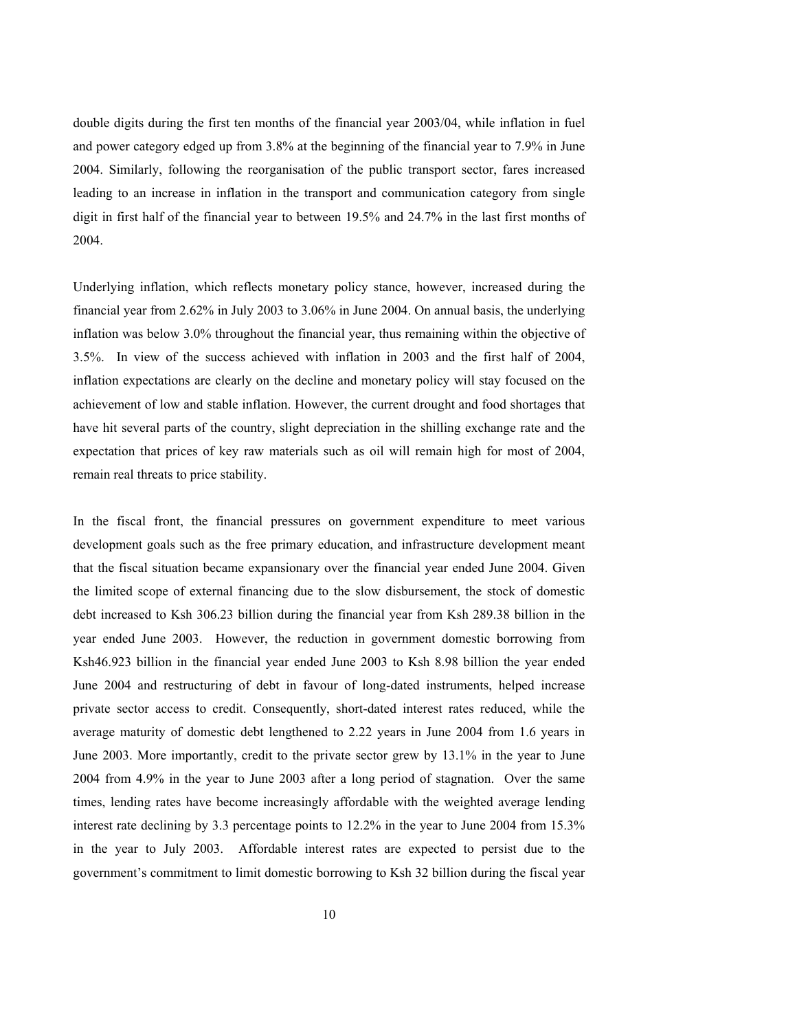double digits during the first ten months of the financial year 2003/04, while inflation in fuel and power category edged up from 3.8% at the beginning of the financial year to 7.9% in June 2004. Similarly, following the reorganisation of the public transport sector, fares increased leading to an increase in inflation in the transport and communication category from single digit in first half of the financial year to between 19.5% and 24.7% in the last first months of 2004.

Underlying inflation, which reflects monetary policy stance, however, increased during the financial year from 2.62% in July 2003 to 3.06% in June 2004. On annual basis, the underlying inflation was below 3.0% throughout the financial year, thus remaining within the objective of 3.5%. In view of the success achieved with inflation in 2003 and the first half of 2004, inflation expectations are clearly on the decline and monetary policy will stay focused on the achievement of low and stable inflation. However, the current drought and food shortages that have hit several parts of the country, slight depreciation in the shilling exchange rate and the expectation that prices of key raw materials such as oil will remain high for most of 2004, remain real threats to price stability.

In the fiscal front, the financial pressures on government expenditure to meet various development goals such as the free primary education, and infrastructure development meant that the fiscal situation became expansionary over the financial year ended June 2004. Given the limited scope of external financing due to the slow disbursement, the stock of domestic debt increased to Ksh 306.23 billion during the financial year from Ksh 289.38 billion in the year ended June 2003. However, the reduction in government domestic borrowing from Ksh46.923 billion in the financial year ended June 2003 to Ksh 8.98 billion the year ended June 2004 and restructuring of debt in favour of long-dated instruments, helped increase private sector access to credit. Consequently, short-dated interest rates reduced, while the average maturity of domestic debt lengthened to 2.22 years in June 2004 from 1.6 years in June 2003. More importantly, credit to the private sector grew by 13.1% in the year to June 2004 from 4.9% in the year to June 2003 after a long period of stagnation. Over the same times, lending rates have become increasingly affordable with the weighted average lending interest rate declining by 3.3 percentage points to 12.2% in the year to June 2004 from 15.3% in the year to July 2003. Affordable interest rates are expected to persist due to the government's commitment to limit domestic borrowing to Ksh 32 billion during the fiscal year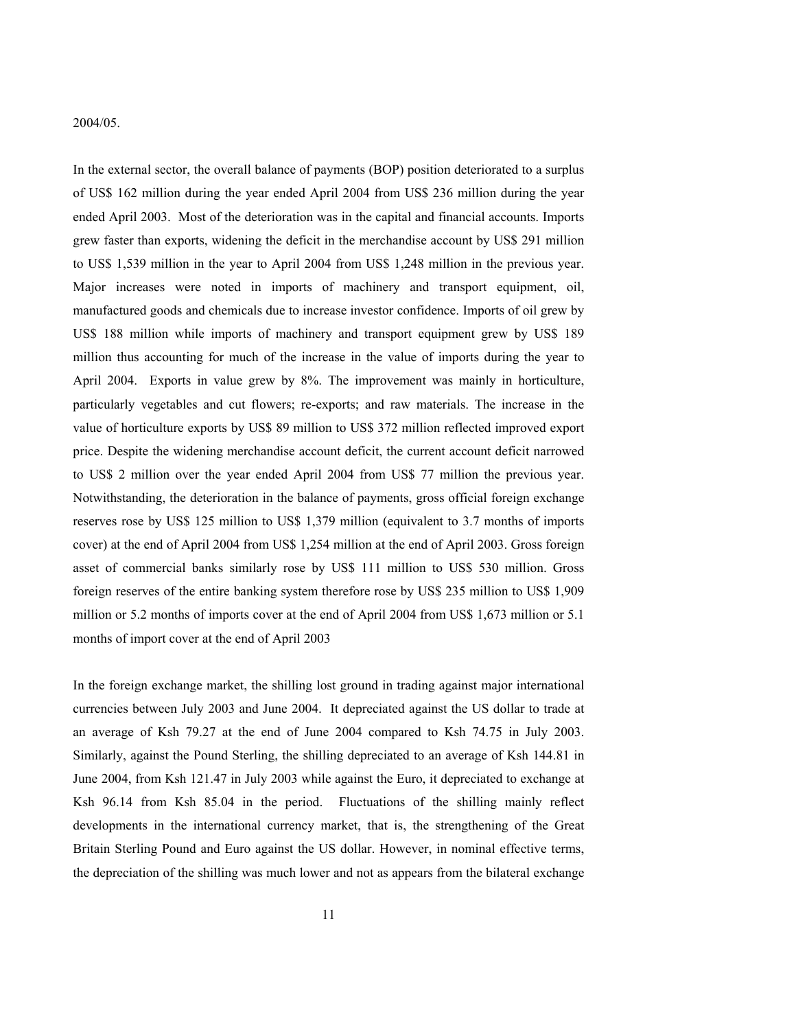2004/05.

In the external sector, the overall balance of payments (BOP) position deteriorated to a surplus of US$ 162 million during the year ended April 2004 from US$ 236 million during the year ended April 2003. Most of the deterioration was in the capital and financial accounts. Imports grew faster than exports, widening the deficit in the merchandise account by US$ 291 million to US$ 1,539 million in the year to April 2004 from US$ 1,248 million in the previous year. Major increases were noted in imports of machinery and transport equipment, oil, manufactured goods and chemicals due to increase investor confidence. Imports of oil grew by US$ 188 million while imports of machinery and transport equipment grew by US$ 189 million thus accounting for much of the increase in the value of imports during the year to April 2004. Exports in value grew by 8%. The improvement was mainly in horticulture, particularly vegetables and cut flowers; re-exports; and raw materials. The increase in the value of horticulture exports by US$ 89 million to US$ 372 million reflected improved export price. Despite the widening merchandise account deficit, the current account deficit narrowed to US$ 2 million over the year ended April 2004 from US$ 77 million the previous year. Notwithstanding, the deterioration in the balance of payments, gross official foreign exchange reserves rose by US$ 125 million to US$ 1,379 million (equivalent to 3.7 months of imports cover) at the end of April 2004 from US$ 1,254 million at the end of April 2003. Gross foreign asset of commercial banks similarly rose by US$ 111 million to US$ 530 million. Gross foreign reserves of the entire banking system therefore rose by US$ 235 million to US$ 1,909 million or 5.2 months of imports cover at the end of April 2004 from US$ 1,673 million or 5.1 months of import cover at the end of April 2003

In the foreign exchange market, the shilling lost ground in trading against major international currencies between July 2003 and June 2004. It depreciated against the US dollar to trade at an average of Ksh 79.27 at the end of June 2004 compared to Ksh 74.75 in July 2003. Similarly, against the Pound Sterling, the shilling depreciated to an average of Ksh 144.81 in June 2004, from Ksh 121.47 in July 2003 while against the Euro, it depreciated to exchange at Ksh 96.14 from Ksh 85.04 in the period. Fluctuations of the shilling mainly reflect developments in the international currency market, that is, the strengthening of the Great Britain Sterling Pound and Euro against the US dollar. However, in nominal effective terms, the depreciation of the shilling was much lower and not as appears from the bilateral exchange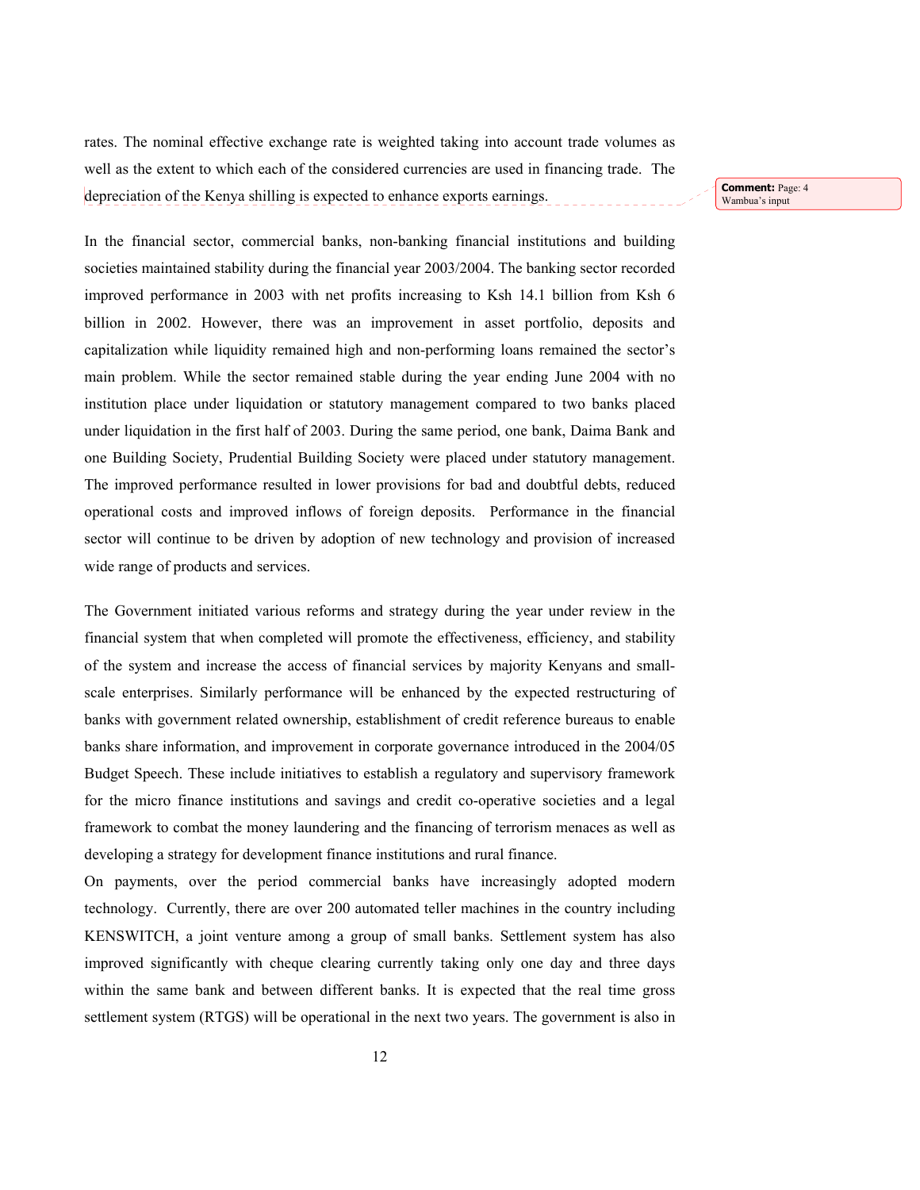rates. The nominal effective exchange rate is weighted taking into account trade volumes as well as the extent to which each of the considered currencies are used in financing trade. The depreciation of the Kenya shilling is expected to enhance exports earnings.

In the financial sector, commercial banks, non-banking financial institutions and building societies maintained stability during the financial year 2003/2004. The banking sector recorded improved performance in 2003 with net profits increasing to Ksh 14.1 billion from Ksh 6 billion in 2002. However, there was an improvement in asset portfolio, deposits and capitalization while liquidity remained high and non-performing loans remained the sector's main problem. While the sector remained stable during the year ending June 2004 with no institution place under liquidation or statutory management compared to two banks placed under liquidation in the first half of 2003. During the same period, one bank, Daima Bank and one Building Society, Prudential Building Society were placed under statutory management. The improved performance resulted in lower provisions for bad and doubtful debts, reduced operational costs and improved inflows of foreign deposits. Performance in the financial sector will continue to be driven by adoption of new technology and provision of increased wide range of products and services.

The Government initiated various reforms and strategy during the year under review in the financial system that when completed will promote the effectiveness, efficiency, and stability of the system and increase the access of financial services by majority Kenyans and small-scale enterprises. Similarly performance will be enhanced by the expected restructuring of banks with government related ownership, establishment of credit reference bureaus to enable banks share information, and improvement in corporate governance introduced in the 2004/05 Budget Speech. These include initiatives to establish a regulatory and supervisory framework for the micro finance institutions and savings and credit co-operative societies and a legal framework to combat the money laundering and the financing of terrorism menaces as well as developing a strategy for development finance institutions and rural finance.

On payments, over the period commercial banks have increasingly adopted modern technology. Currently, there are over 200 automated teller machines in the country including KENSWITCH, a joint venture among a group of small banks. Settlement system has also improved significantly with cheque clearing currently taking only one day and three days within the same bank and between different banks. It is expected that the real time gross settlement system (RTGS) will be operational in the next two years. The government is also in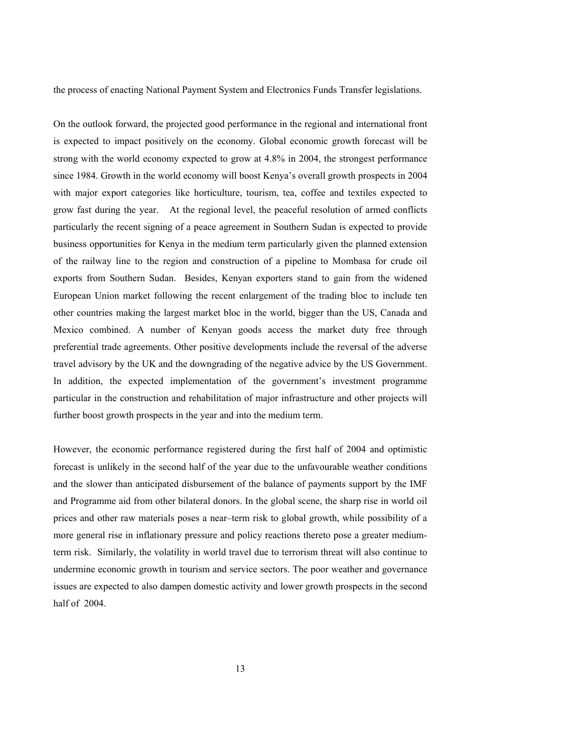the process of enacting National Payment System and Electronics Funds Transfer legislations.

On the outlook forward, the projected good performance in the regional and international front is expected to impact positively on the economy. Global economic growth forecast will be strong with the world economy expected to grow at 4.8% in 2004, the strongest performance since 1984. Growth in the world economy will boost Kenya's overall growth prospects in 2004 with major export categories like horticulture, tourism, tea, coffee and textiles expected to grow fast during the year. At the regional level, the peaceful resolution of armed conflicts particularly the recent signing of a peace agreement in Southern Sudan is expected to provide business opportunities for Kenya in the medium term particularly given the planned extension of the railway line to the region and construction of a pipeline to Mombasa for crude oil exports from Southern Sudan. Besides, Kenyan exporters stand to gain from the widened European Union market following the recent enlargement of the trading bloc to include ten other countries making the largest market bloc in the world, bigger than the US, Canada and Mexico combined. A number of Kenyan goods access the market duty free through preferential trade agreements. Other positive developments include the reversal of the adverse travel advisory by the UK and the downgrading of the negative advice by the US Government. In addition, the expected implementation of the government's investment programme particular in the construction and rehabilitation of major infrastructure and other projects will further boost growth prospects in the year and into the medium term.

However, the economic performance registered during the first half of 2004 and optimistic forecast is unlikely in the second half of the year due to the unfavourable weather conditions and the slower than anticipated disbursement of the balance of payments support by the IMF and Programme aid from other bilateral donors. In the global scene, the sharp rise in world oil prices and other raw materials poses a near–term risk to global growth, while possibility of a more general rise in inflationary pressure and policy reactions thereto pose a greater medium-term risk. Similarly, the volatility in world travel due to terrorism threat will also continue to undermine economic growth in tourism and service sectors. The poor weather and governance issues are expected to also dampen domestic activity and lower growth prospects in the second half of 2004.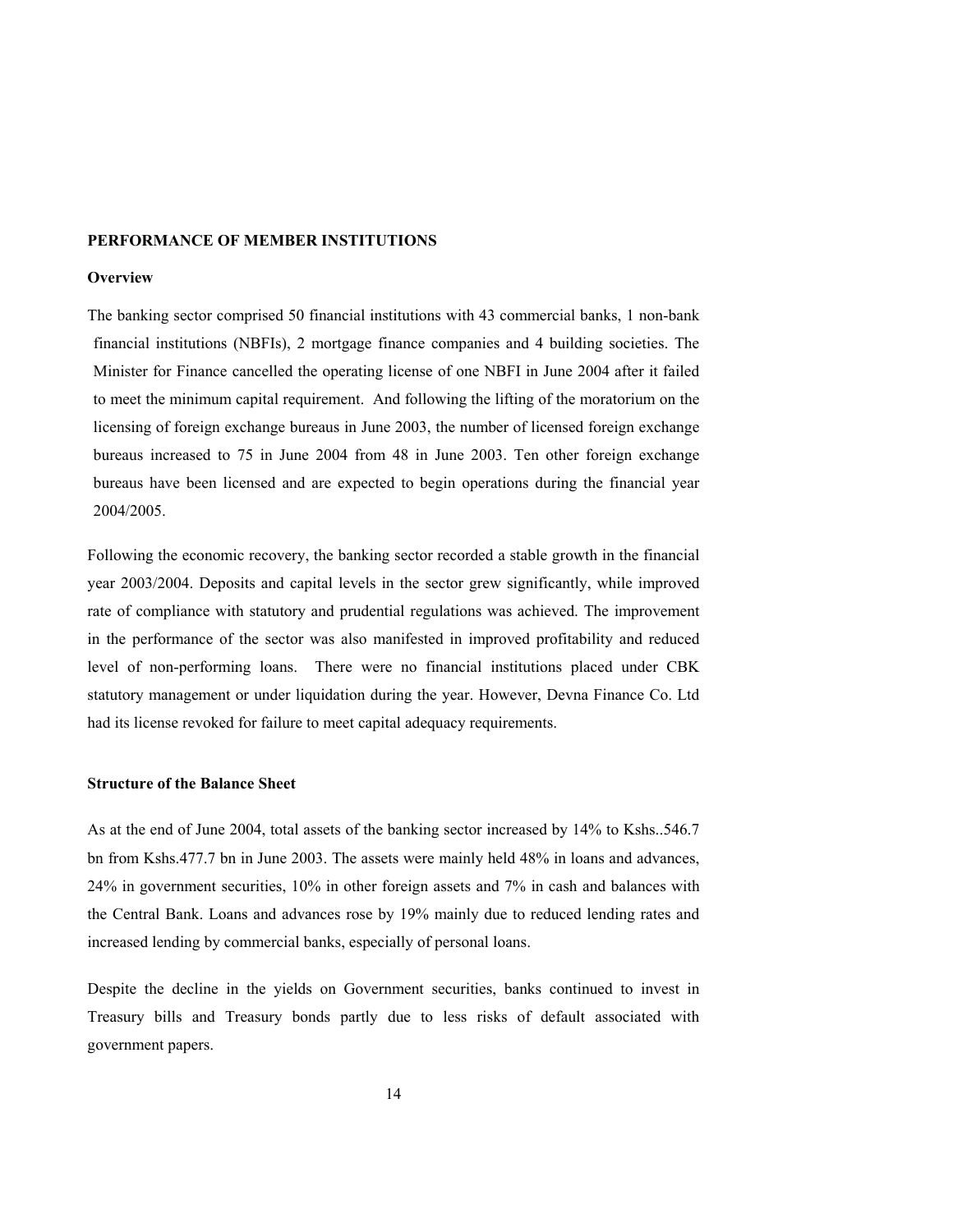## PERFORMANCE OF MEMBER INSTITUTIONS

### Overview

The banking sector comprised 50 financial institutions with 43 commercial banks, 1 non-bank financial institutions (NBFIs), 2 mortgage finance companies and 4 building societies. The Minister for Finance cancelled the operating license of one NBFI in June 2004 after it failed to meet the minimum capital requirement. And following the lifting of the moratorium on the licensing of foreign exchange bureaus in June 2003, the number of licensed foreign exchange bureaus increased to 75 in June 2004 from 48 in June 2003. Ten other foreign exchange bureaus have been licensed and are expected to begin operations during the financial year 2004/2005.

Following the economic recovery, the banking sector recorded a stable growth in the financial year 2003/2004. Deposits and capital levels in the sector grew significantly, while improved rate of compliance with statutory and prudential regulations was achieved. The improvement in the performance of the sector was also manifested in improved profitability and reduced level of non-performing loans. There were no financial institutions placed under CBK statutory management or under liquidation during the year. However, Devna Finance Co. Ltd had its license revoked for failure to meet capital adequacy requirements.

### Structure of the Balance Sheet

As at the end of June 2004, total assets of the banking sector increased by 14% to Kshs..546.7 bn from Kshs.477.7 bn in June 2003. The assets were mainly held 48% in loans and advances, 24% in government securities, 10% in other foreign assets and 7% in cash and balances with the Central Bank. Loans and advances rose by 19% mainly due to reduced lending rates and increased lending by commercial banks, especially of personal loans.

Despite the decline in the yields on Government securities, banks continued to invest in Treasury bills and Treasury bonds partly due to less risks of default associated with government papers.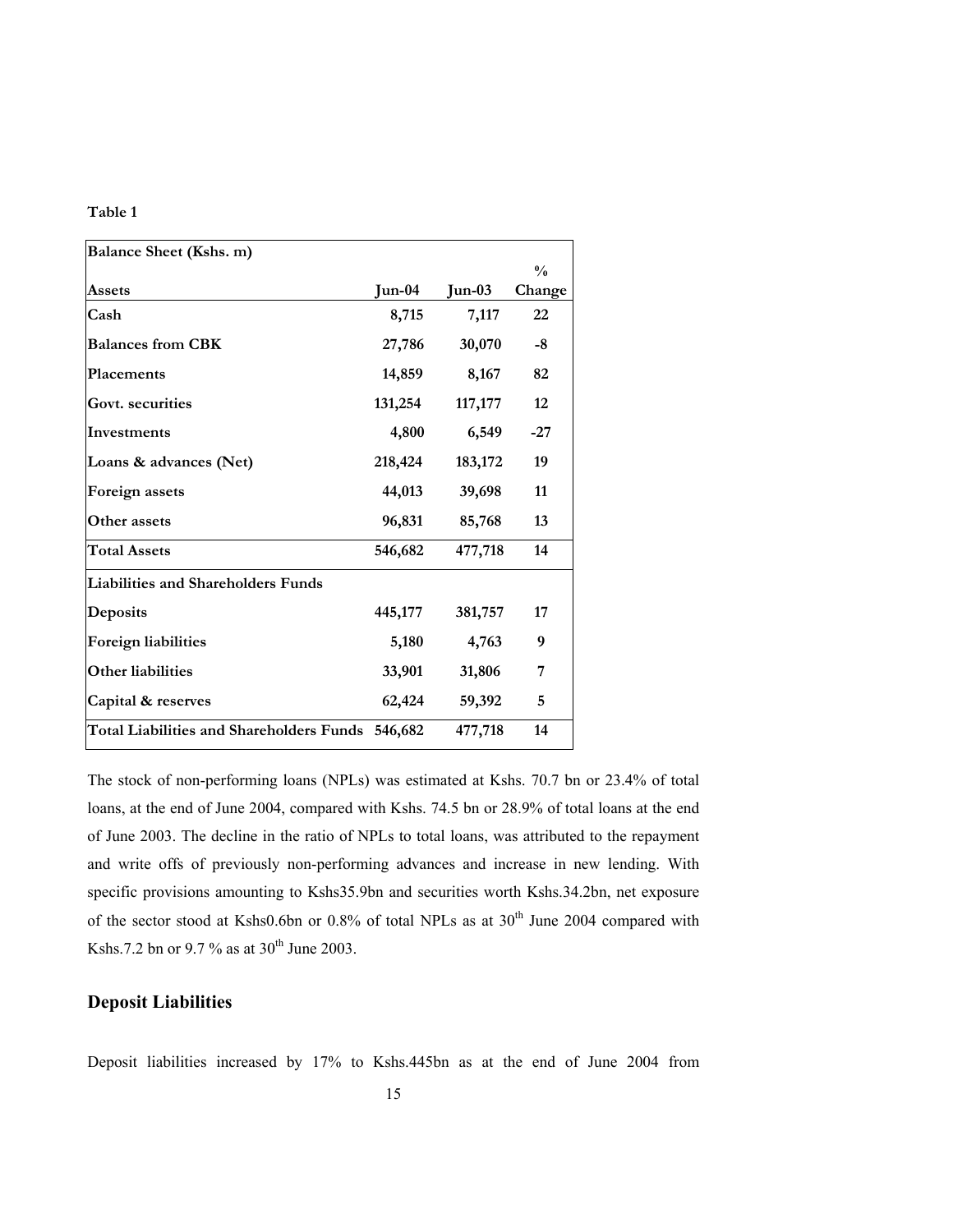**Table 1**

| Balance Sheet (Kshs. m) | | | |
|---|---|---|---|
| **Assets** | **Jun-04** | **Jun-03** | **% Change** |
| **Cash** | **8,715** | **7,117** | **22** |
| **Balances from CBK** | **27,786** | **30,070** | **-8** |
| **Placements** | **14,859** | **8,167** | **82** |
| **Govt. securities** | **131,254** | **117,177** | **12** |
| **Investments** | **4,800** | **6,549** | **-27** |
| **Loans & advances (Net)** | **218,424** | **183,172** | **19** |
| **Foreign assets** | **44,013** | **39,698** | **11** |
| **Other assets** | **96,831** | **85,768** | **13** |
| **Total Assets** | **546,682** | **477,718** | **14** |
| **Liabilities and Shareholders Funds** | | | |
| **Deposits** | **445,177** | **381,757** | **17** |
| **Foreign liabilities** | **5,180** | **4,763** | **9** |
| **Other liabilities** | **33,901** | **31,806** | **7** |
| **Capital & reserves** | **62,424** | **59,392** | **5** |
| **Total Liabilities and Shareholders Funds** | **546,682** | **477,718** | **14** |

The stock of non-performing loans (NPLs) was estimated at Kshs. 70.7 bn or 23.4% of total loans, at the end of June 2004, compared with Kshs. 74.5 bn or 28.9% of total loans at the end of June 2003. The decline in the ratio of NPLs to total loans, was attributed to the repayment and write offs of previously non-performing advances and increase in new lending. With specific provisions amounting to Kshs35.9bn and securities worth Kshs.34.2bn, net exposure of the sector stood at Kshs0.6bn or 0.8% of total NPLs as at 30th June 2004 compared with Kshs.7.2 bn or 9.7 % as at 30th June 2003.

## Deposit Liabilities

Deposit liabilities increased by 17% to Kshs.445bn as at the end of June 2004 from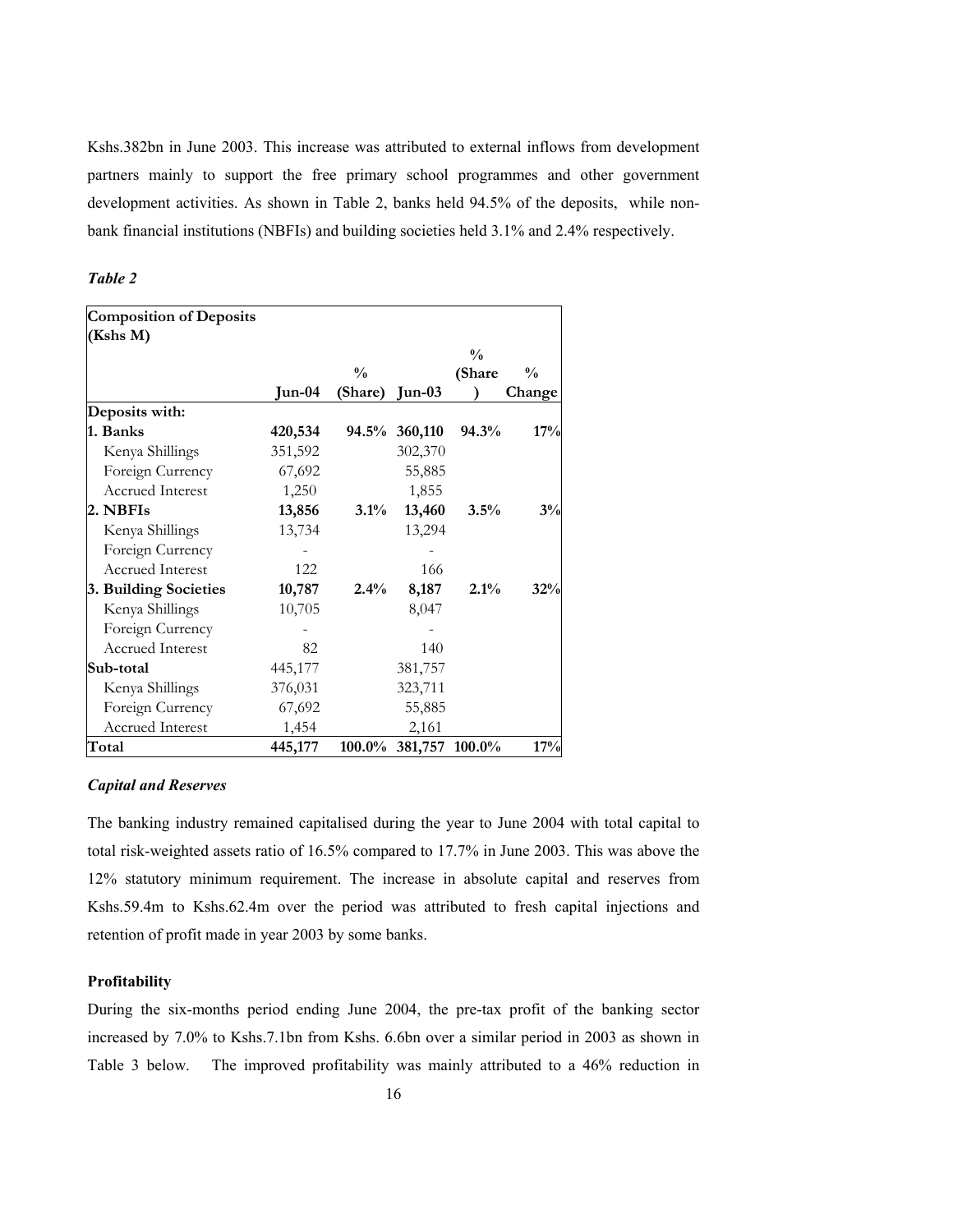Kshs.382bn in June 2003. This increase was attributed to external inflows from development partners mainly to support the free primary school programmes and other government development activities. As shown in Table 2, banks held 94.5% of the deposits, while non-bank financial institutions (NBFIs) and building societies held 3.1% and 2.4% respectively.

***Table 2***

| **Composition of Deposits (Kshs M)** | **Jun-04** | **% (Share)** | **Jun-03** | **% (Share)** | **% Change** |
|---|---|---|---|---|---|
| **Deposits with:** | | | | | |
| **1. Banks** | **420,534** | **94.5%** | **360,110** | **94.3%** | **17%** |
| Kenya Shillings | 351,592 | | 302,370 | | |
| Foreign Currency | 67,692 | | 55,885 | | |
| Accrued Interest | 1,250 | | 1,855 | | |
| **2. NBFIs** | **13,856** | **3.1%** | **13,460** | **3.5%** | **3%** |
| Kenya Shillings | 13,734 | | 13,294 | | |
| Foreign Currency | - | | - | | |
| Accrued Interest | 122 | | 166 | | |
| **3. Building Societies** | **10,787** | **2.4%** | **8,187** | **2.1%** | **32%** |
| Kenya Shillings | 10,705 | | 8,047 | | |
| Foreign Currency | - | | - | | |
| Accrued Interest | 82 | | 140 | | |
| **Sub-total** | 445,177 | | 381,757 | | |
| Kenya Shillings | 376,031 | | 323,711 | | |
| Foreign Currency | 67,692 | | 55,885 | | |
| Accrued Interest | 1,454 | | 2,161 | | |
| **Total** | **445,177** | **100.0%** | **381,757** | **100.0%** | **17%** |

### *Capital and Reserves*

The banking industry remained capitalised during the year to June 2004 with total capital to total risk-weighted assets ratio of 16.5% compared to 17.7% in June 2003. This was above the 12% statutory minimum requirement. The increase in absolute capital and reserves from Kshs.59.4m to Kshs.62.4m over the period was attributed to fresh capital injections and retention of profit made in year 2003 by some banks.

### **Profitability**

During the six-months period ending June 2004, the pre-tax profit of the banking sector increased by 7.0% to Kshs.7.1bn from Kshs. 6.6bn over a similar period in 2003 as shown in Table 3 below. The improved profitability was mainly attributed to a 46% reduction in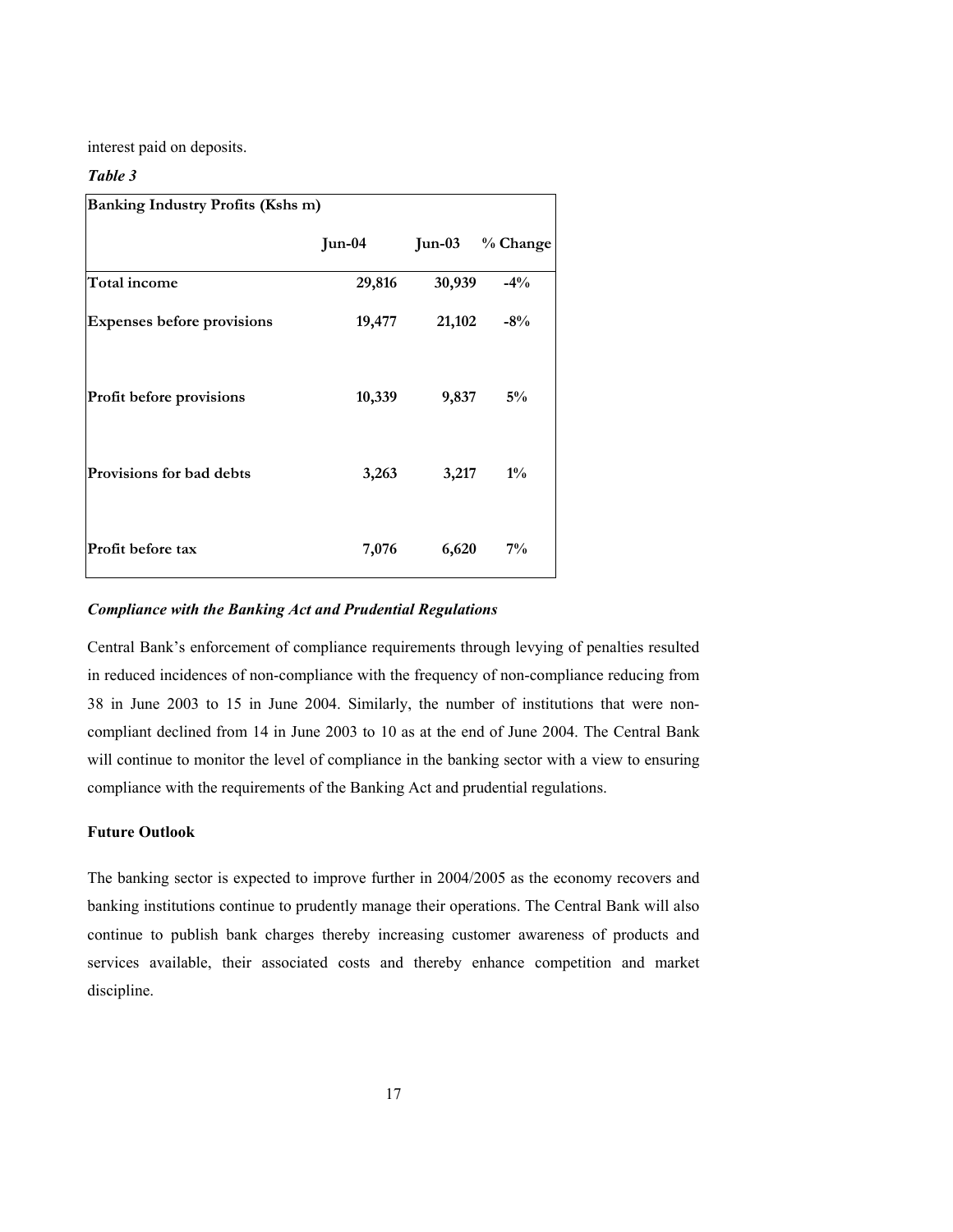interest paid on deposits.

*Table 3*

| Banking Industry Profits (Kshs m) | | | |
|---|---|---|---|
| | Jun-04 | Jun-03 | % Change |
| **Total income** | **29,816** | **30,939** | **-4%** |
| **Expenses before provisions** | **19,477** | **21,102** | **-8%** |
| **Profit before provisions** | **10,339** | **9,837** | **5%** |
| **Provisions for bad debts** | **3,263** | **3,217** | **1%** |
| **Profit before tax** | **7,076** | **6,620** | **7%** |

***Compliance with the Banking Act and Prudential Regulations***

Central Bank's enforcement of compliance requirements through levying of penalties resulted in reduced incidences of non-compliance with the frequency of non-compliance reducing from 38 in June 2003 to 15 in June 2004. Similarly, the number of institutions that were non-compliant declined from 14 in June 2003 to 10 as at the end of June 2004. The Central Bank will continue to monitor the level of compliance in the banking sector with a view to ensuring compliance with the requirements of the Banking Act and prudential regulations.

**Future Outlook**

The banking sector is expected to improve further in 2004/2005 as the economy recovers and banking institutions continue to prudently manage their operations. The Central Bank will also continue to publish bank charges thereby increasing customer awareness of products and services available, their associated costs and thereby enhance competition and market discipline.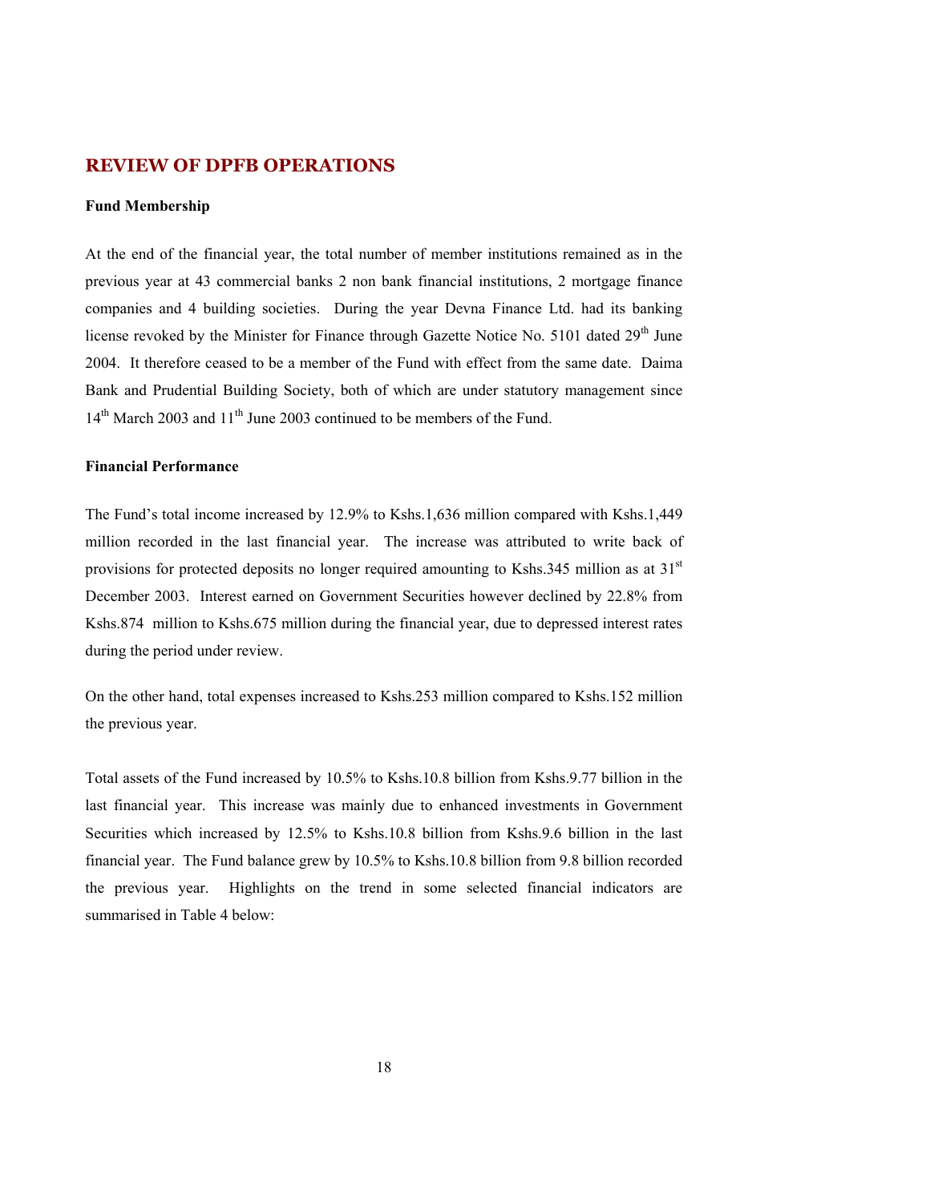## REVIEW OF DPFB OPERATIONS

### Fund Membership

At the end of the financial year, the total number of member institutions remained as in the previous year at 43 commercial banks 2 non bank financial institutions, 2 mortgage finance companies and 4 building societies. During the year Devna Finance Ltd. had its banking license revoked by the Minister for Finance through Gazette Notice No. 5101 dated 29th June 2004. It therefore ceased to be a member of the Fund with effect from the same date. Daima Bank and Prudential Building Society, both of which are under statutory management since 14th March 2003 and 11th June 2003 continued to be members of the Fund.

### Financial Performance

The Fund's total income increased by 12.9% to Kshs.1,636 million compared with Kshs.1,449 million recorded in the last financial year. The increase was attributed to write back of provisions for protected deposits no longer required amounting to Kshs.345 million as at 31st December 2003. Interest earned on Government Securities however declined by 22.8% from Kshs.874 million to Kshs.675 million during the financial year, due to depressed interest rates during the period under review.

On the other hand, total expenses increased to Kshs.253 million compared to Kshs.152 million the previous year.

Total assets of the Fund increased by 10.5% to Kshs.10.8 billion from Kshs.9.77 billion in the last financial year. This increase was mainly due to enhanced investments in Government Securities which increased by 12.5% to Kshs.10.8 billion from Kshs.9.6 billion in the last financial year. The Fund balance grew by 10.5% to Kshs.10.8 billion from 9.8 billion recorded the previous year. Highlights on the trend in some selected financial indicators are summarised in Table 4 below: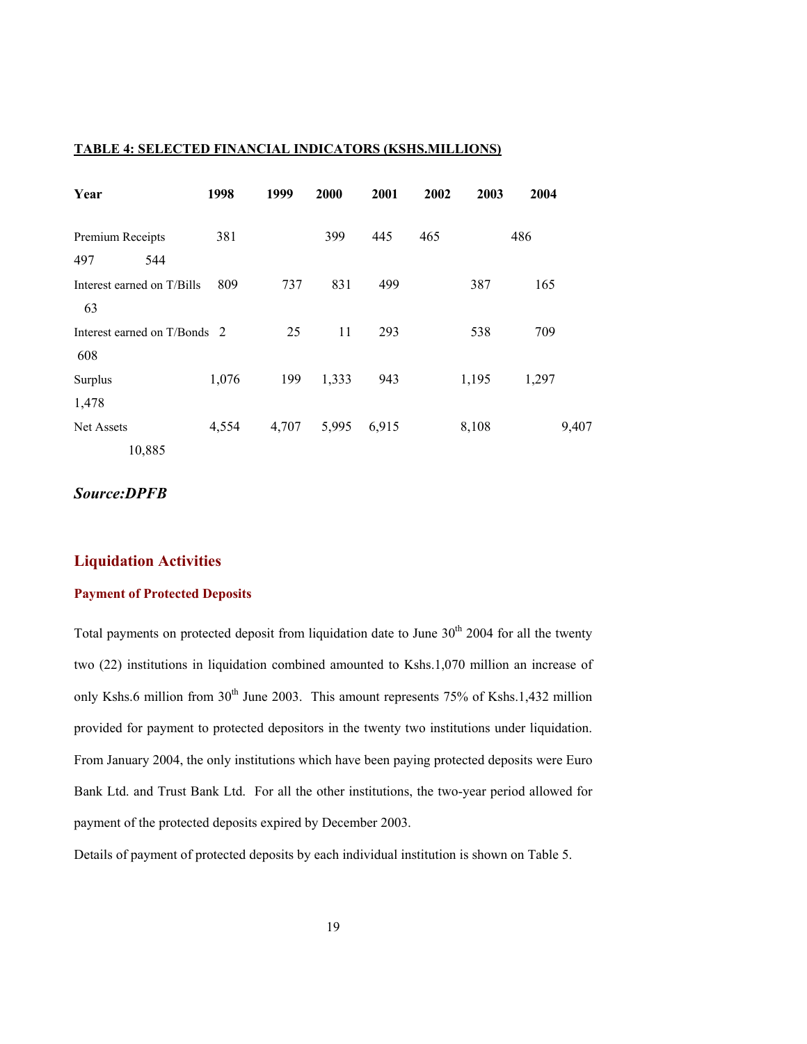**TABLE 4: SELECTED FINANCIAL INDICATORS (KSHS.MILLIONS)**

| Year | 1998 | 1999 | 2000 | 2001 | 2002 | 2003 | 2004 |
|---|---|---|---|---|---|---|---|
| Premium Receipts | 381 | 399 | 445 | 465 | 486 | 497 | 544 |
| Interest earned on T/Bills | 809 | 737 | 831 | 499 | 387 | 165 | 63 |
| Interest earned on T/Bonds | 2 | 25 | 11 | 293 | 538 | 709 | 608 |
| Surplus | 1,076 | 199 | 1,333 | 943 | 1,195 | 1,297 | 1,478 |
| Net Assets | 4,554 | 4,707 | 5,995 | 6,915 | 8,108 | 9,407 | 10,885 |

***Source:DPFB***

## Liquidation Activities

### Payment of Protected Deposits

Total payments on protected deposit from liquidation date to June 30th 2004 for all the twenty two (22) institutions in liquidation combined amounted to Kshs.1,070 million an increase of only Kshs.6 million from 30th June 2003. This amount represents 75% of Kshs.1,432 million provided for payment to protected depositors in the twenty two institutions under liquidation. From January 2004, the only institutions which have been paying protected deposits were Euro Bank Ltd. and Trust Bank Ltd. For all the other institutions, the two-year period allowed for payment of the protected deposits expired by December 2003.

Details of payment of protected deposits by each individual institution is shown on Table 5.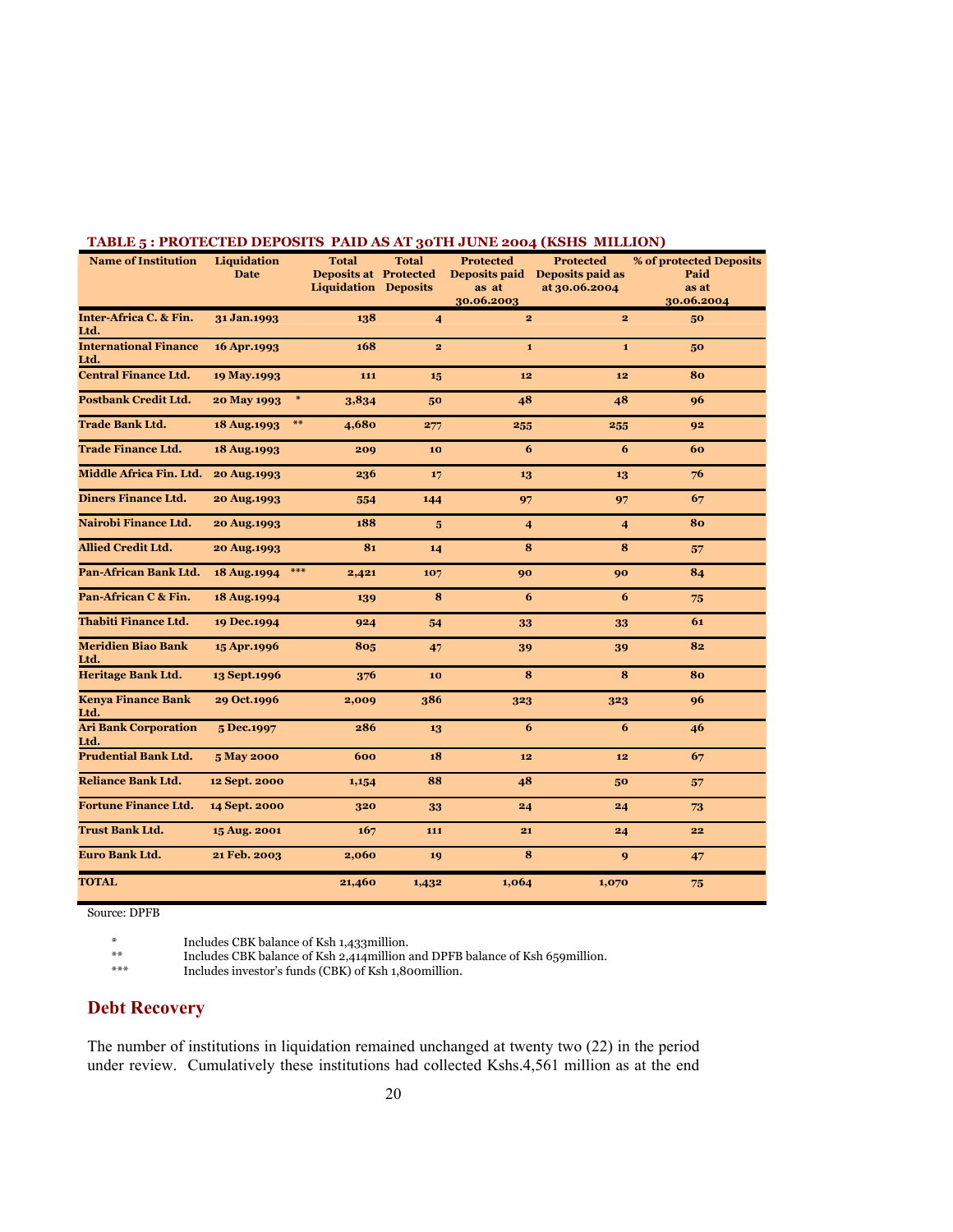**TABLE 5 : PROTECTED DEPOSITS PAID AS AT 30TH JUNE 2004 (KSHS MILLION)**

| Name of Institution | Liquidation Date | | Total Deposits at Liquidation | Total Protected Deposits | Protected Deposits paid as at 30.06.2003 | Protected Deposits paid as at 30.06.2004 | % of protected Deposits Paid as at 30.06.2004 |
|---|---|---|---|---|---|---|---|
| Inter-Africa C. & Fin. Ltd. | 31 Jan.1993 | | 138 | 4 | 2 | 2 | 50 |
| International Finance Ltd. | 16 Apr.1993 | | 168 | 2 | 1 | 1 | 50 |
| Central Finance Ltd. | 19 May.1993 | | 111 | 15 | 12 | 12 | 80 |
| Postbank Credit Ltd. | 20 May 1993 | * | 3,834 | 50 | 48 | 48 | 96 |
| Trade Bank Ltd. | 18 Aug.1993 | ** | 4,680 | 277 | 255 | 255 | 92 |
| Trade Finance Ltd. | 18 Aug.1993 | | 209 | 10 | 6 | 6 | 60 |
| Middle Africa Fin. Ltd. | 20 Aug.1993 | | 236 | 17 | 13 | 13 | 76 |
| Diners Finance Ltd. | 20 Aug.1993 | | 554 | 144 | 97 | 97 | 67 |
| Nairobi Finance Ltd. | 20 Aug.1993 | | 188 | 5 | 4 | 4 | 80 |
| Allied Credit Ltd. | 20 Aug.1993 | | 81 | 14 | 8 | 8 | 57 |
| Pan-African Bank Ltd. | 18 Aug.1994 | *** | 2,421 | 107 | 90 | 90 | 84 |
| Pan-African C & Fin. | 18 Aug.1994 | | 139 | 8 | 6 | 6 | 75 |
| Thabiti Finance Ltd. | 19 Dec.1994 | | 924 | 54 | 33 | 33 | 61 |
| Meridien Biao Bank Ltd. | 15 Apr.1996 | | 805 | 47 | 39 | 39 | 82 |
| Heritage Bank Ltd. | 13 Sept.1996 | | 376 | 10 | 8 | 8 | 80 |
| Kenya Finance Bank Ltd. | 29 Oct.1996 | | 2,009 | 386 | 323 | 323 | 96 |
| Ari Bank Corporation Ltd. | 5 Dec.1997 | | 286 | 13 | 6 | 6 | 46 |
| Prudential Bank Ltd. | 5 May 2000 | | 600 | 18 | 12 | 12 | 67 |
| Reliance Bank Ltd. | 12 Sept. 2000 | | 1,154 | 88 | 48 | 50 | 57 |
| Fortune Finance Ltd. | 14 Sept. 2000 | | 320 | 33 | 24 | 24 | 73 |
| Trust Bank Ltd. | 15 Aug. 2001 | | 167 | 111 | 21 | 24 | 22 |
| Euro Bank Ltd. | 21 Feb. 2003 | | 2,060 | 19 | 8 | 9 | 47 |
| TOTAL | | | 21,460 | 1,432 | 1,064 | 1,070 | 75 |

Source: DPFB

\* Includes CBK balance of Ksh 1,433million.

\*\* Includes CBK balance of Ksh 2,414million and DPFB balance of Ksh 659million.

\*\*\* Includes investor's funds (CBK) of Ksh 1,800million.

## Debt Recovery

The number of institutions in liquidation remained unchanged at twenty two (22) in the period under review. Cumulatively these institutions had collected Kshs.4,561 million as at the end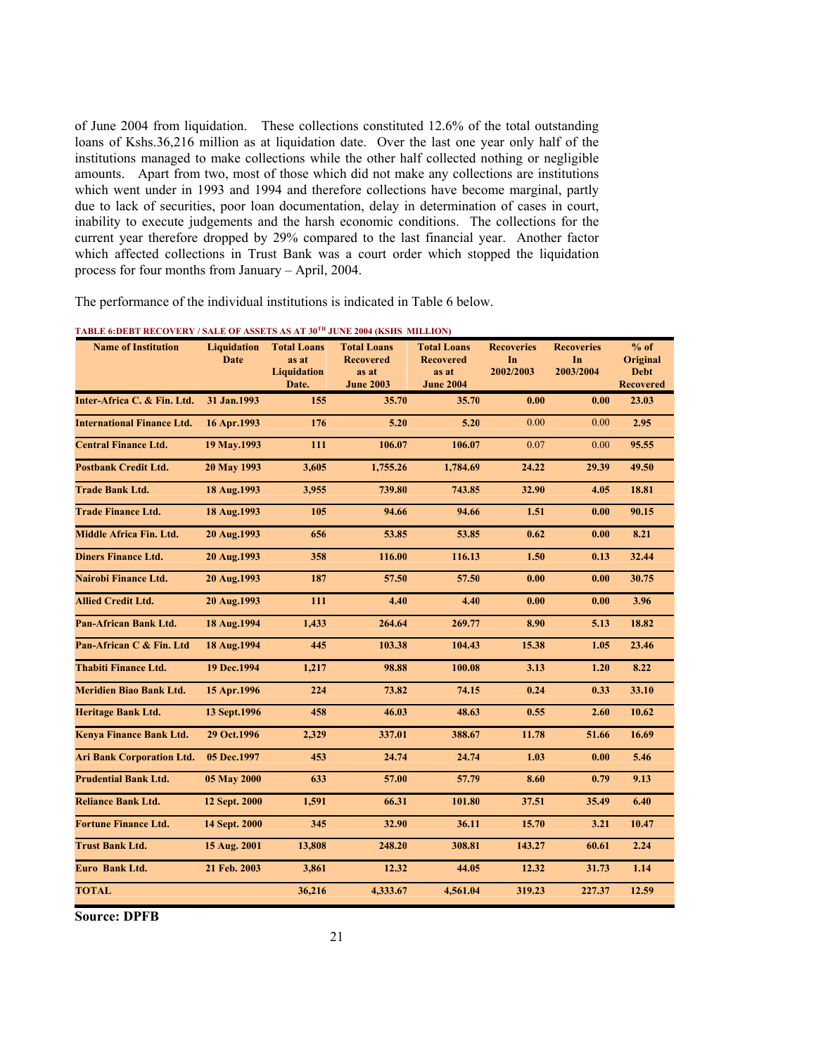of June 2004 from liquidation. These collections constituted 12.6% of the total outstanding loans of Kshs.36,216 million as at liquidation date. Over the last one year only half of the institutions managed to make collections while the other half collected nothing or negligible amounts. Apart from two, most of those which did not make any collections are institutions which went under in 1993 and 1994 and therefore collections have become marginal, partly due to lack of securities, poor loan documentation, delay in determination of cases in court, inability to execute judgements and the harsh economic conditions. The collections for the current year therefore dropped by 29% compared to the last financial year. Another factor which affected collections in Trust Bank was a court order which stopped the liquidation process for four months from January – April, 2004.

The performance of the individual institutions is indicated in Table 6 below.

**TABLE 6:DEBT RECOVERY / SALE OF ASSETS AS AT 30TH JUNE 2004 (KSHS MILLION)**

| Name of Institution | Liquidation Date | Total Loans as at Liquidation Date. | Total Loans Recovered as at June 2003 | Total Loans Recovered as at June 2004 | Recoveries In 2002/2003 | Recoveries In 2003/2004 | % of Original Debt Recovered |
|---|---|---|---|---|---|---|---|
| Inter-Africa C. & Fin. Ltd. | 31 Jan.1993 | 155 | 35.70 | 35.70 | 0.00 | 0.00 | 23.03 |
| International Finance Ltd. | 16 Apr.1993 | 176 | 5.20 | 5.20 | 0.00 | 0.00 | 2.95 |
| Central Finance Ltd. | 19 May.1993 | 111 | 106.07 | 106.07 | 0.07 | 0.00 | 95.55 |
| Postbank Credit Ltd. | 20 May 1993 | 3,605 | 1,755.26 | 1,784.69 | 24.22 | 29.39 | 49.50 |
| Trade Bank Ltd. | 18 Aug.1993 | 3,955 | 739.80 | 743.85 | 32.90 | 4.05 | 18.81 |
| Trade Finance Ltd. | 18 Aug.1993 | 105 | 94.66 | 94.66 | 1.51 | 0.00 | 90.15 |
| Middle Africa Fin. Ltd. | 20 Aug.1993 | 656 | 53.85 | 53.85 | 0.62 | 0.00 | 8.21 |
| Diners Finance Ltd. | 20 Aug.1993 | 358 | 116.00 | 116.13 | 1.50 | 0.13 | 32.44 |
| Nairobi Finance Ltd. | 20 Aug.1993 | 187 | 57.50 | 57.50 | 0.00 | 0.00 | 30.75 |
| Allied Credit Ltd. | 20 Aug.1993 | 111 | 4.40 | 4.40 | 0.00 | 0.00 | 3.96 |
| Pan-African Bank Ltd. | 18 Aug.1994 | 1,433 | 264.64 | 269.77 | 8.90 | 5.13 | 18.82 |
| Pan-African C & Fin. Ltd | 18 Aug.1994 | 445 | 103.38 | 104.43 | 15.38 | 1.05 | 23.46 |
| Thabiti Finance Ltd. | 19 Dec.1994 | 1,217 | 98.88 | 100.08 | 3.13 | 1.20 | 8.22 |
| Meridien Biao Bank Ltd. | 15 Apr.1996 | 224 | 73.82 | 74.15 | 0.24 | 0.33 | 33.10 |
| Heritage Bank Ltd. | 13 Sept.1996 | 458 | 46.03 | 48.63 | 0.55 | 2.60 | 10.62 |
| Kenya Finance Bank Ltd. | 29 Oct.1996 | 2,329 | 337.01 | 388.67 | 11.78 | 51.66 | 16.69 |
| Ari Bank Corporation Ltd. | 05 Dec.1997 | 453 | 24.74 | 24.74 | 1.03 | 0.00 | 5.46 |
| Prudential Bank Ltd. | 05 May 2000 | 633 | 57.00 | 57.79 | 8.60 | 0.79 | 9.13 |
| Reliance Bank Ltd. | 12 Sept. 2000 | 1,591 | 66.31 | 101.80 | 37.51 | 35.49 | 6.40 |
| Fortune Finance Ltd. | 14 Sept. 2000 | 345 | 32.90 | 36.11 | 15.70 | 3.21 | 10.47 |
| Trust Bank Ltd. | 15 Aug. 2001 | 13,808 | 248.20 | 308.81 | 143.27 | 60.61 | 2.24 |
| Euro Bank Ltd. | 21 Feb. 2003 | 3,861 | 12.32 | 44.05 | 12.32 | 31.73 | 1.14 |
| TOTAL | | 36,216 | 4,333.67 | 4,561.04 | 319.23 | 227.37 | 12.59 |

**Source: DPFB**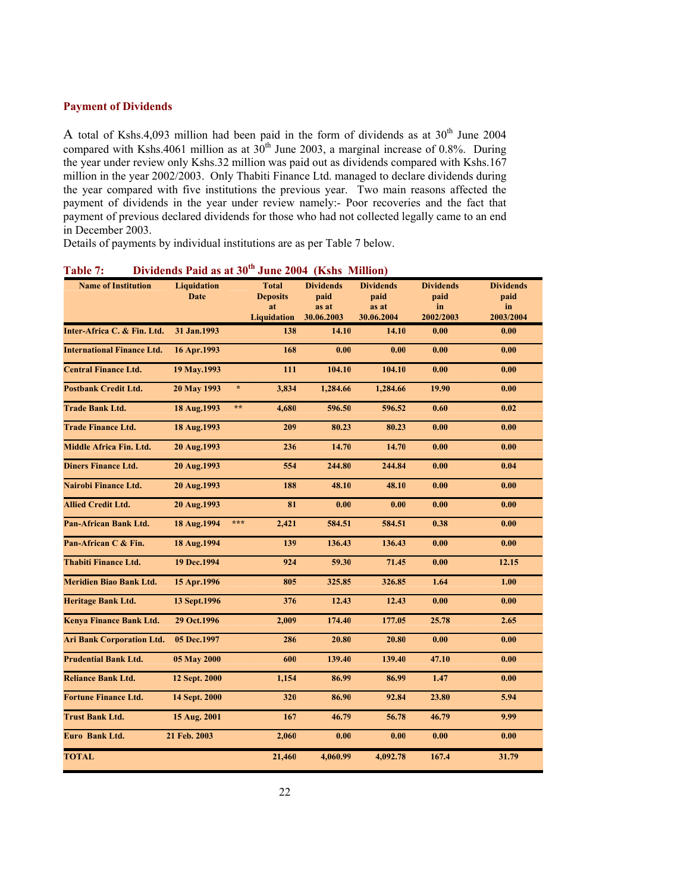## Payment of Dividends

A total of Kshs.4,093 million had been paid in the form of dividends as at 30[th] June 2004 compared with Kshs.4061 million as at 30[th] June 2003, a marginal increase of 0.8%. During the year under review only Kshs.32 million was paid out as dividends compared with Kshs.167 million in the year 2002/2003. Only Thabiti Finance Ltd. managed to declare dividends during the year compared with five institutions the previous year. Two main reasons affected the payment of dividends in the year under review namely:- Poor recoveries and the fact that payment of previous declared dividends for those who had not collected legally came to an end in December 2003.

Details of payments by individual institutions are as per Table 7 below.

**Table 7: Dividends Paid as at 30[th] June 2004 (Kshs Million)**

| Name of Institution | Liquidation Date | | Total Deposits at Liquidation | Dividends paid as at 30.06.2003 | Dividends paid as at 30.06.2004 | Dividends paid in 2002/2003 | Dividends paid in 2003/2004 |
|---|---|---|---|---|---|---|---|
| Inter-Africa C. & Fin. Ltd. | 31 Jan.1993 | | 138 | 14.10 | 14.10 | 0.00 | 0.00 |
| International Finance Ltd. | 16 Apr.1993 | | 168 | 0.00 | 0.00 | 0.00 | 0.00 |
| Central Finance Ltd. | 19 May.1993 | | 111 | 104.10 | 104.10 | 0.00 | 0.00 |
| Postbank Credit Ltd. | 20 May 1993 | * | 3,834 | 1,284.66 | 1,284.66 | 19.90 | 0.00 |
| Trade Bank Ltd. | 18 Aug.1993 | ** | 4,680 | 596.50 | 596.52 | 0.60 | 0.02 |
| Trade Finance Ltd. | 18 Aug.1993 | | 209 | 80.23 | 80.23 | 0.00 | 0.00 |
| Middle Africa Fin. Ltd. | 20 Aug.1993 | | 236 | 14.70 | 14.70 | 0.00 | 0.00 |
| Diners Finance Ltd. | 20 Aug.1993 | | 554 | 244.80 | 244.84 | 0.00 | 0.04 |
| Nairobi Finance Ltd. | 20 Aug.1993 | | 188 | 48.10 | 48.10 | 0.00 | 0.00 |
| Allied Credit Ltd. | 20 Aug.1993 | | 81 | 0.00 | 0.00 | 0.00 | 0.00 |
| Pan-African Bank Ltd. | 18 Aug.1994 | *** | 2,421 | 584.51 | 584.51 | 0.38 | 0.00 |
| Pan-African C & Fin. | 18 Aug.1994 | | 139 | 136.43 | 136.43 | 0.00 | 0.00 |
| Thabiti Finance Ltd. | 19 Dec.1994 | | 924 | 59.30 | 71.45 | 0.00 | 12.15 |
| Meridien Biao Bank Ltd. | 15 Apr.1996 | | 805 | 325.85 | 326.85 | 1.64 | 1.00 |
| Heritage Bank Ltd. | 13 Sept.1996 | | 376 | 12.43 | 12.43 | 0.00 | 0.00 |
| Kenya Finance Bank Ltd. | 29 Oct.1996 | | 2,009 | 174.40 | 177.05 | 25.78 | 2.65 |
| Ari Bank Corporation Ltd. | 05 Dec.1997 | | 286 | 20.80 | 20.80 | 0.00 | 0.00 |
| Prudential Bank Ltd. | 05 May 2000 | | 600 | 139.40 | 139.40 | 47.10 | 0.00 |
| Reliance Bank Ltd. | 12 Sept. 2000 | | 1,154 | 86.99 | 86.99 | 1.47 | 0.00 |
| Fortune Finance Ltd. | 14 Sept. 2000 | | 320 | 86.90 | 92.84 | 23.80 | 5.94 |
| Trust Bank Ltd. | 15 Aug. 2001 | | 167 | 46.79 | 56.78 | 46.79 | 9.99 |
| Euro Bank Ltd. | 21 Feb. 2003 | | 2,060 | 0.00 | 0.00 | 0.00 | 0.00 |
| **TOTAL** | | | 21,460 | 4,060.99 | 4,092.78 | 167.4 | 31.79 |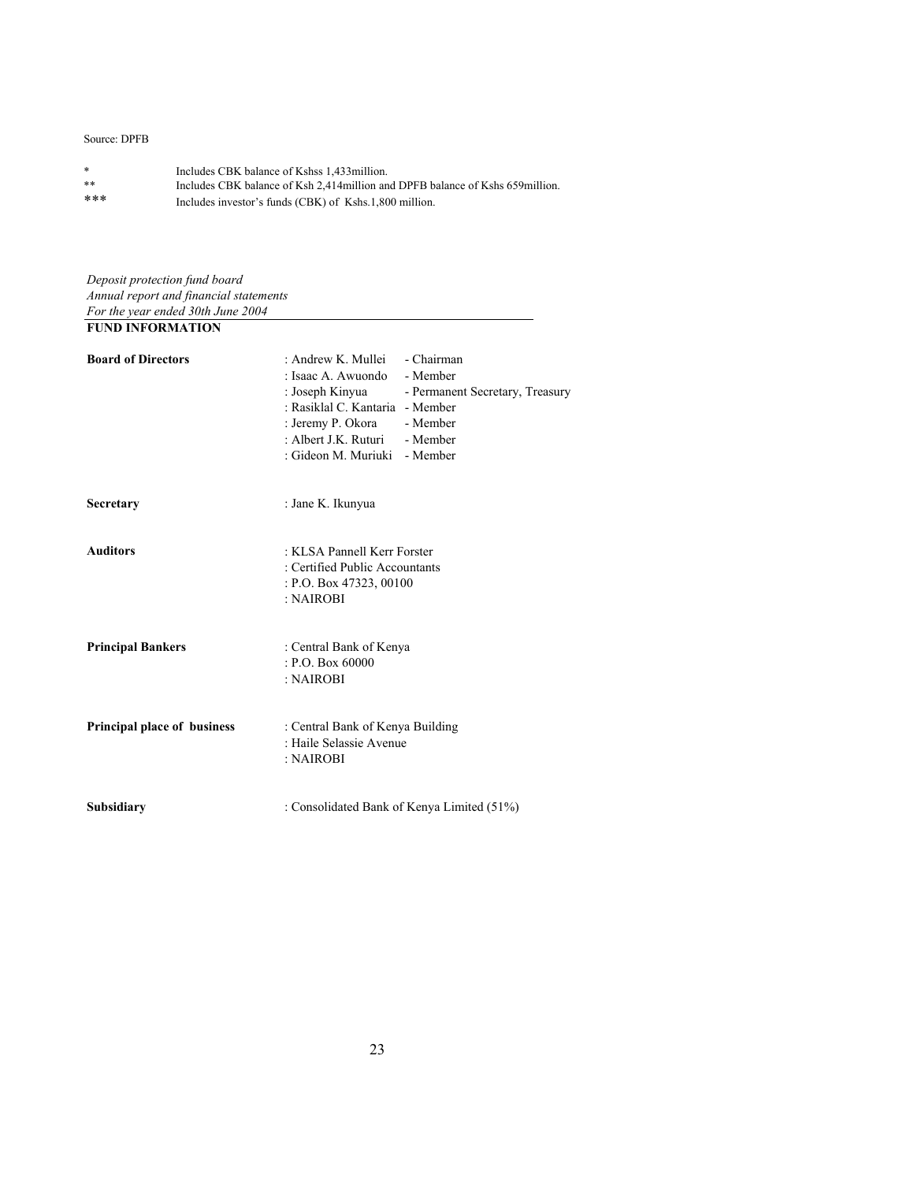Source: DPFB

| | |
|---|---|
| * | Includes CBK balance of Kshss 1,433million. |
| ** | Includes CBK balance of Ksh 2,414million and DPFB balance of Kshs 659million. |
| *** | Includes investor's funds (CBK) of Kshs.1,800 million. |

*Deposit protection fund board*
*Annual report and financial statements*
*For the year ended 30th June 2004*

**FUND INFORMATION**

| | | |
|---|---|---|
| **Board of Directors** | : Andrew K. Mullei | - Chairman |
| | : Isaac A. Awuondo | - Member |
| | : Joseph Kinyua | - Permanent Secretary, Treasury |
| | : Rasiklal C. Kantaria | - Member |
| | : Jeremy P. Okora | - Member |
| | : Albert J.K. Ruturi | - Member |
| | : Gideon M. Muriuki | - Member |

**Secretary** : Jane K. Ikunyua

**Auditors** : KLSA Pannell Kerr Forster
: Certified Public Accountants
: P.O. Box 47323, 00100
: NAIROBI

**Principal Bankers** : Central Bank of Kenya
: P.O. Box 60000
: NAIROBI

**Principal place of business** : Central Bank of Kenya Building
: Haile Selassie Avenue
: NAIROBI

**Subsidiary** : Consolidated Bank of Kenya Limited (51%)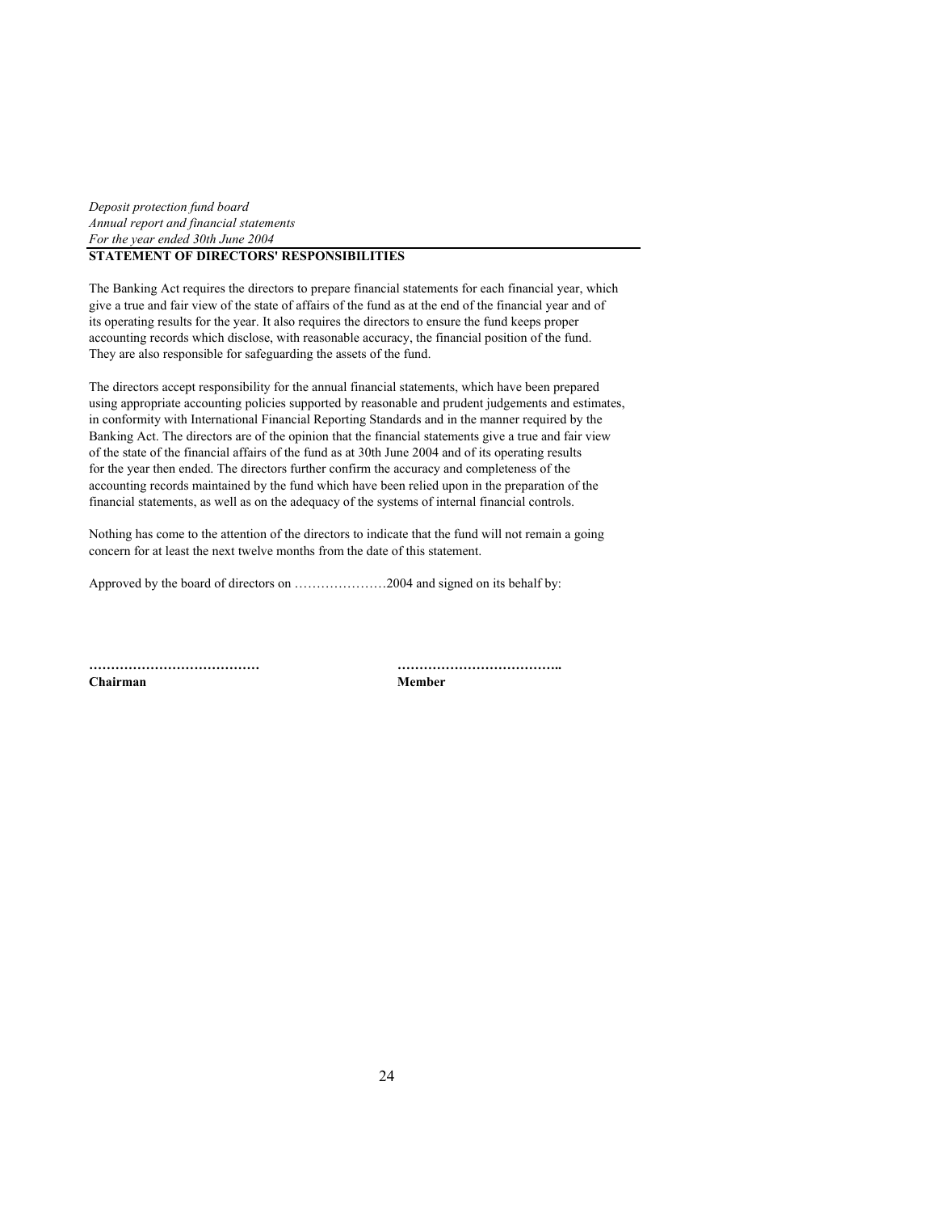*Deposit protection fund board*
*Annual report and financial statements*
*For the year ended 30th June 2004*

## STATEMENT OF DIRECTORS' RESPONSIBILITIES

The Banking Act requires the directors to prepare financial statements for each financial year, which give a true and fair view of the state of affairs of the fund as at the end of the financial year and of its operating results for the year. It also requires the directors to ensure the fund keeps proper accounting records which disclose, with reasonable accuracy, the financial position of the fund. They are also responsible for safeguarding the assets of the fund.

The directors accept responsibility for the annual financial statements, which have been prepared using appropriate accounting policies supported by reasonable and prudent judgements and estimates, in conformity with International Financial Reporting Standards and in the manner required by the Banking Act. The directors are of the opinion that the financial statements give a true and fair view of the state of the financial affairs of the fund as at 30th June 2004 and of its operating results for the year then ended. The directors further confirm the accuracy and completeness of the accounting records maintained by the fund which have been relied upon in the preparation of the financial statements, as well as on the adequacy of the systems of internal financial controls.

Nothing has come to the attention of the directors to indicate that the fund will not remain a going concern for at least the next twelve months from the date of this statement.

Approved by the board of directors on …………………2004 and signed on its behalf by:

| ………………………………… | ……………………………….. |
|---|---|
| **Chairman** | **Member** |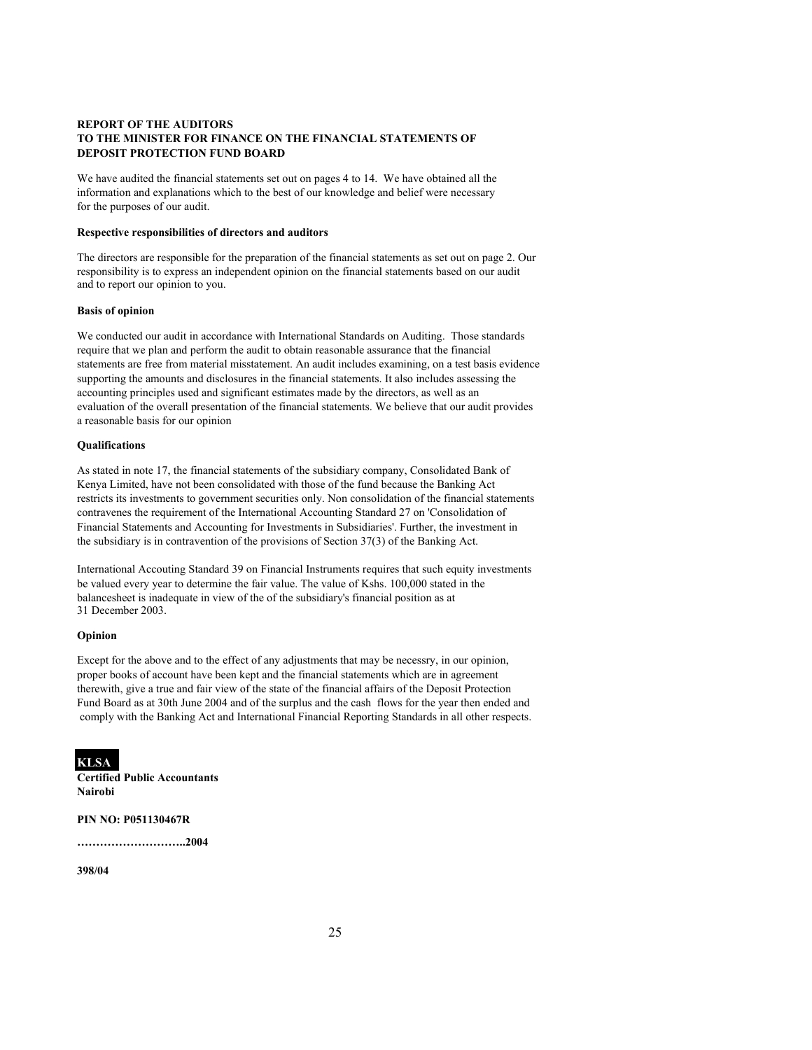**REPORT OF THE AUDITORS**
**TO THE MINISTER FOR FINANCE ON THE FINANCIAL STATEMENTS OF DEPOSIT PROTECTION FUND BOARD**

We have audited the financial statements set out on pages 4 to 14. We have obtained all the information and explanations which to the best of our knowledge and belief were necessary for the purposes of our audit.

**Respective responsibilities of directors and auditors**

The directors are responsible for the preparation of the financial statements as set out on page 2. Our responsibility is to express an independent opinion on the financial statements based on our audit and to report our opinion to you.

**Basis of opinion**

We conducted our audit in accordance with International Standards on Auditing. Those standards require that we plan and perform the audit to obtain reasonable assurance that the financial statements are free from material misstatement. An audit includes examining, on a test basis evidence supporting the amounts and disclosures in the financial statements. It also includes assessing the accounting principles used and significant estimates made by the directors, as well as an evaluation of the overall presentation of the financial statements. We believe that our audit provides a reasonable basis for our opinion

**Qualifications**

As stated in note 17, the financial statements of the subsidiary company, Consolidated Bank of Kenya Limited, have not been consolidated with those of the fund because the Banking Act restricts its investments to government securities only. Non consolidation of the financial statements contravenes the requirement of the International Accounting Standard 27 on 'Consolidation of Financial Statements and Accounting for Investments in Subsidiaries'. Further, the investment in the subsidiary is in contravention of the provisions of Section 37(3) of the Banking Act.

International Accouting Standard 39 on Financial Instruments requires that such equity investments be valued every year to determine the fair value. The value of Kshs. 100,000 stated in the balancesheet is inadequate in view of the of the subsidiary's financial position as at 31 December 2003.

**Opinion**

Except for the above and to the effect of any adjustments that may be necessry, in our opinion, proper books of account have been kept and the financial statements which are in agreement therewith, give a true and fair view of the state of the financial affairs of the Deposit Protection Fund Board as at 30th June 2004 and of the surplus and the cash flows for the year then ended and comply with the Banking Act and International Financial Reporting Standards in all other respects.

**KLSA**
**Certified Public Accountants**
**Nairobi**

**PIN NO: P051130467R**

**………………………..2004**

**398/04**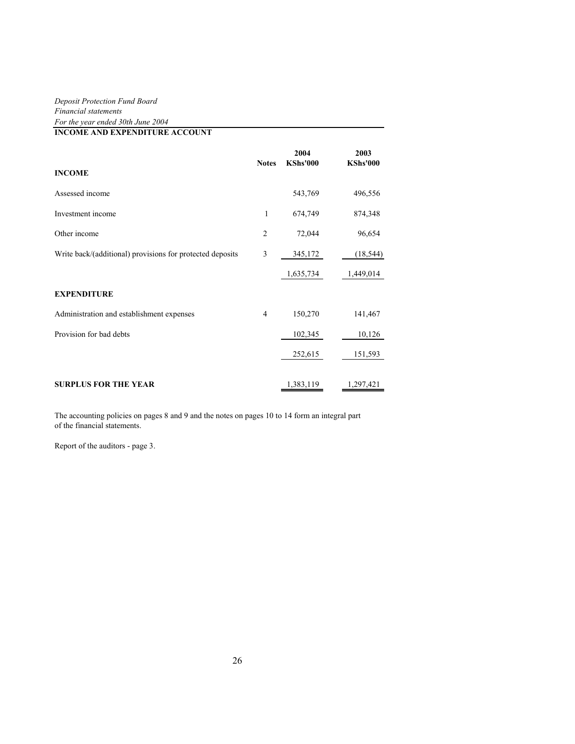*Deposit Protection Fund Board*
*Financial statements*
*For the year ended 30th June 2004*

## INCOME AND EXPENDITURE ACCOUNT

| | Notes | 2004 KShs'000 | 2003 KShs'000 |
|---|---|---|---|
| **INCOME** | | | |
| Assessed income | | 543,769 | 496,556 |
| Investment income | 1 | 674,749 | 874,348 |
| Other income | 2 | 72,044 | 96,654 |
| Write back/(additional) provisions for protected deposits | 3 | 345,172 | (18,544) |
| | | 1,635,734 | 1,449,014 |
| **EXPENDITURE** | | | |
| Administration and establishment expenses | 4 | 150,270 | 141,467 |
| Provision for bad debts | | 102,345 | 10,126 |
| | | 252,615 | 151,593 |
| **SURPLUS FOR THE YEAR** | | 1,383,119 | 1,297,421 |

The accounting policies on pages 8 and 9 and the notes on pages 10 to 14 form an integral part of the financial statements.

Report of the auditors - page 3.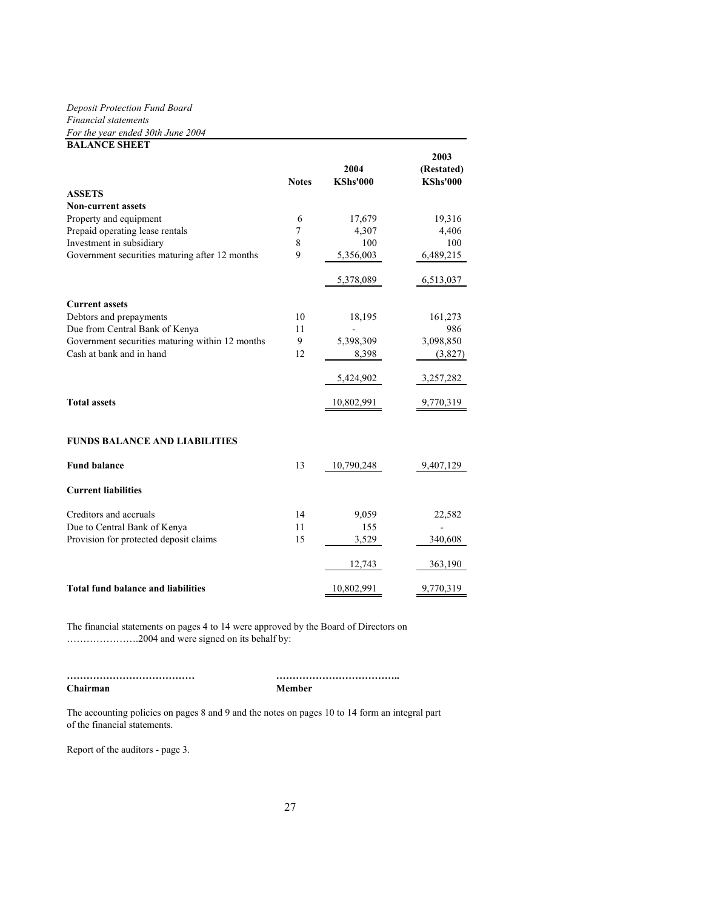*Deposit Protection Fund Board*
*Financial statements*
*For the year ended 30th June 2004*

**BALANCE SHEET**

| | Notes | 2004 KShs'000 | 2003 (Restated) KShs'000 |
|---|---|---|---|
| **ASSETS** | | | |
| **Non-current assets** | | | |
| Property and equipment | 6 | 17,679 | 19,316 |
| Prepaid operating lease rentals | 7 | 4,307 | 4,406 |
| Investment in subsidiary | 8 | 100 | 100 |
| Government securities maturing after 12 months | 9 | 5,356,003 | 6,489,215 |
| | | 5,378,089 | 6,513,037 |
| **Current assets** | | | |
| Debtors and prepayments | 10 | 18,195 | 161,273 |
| Due from Central Bank of Kenya | 11 | - | 986 |
| Government securities maturing within 12 months | 9 | 5,398,309 | 3,098,850 |
| Cash at bank and in hand | 12 | 8,398 | (3,827) |
| | | 5,424,902 | 3,257,282 |
| **Total assets** | | 10,802,991 | 9,770,319 |
| **FUNDS BALANCE AND LIABILITIES** | | | |
| **Fund balance** | 13 | 10,790,248 | 9,407,129 |
| **Current liabilities** | | | |
| Creditors and accruals | 14 | 9,059 | 22,582 |
| Due to Central Bank of Kenya | 11 | 155 | - |
| Provision for protected deposit claims | 15 | 3,529 | 340,608 |
| | | 12,743 | 363,190 |
| **Total fund balance and liabilities** | | 10,802,991 | 9,770,319 |

The financial statements on pages 4 to 14 were approved by the Board of Directors on ………………….2004 and were signed on its behalf by:

………………………………… ………………………………..
**Chairman** **Member**

The accounting policies on pages 8 and 9 and the notes on pages 10 to 14 form an integral part of the financial statements.

Report of the auditors - page 3.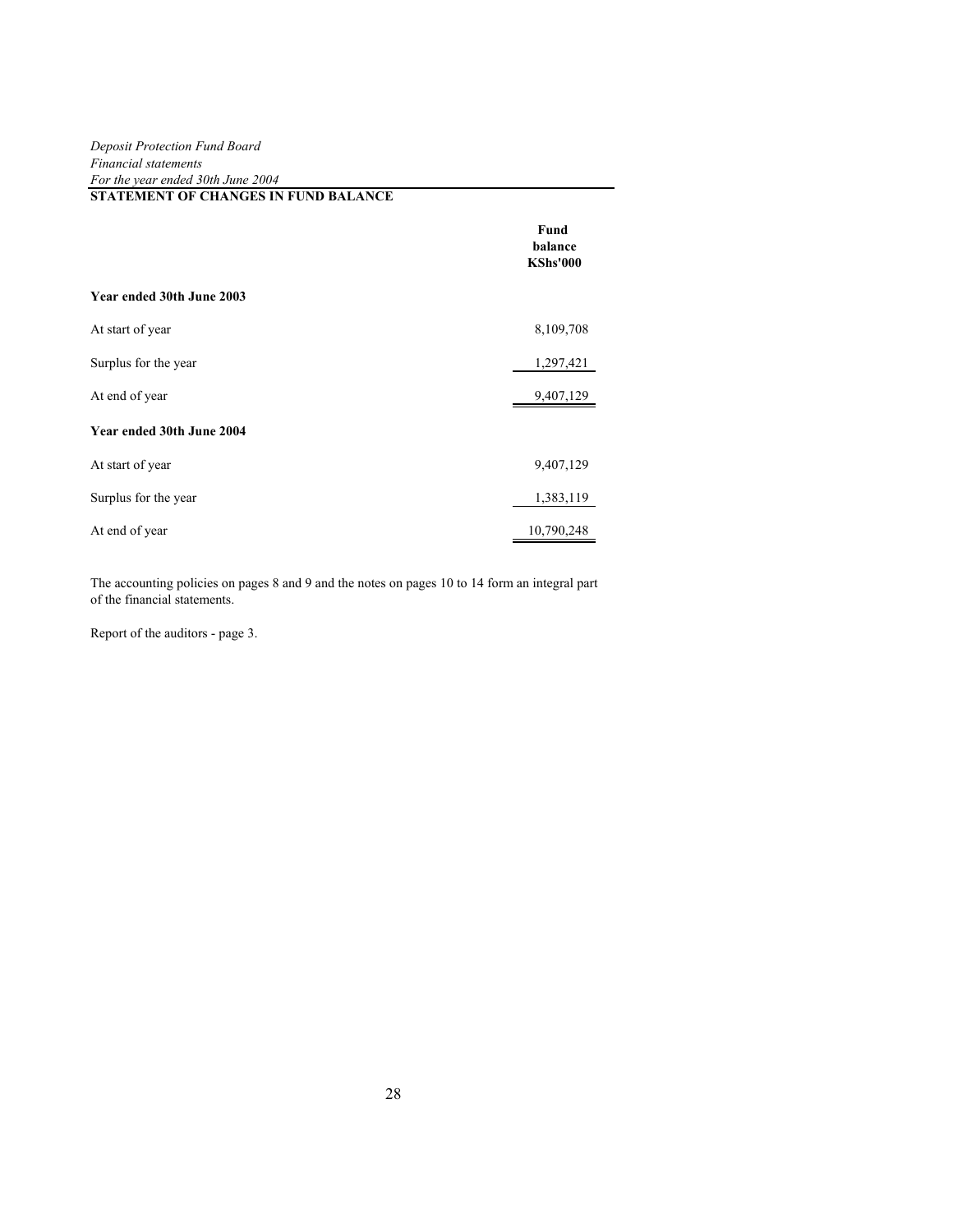*Deposit Protection Fund Board*
*Financial statements*
*For the year ended 30th June 2004*

## STATEMENT OF CHANGES IN FUND BALANCE

| | Fund balance KShs'000 |
|---|---|
| **Year ended 30th June 2003** | |
| At start of year | 8,109,708 |
| Surplus for the year | 1,297,421 |
| At end of year | 9,407,129 |
| **Year ended 30th June 2004** | |
| At start of year | 9,407,129 |
| Surplus for the year | 1,383,119 |
| At end of year | 10,790,248 |

The accounting policies on pages 8 and 9 and the notes on pages 10 to 14 form an integral part of the financial statements.

Report of the auditors - page 3.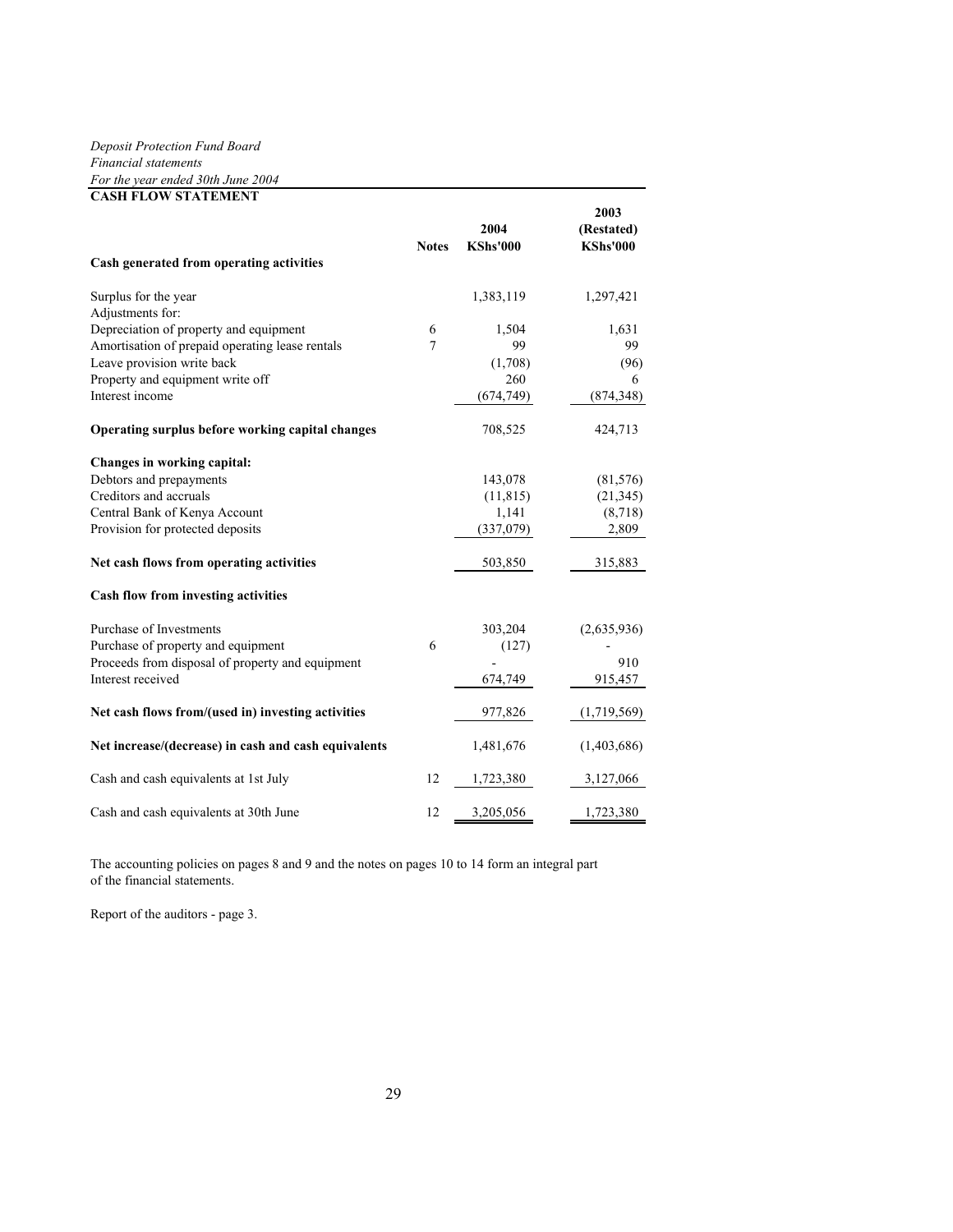*Deposit Protection Fund Board*
*Financial statements*
*For the year ended 30th June 2004*

## CASH FLOW STATEMENT

| | Notes | 2004 KShs'000 | 2003 (Restated) KShs'000 |
|---|---|---|---|
| **Cash generated from operating activities** | | | |
| Surplus for the year | | 1,383,119 | 1,297,421 |
| Adjustments for: | | | |
| Depreciation of property and equipment | 6 | 1,504 | 1,631 |
| Amortisation of prepaid operating lease rentals | 7 | 99 | 99 |
| Leave provision write back | | (1,708) | (96) |
| Property and equipment write off | | 260 | 6 |
| Interest income | | (674,749) | (874,348) |
| **Operating surplus before working capital changes** | | 708,525 | 424,713 |
| **Changes in working capital:** | | | |
| Debtors and prepayments | | 143,078 | (81,576) |
| Creditors and accruals | | (11,815) | (21,345) |
| Central Bank of Kenya Account | | 1,141 | (8,718) |
| Provision for protected deposits | | (337,079) | 2,809 |
| **Net cash flows from operating activities** | | 503,850 | 315,883 |
| **Cash flow from investing activities** | | | |
| Purchase of Investments | | 303,204 | (2,635,936) |
| Purchase of property and equipment | 6 | (127) | - |
| Proceeds from disposal of property and equipment | | - | 910 |
| Interest received | | 674,749 | 915,457 |
| **Net cash flows from/(used in) investing activities** | | 977,826 | (1,719,569) |
| **Net increase/(decrease) in cash and cash equivalents** | | 1,481,676 | (1,403,686) |
| Cash and cash equivalents at 1st July | 12 | 1,723,380 | 3,127,066 |
| Cash and cash equivalents at 30th June | 12 | 3,205,056 | 1,723,380 |

The accounting policies on pages 8 and 9 and the notes on pages 10 to 14 form an integral part of the financial statements.

Report of the auditors - page 3.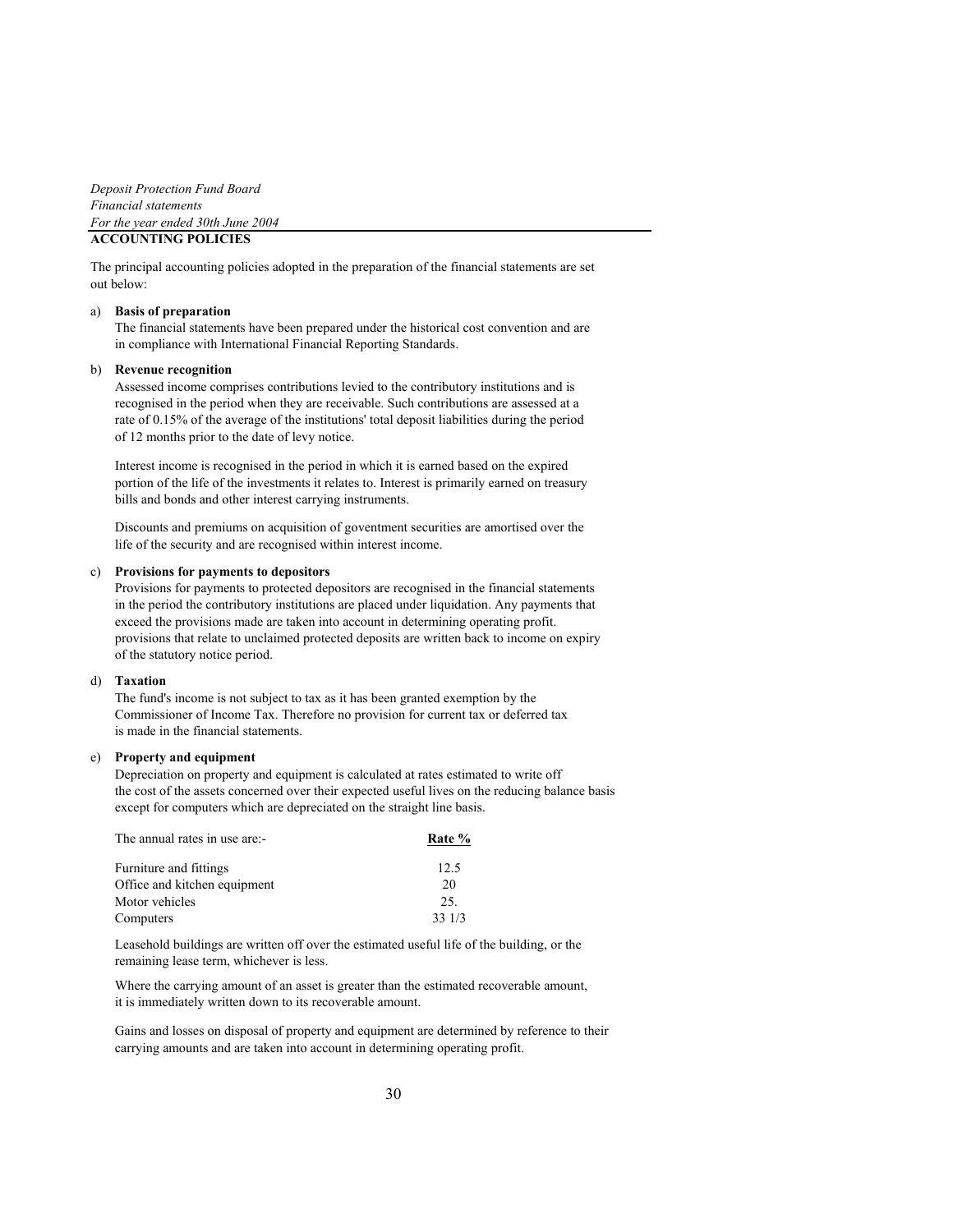*Deposit Protection Fund Board*
*Financial statements*
*For the year ended 30th June 2004*

## ACCOUNTING POLICIES

The principal accounting policies adopted in the preparation of the financial statements are set out below:

a) **Basis of preparation**

The financial statements have been prepared under the historical cost convention and are in compliance with International Financial Reporting Standards.

b) **Revenue recognition**

Assessed income comprises contributions levied to the contributory institutions and is recognised in the period when they are receivable. Such contributions are assessed at a rate of 0.15% of the average of the institutions' total deposit liabilities during the period of 12 months prior to the date of levy notice.

Interest income is recognised in the period in which it is earned based on the expired portion of the life of the investments it relates to. Interest is primarily earned on treasury bills and bonds and other interest carrying instruments.

Discounts and premiums on acquisition of goventment securities are amortised over the life of the security and are recognised within interest income.

c) **Provisions for payments to depositors**

Provisions for payments to protected depositors are recognised in the financial statements in the period the contributory institutions are placed under liquidation. Any payments that exceed the provisions made are taken into account in determining operating profit. provisions that relate to unclaimed protected deposits are written back to income on expiry of the statutory notice period.

d) **Taxation**

The fund's income is not subject to tax as it has been granted exemption by the Commissioner of Income Tax. Therefore no provision for current tax or deferred tax is made in the financial statements.

e) **Property and equipment**

Depreciation on property and equipment is calculated at rates estimated to write off the cost of the assets concerned over their expected useful lives on the reducing balance basis except for computers which are depreciated on the straight line basis.

| The annual rates in use are:- | Rate % |
|---|---|
| Furniture and fittings | 12.5 |
| Office and kitchen equipment | 20 |
| Motor vehicles | 25. |
| Computers | 33 1/3 |

Leasehold buildings are written off over the estimated useful life of the building, or the remaining lease term, whichever is less.

Where the carrying amount of an asset is greater than the estimated recoverable amount, it is immediately written down to its recoverable amount.

Gains and losses on disposal of property and equipment are determined by reference to their carrying amounts and are taken into account in determining operating profit.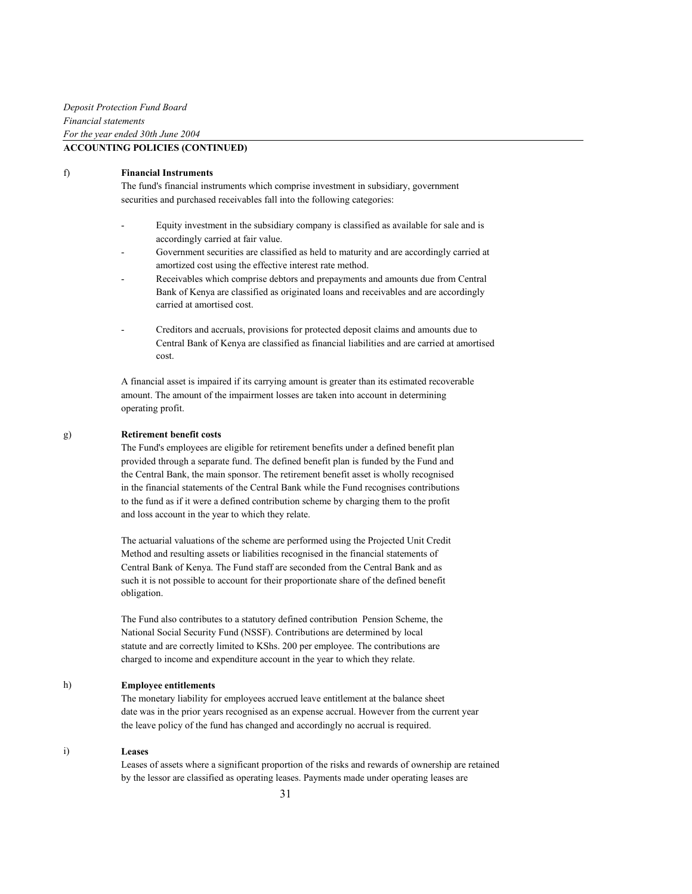## ACCOUNTING POLICIES (CONTINUED)

f) **Financial Instruments**

The fund's financial instruments which comprise investment in subsidiary, government securities and purchased receivables fall into the following categories:

- Equity investment in the subsidiary company is classified as available for sale and is accordingly carried at fair value.
- Government securities are classified as held to maturity and are accordingly carried at amortized cost using the effective interest rate method.
- Receivables which comprise debtors and prepayments and amounts due from Central Bank of Kenya are classified as originated loans and receivables and are accordingly carried at amortised cost.
- Creditors and accruals, provisions for protected deposit claims and amounts due to Central Bank of Kenya are classified as financial liabilities and are carried at amortised cost.

A financial asset is impaired if its carrying amount is greater than its estimated recoverable amount. The amount of the impairment losses are taken into account in determining operating profit.

g) **Retirement benefit costs**

The Fund's employees are eligible for retirement benefits under a defined benefit plan provided through a separate fund. The defined benefit plan is funded by the Fund and the Central Bank, the main sponsor. The retirement benefit asset is wholly recognised in the financial statements of the Central Bank while the Fund recognises contributions to the fund as if it were a defined contribution scheme by charging them to the profit and loss account in the year to which they relate.

The actuarial valuations of the scheme are performed using the Projected Unit Credit Method and resulting assets or liabilities recognised in the financial statements of Central Bank of Kenya. The Fund staff are seconded from the Central Bank and as such it is not possible to account for their proportionate share of the defined benefit obligation.

The Fund also contributes to a statutory defined contribution Pension Scheme, the National Social Security Fund (NSSF). Contributions are determined by local statute and are correctly limited to KShs. 200 per employee. The contributions are charged to income and expenditure account in the year to which they relate.

h) **Employee entitlements**

The monetary liability for employees accrued leave entitlement at the balance sheet date was in the prior years recognised as an expense accrual. However from the current year the leave policy of the fund has changed and accordingly no accrual is required.

i) **Leases**

Leases of assets where a significant proportion of the risks and rewards of ownership are retained by the lessor are classified as operating leases. Payments made under operating leases are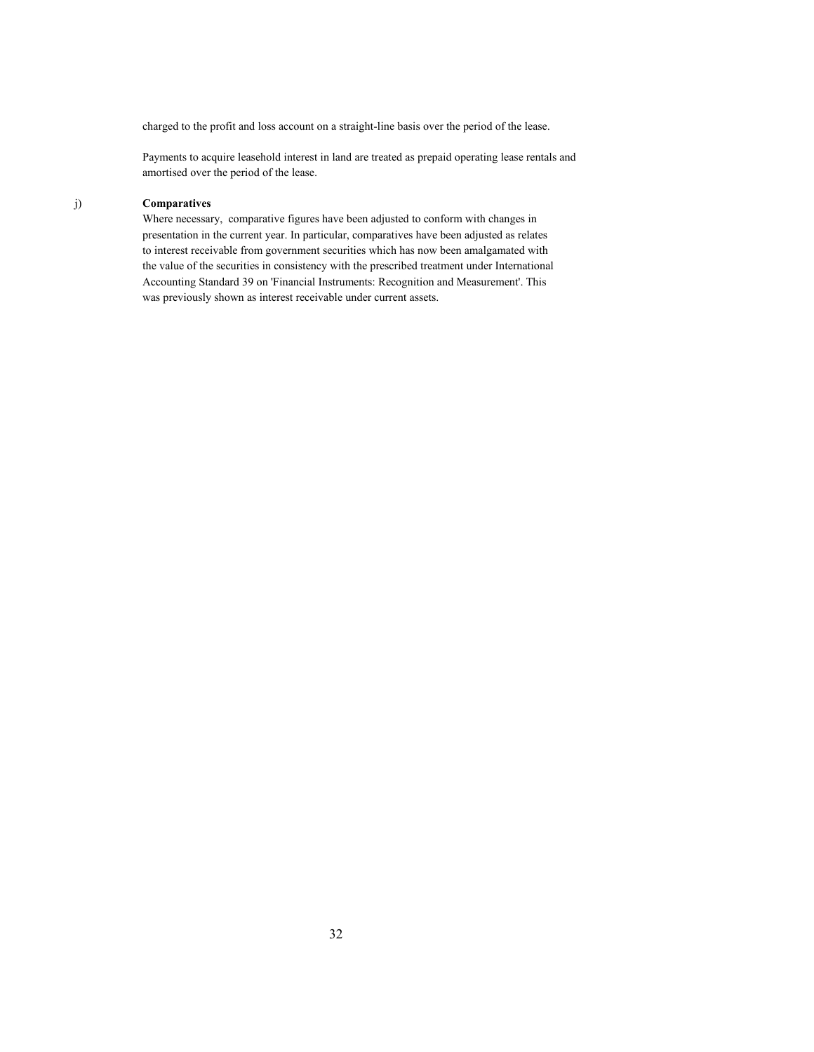charged to the profit and loss account on a straight-line basis over the period of the lease.

Payments to acquire leasehold interest in land are treated as prepaid operating lease rentals and amortised over the period of the lease.

j) **Comparatives**

Where necessary, comparative figures have been adjusted to conform with changes in presentation in the current year. In particular, comparatives have been adjusted as relates to interest receivable from government securities which has now been amalgamated with the value of the securities in consistency with the prescribed treatment under International Accounting Standard 39 on 'Financial Instruments: Recognition and Measurement'. This was previously shown as interest receivable under current assets.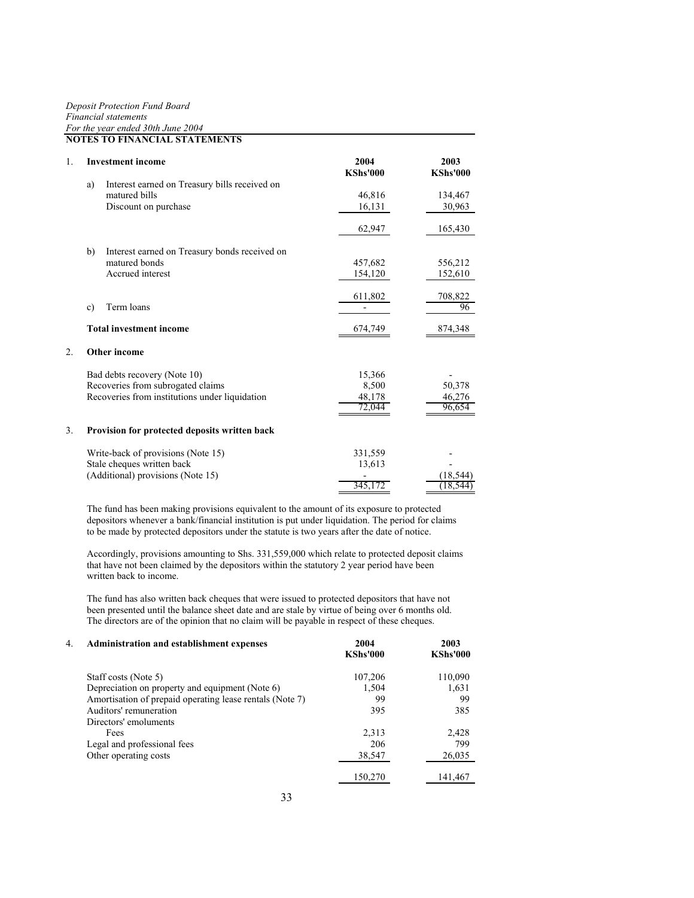*Deposit Protection Fund Board*
*Financial statements*
*For the year ended 30th June 2004*

## NOTES TO FINANCIAL STATEMENTS

### 1. Investment income

| | 2004 KShs'000 | 2003 KShs'000 |
|---|---|---|
| a) Interest earned on Treasury bills received on matured bills | 46,816 | 134,467 |
| Discount on purchase | 16,131 | 30,963 |
| | 62,947 | 165,430 |
| b) Interest earned on Treasury bonds received on matured bonds | 457,682 | 556,212 |
| Accrued interest | 154,120 | 152,610 |
| | 611,802 | 708,822 |
| c) Term loans | - | 96 |
| **Total investment income** | 674,749 | 874,348 |

### 2. Other income

| | 2004 KShs'000 | 2003 KShs'000 |
|---|---|---|
| Bad debts recovery (Note 10) | 15,366 | - |
| Recoveries from subrogated claims | 8,500 | 50,378 |
| Recoveries from institutions under liquidation | 48,178 | 46,276 |
| | 72,044 | 96,654 |

### 3. Provision for protected deposits written back

| | 2004 KShs'000 | 2003 KShs'000 |
|---|---|---|
| Write-back of provisions (Note 15) | 331,559 | - |
| Stale cheques written back | 13,613 | - |
| (Additional) provisions (Note 15) | - | (18,544) |
| | 345,172 | (18,544) |

The fund has been making provisions equivalent to the amount of its exposure to protected depositors whenever a bank/financial institution is put under liquidation. The period for claims to be made by protected depositors under the statute is two years after the date of notice.

Accordingly, provisions amounting to Shs. 331,559,000 which relate to protected deposit claims that have not been claimed by the depositors within the statutory 2 year period have been written back to income.

The fund has also written back cheques that were issued to protected depositors that have not been presented until the balance sheet date and are stale by virtue of being over 6 months old. The directors are of the opinion that no claim will be payable in respect of these cheques.

### 4. Administration and establishment expenses

| | 2004 KShs'000 | 2003 KShs'000 |
|---|---|---|
| Staff costs (Note 5) | 107,206 | 110,090 |
| Depreciation on property and equipment (Note 6) | 1,504 | 1,631 |
| Amortisation of prepaid operating lease rentals (Note 7) | 99 | 99 |
| Auditors' remuneration | 395 | 385 |
| Directors' emoluments | | |
| Fees | 2,313 | 2,428 |
| Legal and professional fees | 206 | 799 |
| Other operating costs | 38,547 | 26,035 |
| | 150,270 | 141,467 |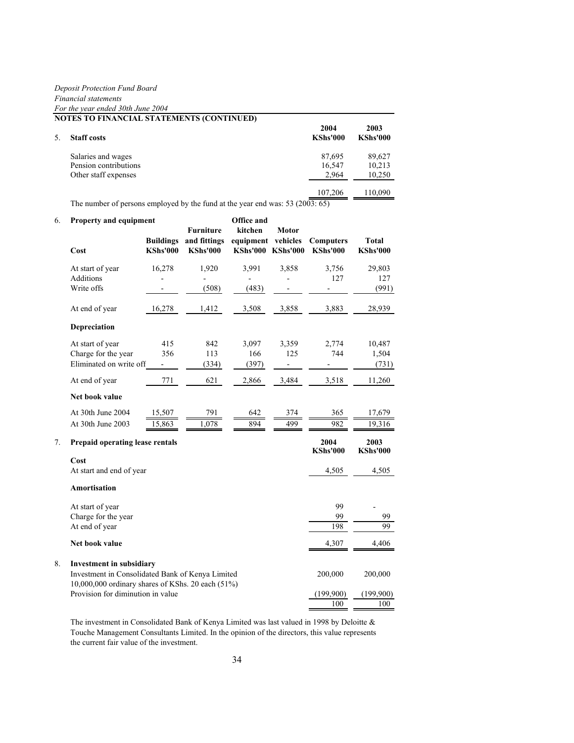*Deposit Protection Fund Board*
*Financial statements*
*For the year ended 30th June 2004*

**NOTES TO FINANCIAL STATEMENTS (CONTINUED)**

| 5. **Staff costs** | **2004 KShs'000** | **2003 KShs'000** |
|---|---|---|
| Salaries and wages | 87,695 | 89,627 |
| Pension contributions | 16,547 | 10,213 |
| Other staff expenses | 2,964 | 10,250 |
| | 107,206 | 110,090 |

The number of persons employed by the fund at the year end was: 53 (2003: 65)

6. **Property and equipment**

| **Cost** | **Buildings KShs'000** | **Furniture and fittings KShs'000** | **Office and kitchen equipment KShs'000** | **Motor vehicles KShs'000** | **Computers KShs'000** | **Total KShs'000** |
|---|---|---|---|---|---|---|
| At start of year | 16,278 | 1,920 | 3,991 | 3,858 | 3,756 | 29,803 |
| Additions | - | - | - | - | 127 | 127 |
| Write offs | - | (508) | (483) | - | - | (991) |
| At end of year | 16,278 | 1,412 | 3,508 | 3,858 | 3,883 | 28,939 |
| **Depreciation** | | | | | | |
| At start of year | 415 | 842 | 3,097 | 3,359 | 2,774 | 10,487 |
| Charge for the year | 356 | 113 | 166 | 125 | 744 | 1,504 |
| Eliminated on write off | - | (334) | (397) | - | - | (731) |
| At end of year | 771 | 621 | 2,866 | 3,484 | 3,518 | 11,260 |
| **Net book value** | | | | | | |
| At 30th June 2004 | 15,507 | 791 | 642 | 374 | 365 | 17,679 |
| At 30th June 2003 | 15,863 | 1,078 | 894 | 499 | 982 | 19,316 |

| 7. **Prepaid operating lease rentals** | **2004 KShs'000** | **2003 KShs'000** |
|---|---|---|
| **Cost** | | |
| At start and end of year | 4,505 | 4,505 |
| **Amortisation** | | |
| At start of year | 99 | - |
| Charge for the year | 99 | 99 |
| At end of year | 198 | 99 |
| **Net book value** | 4,307 | 4,406 |

8. **Investment in subsidiary**

| | 2004 | 2003 |
|---|---|---|
| Investment in Consolidated Bank of Kenya Limited<br>10,000,000 ordinary shares of KShs. 20 each (51%) | 200,000 | 200,000 |
| Provision for diminution in value | (199,900) | (199,900) |
| | 100 | 100 |

The investment in Consolidated Bank of Kenya Limited was last valued in 1998 by Deloitte & Touche Management Consultants Limited. In the opinion of the directors, this value represents the current fair value of the investment.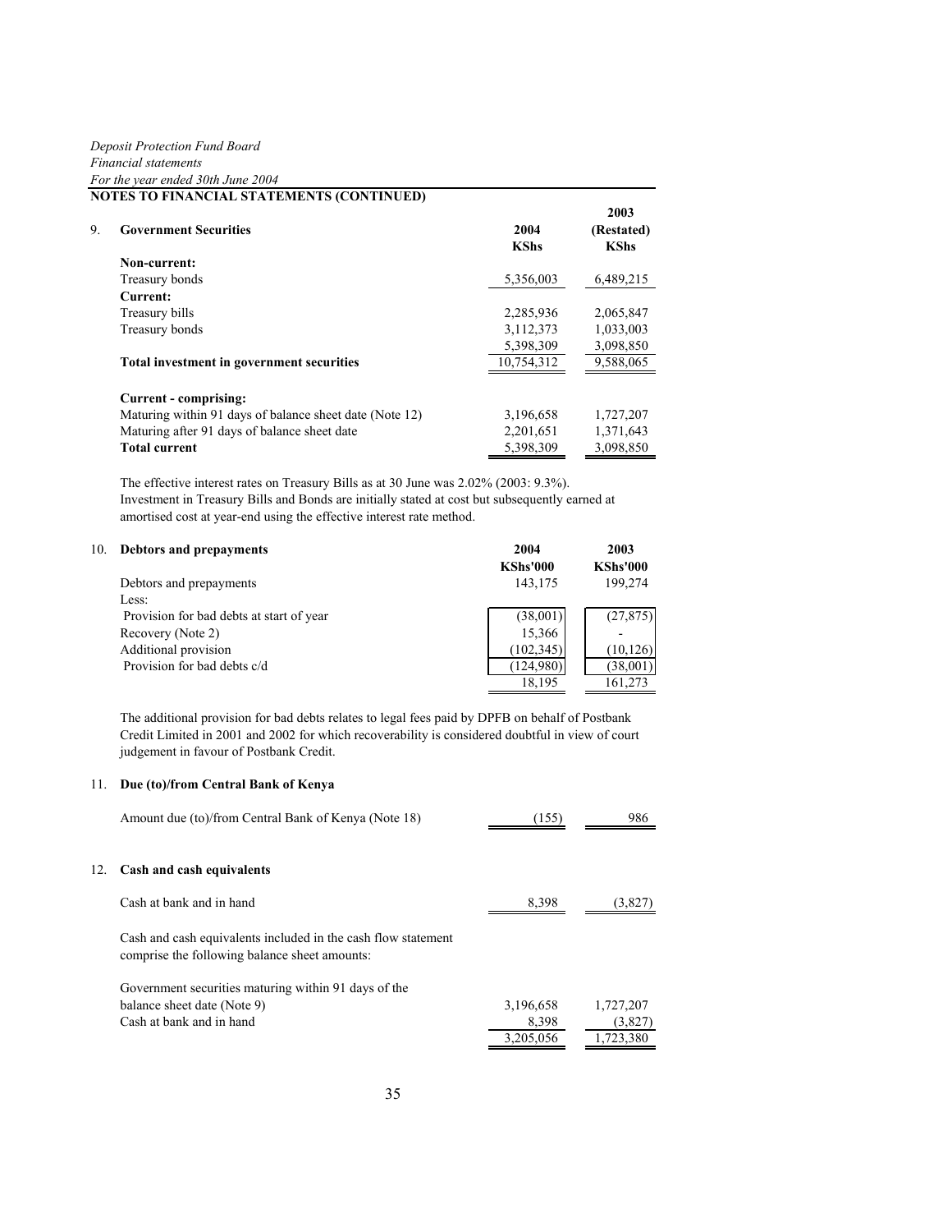*Deposit Protection Fund Board*
*Financial statements*
*For the year ended 30th June 2004*

**NOTES TO FINANCIAL STATEMENTS (CONTINUED)**

**9. Government Securities**

| | 2004 KShs | 2003 (Restated) KShs |
|---|---|---|
| **Non-current:** | | |
| Treasury bonds | 5,356,003 | 6,489,215 |
| **Current:** | | |
| Treasury bills | 2,285,936 | 2,065,847 |
| Treasury bonds | 3,112,373 | 1,033,003 |
| | 5,398,309 | 3,098,850 |
| **Total investment in government securities** | 10,754,312 | 9,588,065 |
| | | |
| **Current - comprising:** | | |
| Maturing within 91 days of balance sheet date (Note 12) | 3,196,658 | 1,727,207 |
| Maturing after 91 days of balance sheet date | 2,201,651 | 1,371,643 |
| **Total current** | 5,398,309 | 3,098,850 |

The effective interest rates on Treasury Bills as at 30 June was 2.02% (2003: 9.3%).
Investment in Treasury Bills and Bonds are initially stated at cost but subsequently earned at amortised cost at year-end using the effective interest rate method.

**10. Debtors and prepayments**

| | 2004 KShs'000 | 2003 KShs'000 |
|---|---|---|
| Debtors and prepayments | 143,175 | 199,274 |
| Less: | | |
| Provision for bad debts at start of year | (38,001) | (27,875) |
| Recovery (Note 2) | 15,366 | - |
| Additional provision | (102,345) | (10,126) |
| Provision for bad debts c/d | (124,980) | (38,001) |
| | 18,195 | 161,273 |

The additional provision for bad debts relates to legal fees paid by DPFB on behalf of Postbank Credit Limited in 2001 and 2002 for which recoverability is considered doubtful in view of court judgement in favour of Postbank Credit.

**11. Due (to)/from Central Bank of Kenya**

| | 2004 | 2003 |
|---|---|---|
| Amount due (to)/from Central Bank of Kenya (Note 18) | (155) | 986 |

**12. Cash and cash equivalents**

| | 2004 | 2003 |
|---|---|---|
| Cash at bank and in hand | 8,398 | (3,827) |
| | | |
| Cash and cash equivalents included in the cash flow statement comprise the following balance sheet amounts: | | |
| | | |
| Government securities maturing within 91 days of the balance sheet date (Note 9) | 3,196,658 | 1,727,207 |
| Cash at bank and in hand | 8,398 | (3,827) |
| | 3,205,056 | 1,723,380 |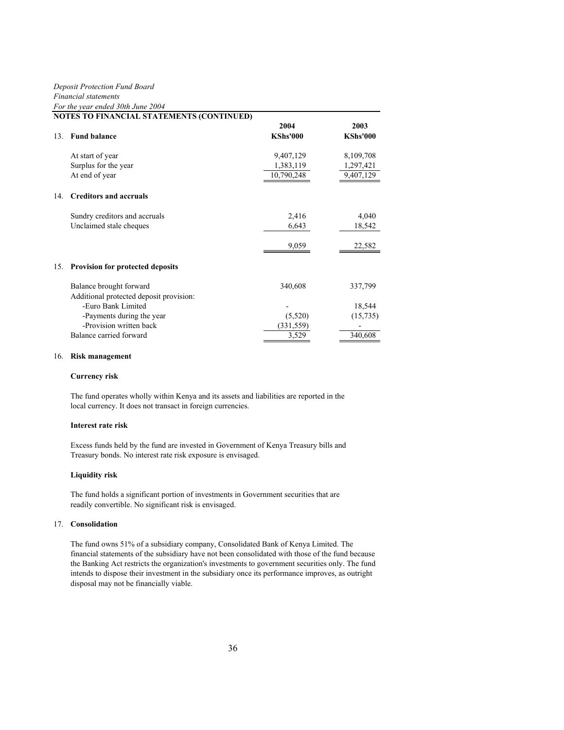*Deposit Protection Fund Board*
*Financial statements*
*For the year ended 30th June 2004*

**NOTES TO FINANCIAL STATEMENTS (CONTINUED)**

| | 2004 KShs'000 | 2003 KShs'000 |
|---|---|---|
| **13. Fund balance** | | |
| At start of year | 9,407,129 | 8,109,708 |
| Surplus for the year | 1,383,119 | 1,297,421 |
| At end of year | 10,790,248 | 9,407,129 |
| **14. Creditors and accruals** | | |
| Sundry creditors and accruals | 2,416 | 4,040 |
| Unclaimed stale cheques | 6,643 | 18,542 |
| | 9,059 | 22,582 |
| **15. Provision for protected deposits** | | |
| Balance brought forward | 340,608 | 337,799 |
| Additional protected deposit provision: | | |
| -Euro Bank Limited | - | 18,544 |
| -Payments during the year | (5,520) | (15,735) |
| -Provision written back | (331,559) | - |
| Balance carried forward | 3,529 | 340,608 |

## 16. Risk management

**Currency risk**

The fund operates wholly within Kenya and its assets and liabilities are reported in the local currency. It does not transact in foreign currencies.

**Interest rate risk**

Excess funds held by the fund are invested in Government of Kenya Treasury bills and Treasury bonds. No interest rate risk exposure is envisaged.

**Liquidity risk**

The fund holds a significant portion of investments in Government securities that are readily convertible. No significant risk is envisaged.

## 17. Consolidation

The fund owns 51% of a subsidiary company, Consolidated Bank of Kenya Limited. The financial statements of the subsidiary have not been consolidated with those of the fund because the Banking Act restricts the organization's investments to government securities only. The fund intends to dispose their investment in the subsidiary once its performance improves, as outright disposal may not be financially viable.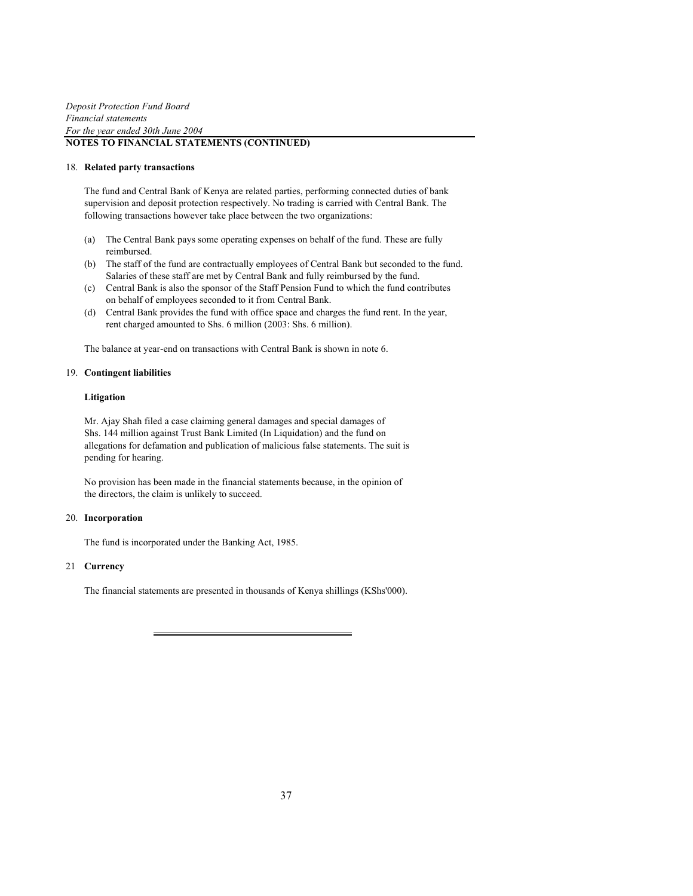## NOTES TO FINANCIAL STATEMENTS (CONTINUED)

18. **Related party transactions**

The fund and Central Bank of Kenya are related parties, performing connected duties of bank supervision and deposit protection respectively. No trading is carried with Central Bank. The following transactions however take place between the two organizations:

(a) The Central Bank pays some operating expenses on behalf of the fund. These are fully reimbursed.

(b) The staff of the fund are contractually employees of Central Bank but seconded to the fund. Salaries of these staff are met by Central Bank and fully reimbursed by the fund.

(c) Central Bank is also the sponsor of the Staff Pension Fund to which the fund contributes on behalf of employees seconded to it from Central Bank.

(d) Central Bank provides the fund with office space and charges the fund rent. In the year, rent charged amounted to Shs. 6 million (2003: Shs. 6 million).

The balance at year-end on transactions with Central Bank is shown in note 6.

19. **Contingent liabilities**

**Litigation**

Mr. Ajay Shah filed a case claiming general damages and special damages of Shs. 144 million against Trust Bank Limited (In Liquidation) and the fund on allegations for defamation and publication of malicious false statements. The suit is pending for hearing.

No provision has been made in the financial statements because, in the opinion of the directors, the claim is unlikely to succeed.

20. **Incorporation**

The fund is incorporated under the Banking Act, 1985.

21 **Currency**

The financial statements are presented in thousands of Kenya shillings (KShs'000).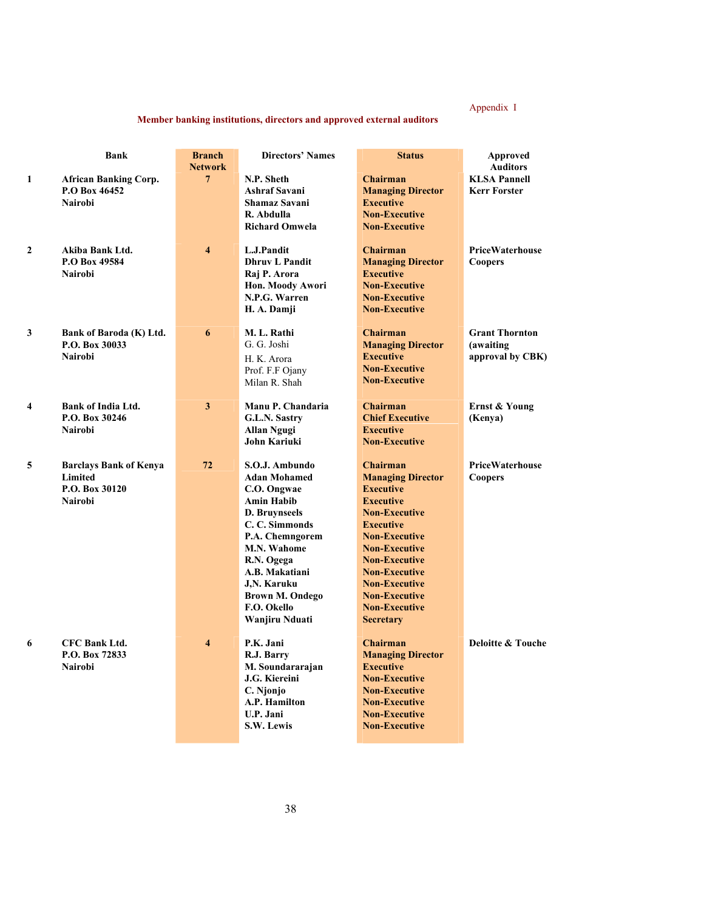Appendix I

## Member banking institutions, directors and approved external auditors

| | Bank | Branch Network | Directors' Names | Status | Approved Auditors |
|---|---|---|---|---|---|
| 1 | **African Banking Corp.** P.O Box 46452 Nairobi | 7 | N.P. Sheth | Chairman | KLSA Pannell Kerr Forster |
| | | | Ashraf Savani | Managing Director | |
| | | | Shamaz Savani | Executive | |
| | | | R. Abdulla | Non-Executive | |
| | | | Richard Omwela | Non-Executive | |
| 2 | **Akiba Bank Ltd.** P.O Box 49584 Nairobi | 4 | L.J.Pandit | Chairman | PriceWaterhouse Coopers |
| | | | Dhruv L Pandit | Managing Director | |
| | | | Raj P. Arora | Executive | |
| | | | Hon. Moody Awori | Non-Executive | |
| | | | N.P.G. Warren | Non-Executive | |
| | | | H. A. Damji | Non-Executive | |
| 3 | **Bank of Baroda (K) Ltd.** P.O. Box 30033 Nairobi | 6 | M. L. Rathi | Chairman | Grant Thornton (awaiting approval by CBK) |
| | | | G. G. Joshi | Managing Director | |
| | | | H. K. Arora | Executive | |
| | | | Prof. F.F Ojany | Non-Executive | |
| | | | Milan R. Shah | Non-Executive | |
| 4 | **Bank of India Ltd.** P.O. Box 30246 Nairobi | 3 | Manu P. Chandaria | Chairman | Ernst & Young (Kenya) |
| | | | G.L.N. Sastry | Chief Executive | |
| | | | Allan Ngugi | Executive | |
| | | | John Kariuki | Non-Executive | |
| 5 | **Barclays Bank of Kenya Limited** P.O. Box 30120 Nairobi | 72 | S.O.J. Ambundo | Chairman | PriceWaterhouse Coopers |
| | | | Adan Mohamed | Managing Director | |
| | | | C.O. Ongwae | Executive | |
| | | | Amin Habib | Executive | |
| | | | D. Bruynseels | Non-Executive | |
| | | | C. C. Simmonds | Executive | |
| | | | P.A. Chemngorem | Non-Executive | |
| | | | M.N. Wahome | Non-Executive | |
| | | | R.N. Ogega | Non-Executive | |
| | | | A.B. Makatiani | Non-Executive | |
| | | | J,N. Karuku | Non-Executive | |
| | | | Brown M. Ondego | Non-Executive | |
| | | | F.O. Okello | Non-Executive | |
| | | | Wanjiru Nduati | Secretary | |
| 6 | **CFC Bank Ltd.** P.O. Box 72833 Nairobi | 4 | P.K. Jani | Chairman | Deloitte & Touche |
| | | | R.J. Barry | Managing Director | |
| | | | M. Soundararajan | Executive | |
| | | | J.G. Kiereini | Non-Executive | |
| | | | C. Njonjo | Non-Executive | |
| | | | A.P. Hamilton | Non-Executive | |
| | | | U.P. Jani | Non-Executive | |
| | | | S.W. Lewis | Non-Executive | |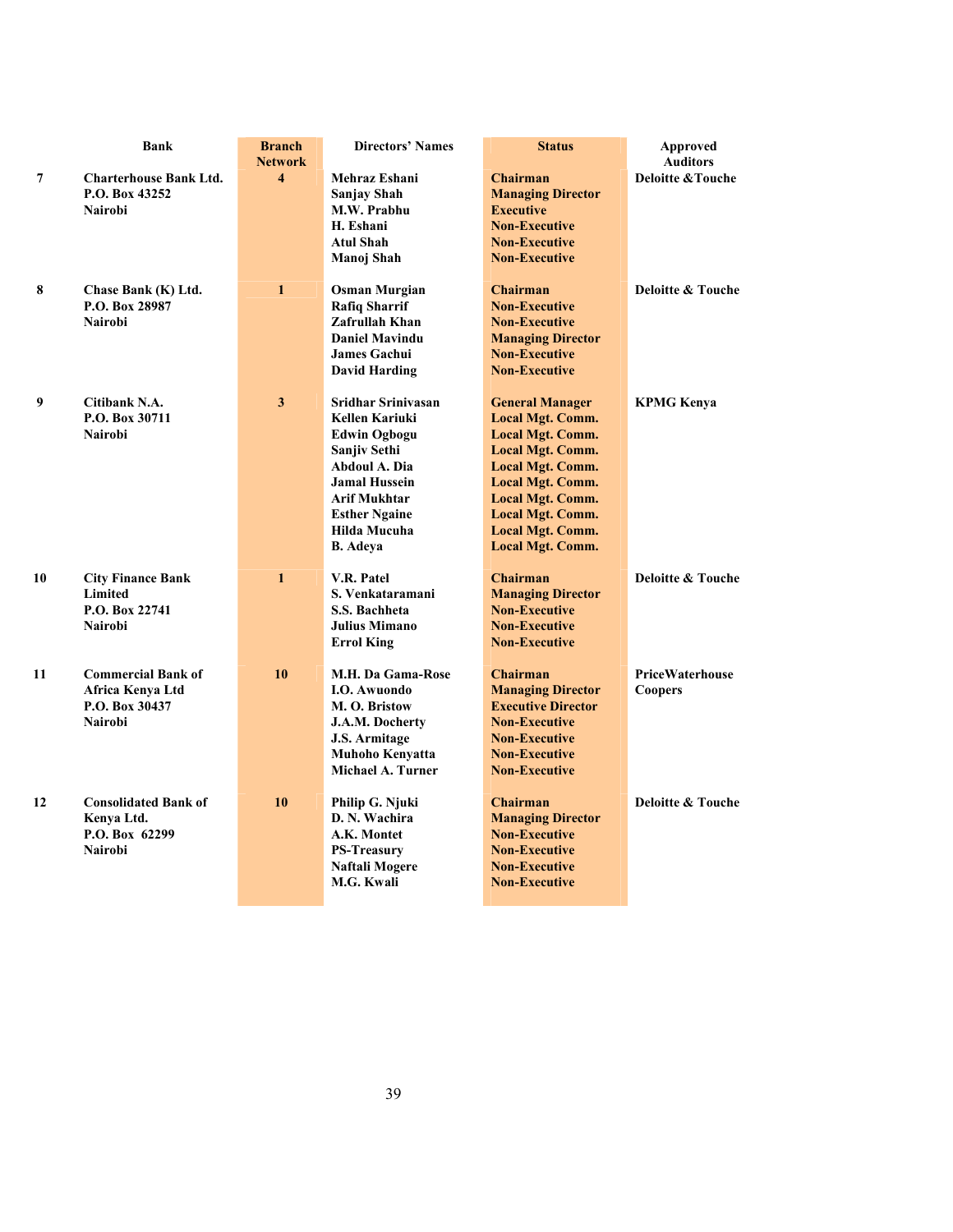| | Bank | Branch Network | Directors' Names | Status | Approved Auditors |
|---|---|---|---|---|---|
| 7 | Charterhouse Bank Ltd.<br>P.O. Box 43252<br>Nairobi | 4 | Mehraz Eshani<br>Sanjay Shah<br>M.W. Prabhu<br>H. Eshani<br>Atul Shah<br>Manoj Shah | Chairman<br>Managing Director<br>Executive<br>Non-Executive<br>Non-Executive<br>Non-Executive | Deloitte &Touche |
| 8 | Chase Bank (K) Ltd.<br>P.O. Box 28987<br>Nairobi | 1 | Osman Murgian<br>Rafiq Sharrif<br>Zafrullah Khan<br>Daniel Mavindu<br>James Gachui<br>David Harding | Chairman<br>Non-Executive<br>Non-Executive<br>Managing Director<br>Non-Executive<br>Non-Executive | Deloitte & Touche |
| 9 | Citibank N.A.<br>P.O. Box 30711<br>Nairobi | 3 | Sridhar Srinivasan<br>Kellen Kariuki<br>Edwin Ogbogu<br>Sanjiv Sethi<br>Abdoul A. Dia<br>Jamal Hussein<br>Arif Mukhtar<br>Esther Ngaine<br>Hilda Mucuha<br>B. Adeya | General Manager<br>Local Mgt. Comm.<br>Local Mgt. Comm.<br>Local Mgt. Comm.<br>Local Mgt. Comm.<br>Local Mgt. Comm.<br>Local Mgt. Comm.<br>Local Mgt. Comm.<br>Local Mgt. Comm.<br>Local Mgt. Comm. | KPMG Kenya |
| 10 | City Finance Bank Limited<br>P.O. Box 22741<br>Nairobi | 1 | V.R. Patel<br>S. Venkataramani<br>S.S. Bachheta<br>Julius Mimano<br>Errol King | Chairman<br>Managing Director<br>Non-Executive<br>Non-Executive<br>Non-Executive | Deloitte & Touche |
| 11 | Commercial Bank of Africa Kenya Ltd<br>P.O. Box 30437<br>Nairobi | 10 | M.H. Da Gama-Rose<br>I.O. Awuondo<br>M. O. Bristow<br>J.A.M. Docherty<br>J.S. Armitage<br>Muhoho Kenyatta<br>Michael A. Turner | Chairman<br>Managing Director<br>Executive Director<br>Non-Executive<br>Non-Executive<br>Non-Executive<br>Non-Executive | PriceWaterhouse Coopers |
| 12 | Consolidated Bank of Kenya Ltd.<br>P.O. Box 62299<br>Nairobi | 10 | Philip G. Njuki<br>D. N. Wachira<br>A.K. Montet<br>PS-Treasury<br>Naftali Mogere<br>M.G. Kwali | Chairman<br>Managing Director<br>Non-Executive<br>Non-Executive<br>Non-Executive<br>Non-Executive | Deloitte & Touche |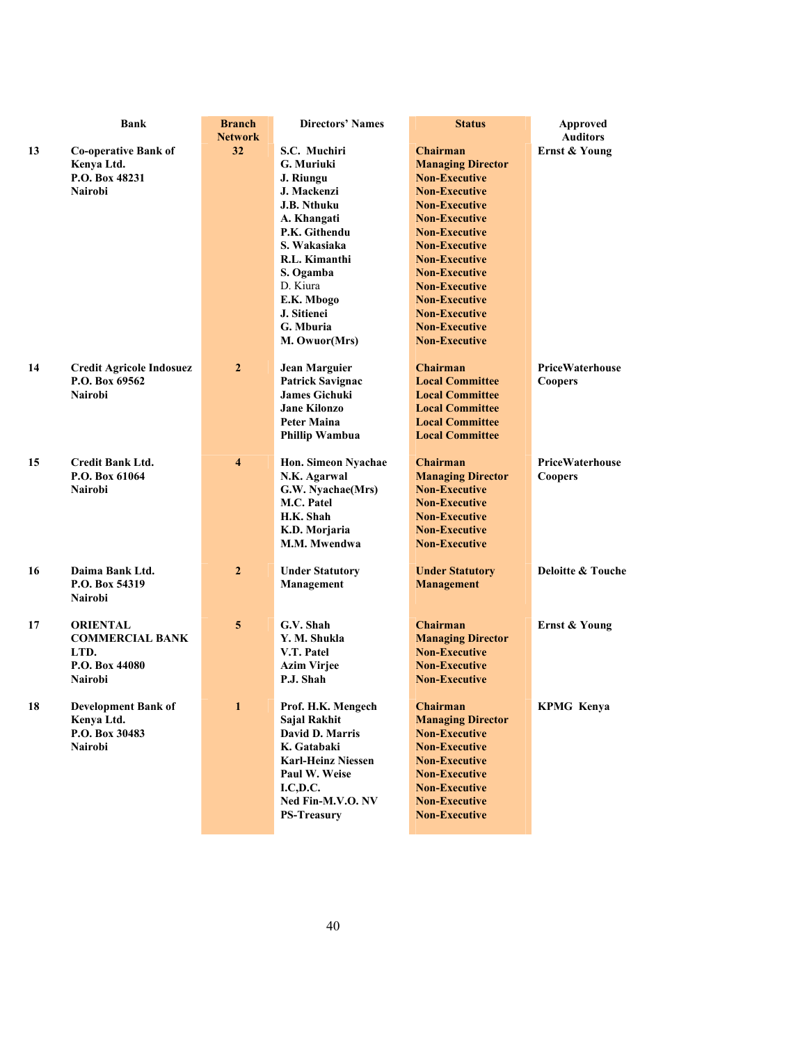| | Bank | Branch Network | Directors' Names | Status | Approved Auditors |
|---|---|---|---|---|---|
| 13 | Co-operative Bank of Kenya Ltd. P.O. Box 48231 Nairobi | 32 | S.C. Muchiri | Chairman | Ernst & Young |
| | | | G. Muriuki | Managing Director | |
| | | | J. Riungu | Non-Executive | |
| | | | J. Mackenzi | Non-Executive | |
| | | | J.B. Nthuku | Non-Executive | |
| | | | A. Khangati | Non-Executive | |
| | | | P.K. Githendu | Non-Executive | |
| | | | S. Wakasiaka | Non-Executive | |
| | | | R.L. Kimanthi | Non-Executive | |
| | | | S. Ogamba | Non-Executive | |
| | | | D. Kiura | Non-Executive | |
| | | | E.K. Mbogo | Non-Executive | |
| | | | J. Sitienei | Non-Executive | |
| | | | G. Mburia | Non-Executive | |
| | | | M. Owuor(Mrs) | Non-Executive | |
| 14 | Credit Agricole Indosuez P.O. Box 69562 Nairobi | 2 | Jean Marguier | Chairman | PriceWaterhouse Coopers |
| | | | Patrick Savignac | Local Committee | |
| | | | James Gichuki | Local Committee | |
| | | | Jane Kilonzo | Local Committee | |
| | | | Peter Maina | Local Committee | |
| | | | Phillip Wambua | Local Committee | |
| 15 | Credit Bank Ltd. P.O. Box 61064 Nairobi | 4 | Hon. Simeon Nyachae | Chairman | PriceWaterhouse Coopers |
| | | | N.K. Agarwal | Managing Director | |
| | | | G.W. Nyachae(Mrs) | Non-Executive | |
| | | | M.C. Patel | Non-Executive | |
| | | | H.K. Shah | Non-Executive | |
| | | | K.D. Morjaria | Non-Executive | |
| | | | M.M. Mwendwa | Non-Executive | |
| 16 | Daima Bank Ltd. P.O. Box 54319 Nairobi | 2 | Under Statutory Management | Under Statutory Management | Deloitte & Touche |
| 17 | ORIENTAL COMMERCIAL BANK LTD. P.O. Box 44080 Nairobi | 5 | G.V. Shah | Chairman | Ernst & Young |
| | | | Y. M. Shukla | Managing Director | |
| | | | V.T. Patel | Non-Executive | |
| | | | Azim Virjee | Non-Executive | |
| | | | P.J. Shah | Non-Executive | |
| 18 | Development Bank of Kenya Ltd. P.O. Box 30483 Nairobi | 1 | Prof. H.K. Mengech | Chairman | KPMG Kenya |
| | | | Sajal Rakhit | Managing Director | |
| | | | David D. Marris | Non-Executive | |
| | | | K. Gatabaki | Non-Executive | |
| | | | Karl-Heinz Niessen | Non-Executive | |
| | | | Paul W. Weise | Non-Executive | |
| | | | I.C,D.C. | Non-Executive | |
| | | | Ned Fin-M.V.O. NV | Non-Executive | |
| | | | PS-Treasury | Non-Executive | |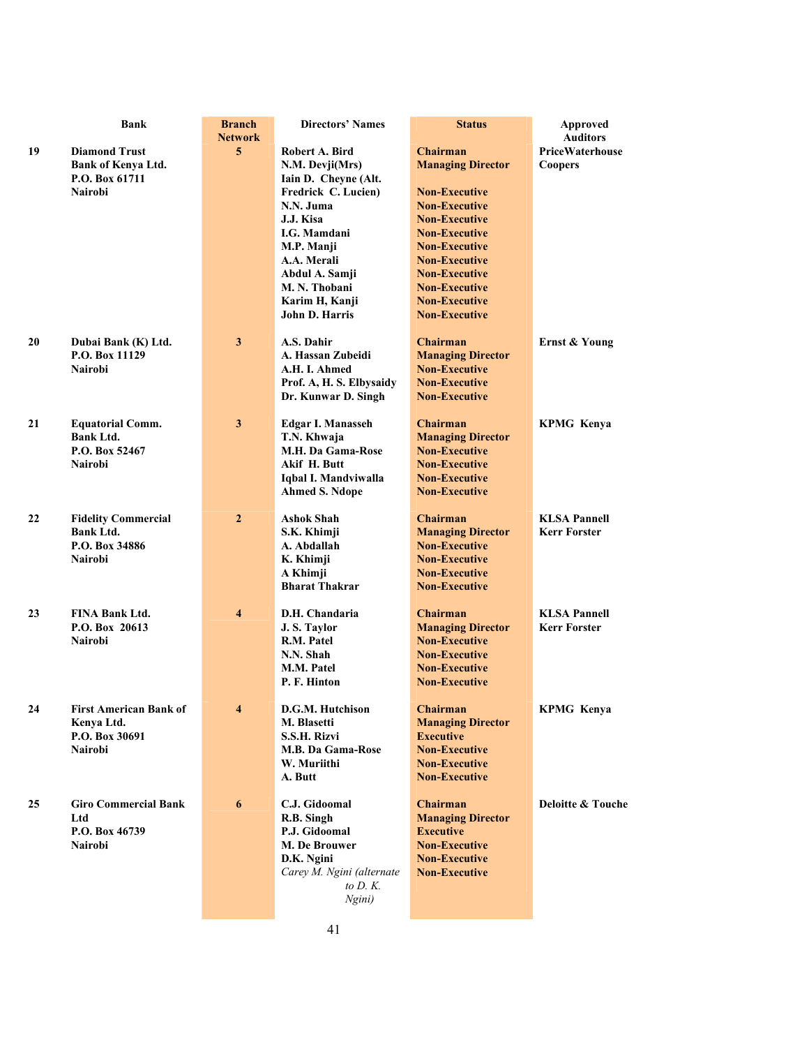| | Bank | Branch Network | Directors' Names | Status | Approved Auditors |
|---|---|---|---|---|---|
| 19 | **Diamond Trust Bank of Kenya Ltd.** P.O. Box 61711 Nairobi | 5 | Robert A. Bird | Chairman | PriceWaterhouse Coopers |
| | | | N.M. Devji(Mrs) | Managing Director | |
| | | | Iain D. Cheyne (Alt. Fredrick C. Lucien) | Non-Executive | |
| | | | N.N. Juma | Non-Executive | |
| | | | J.J. Kisa | Non-Executive | |
| | | | I.G. Mamdani | Non-Executive | |
| | | | M.P. Manji | Non-Executive | |
| | | | A.A. Merali | Non-Executive | |
| | | | Abdul A. Samji | Non-Executive | |
| | | | M. N. Thobani | Non-Executive | |
| | | | Karim H, Kanji | Non-Executive | |
| | | | John D. Harris | Non-Executive | |
| 20 | **Dubai Bank (K) Ltd.** P.O. Box 11129 Nairobi | 3 | A.S. Dahir | Chairman | Ernst & Young |
| | | | A. Hassan Zubeidi | Managing Director | |
| | | | A.H. I. Ahmed | Non-Executive | |
| | | | Prof. A, H. S. Elbysaidy | Non-Executive | |
| | | | Dr. Kunwar D. Singh | Non-Executive | |
| 21 | **Equatorial Comm. Bank Ltd.** P.O. Box 52467 Nairobi | 3 | Edgar I. Manasseh | Chairman | KPMG Kenya |
| | | | T.N. Khwaja | Managing Director | |
| | | | M.H. Da Gama-Rose | Non-Executive | |
| | | | Akif H. Butt | Non-Executive | |
| | | | Iqbal I. Mandviwalla | Non-Executive | |
| | | | Ahmed S. Ndope | Non-Executive | |
| 22 | **Fidelity Commercial Bank Ltd.** P.O. Box 34886 Nairobi | 2 | Ashok Shah | Chairman | KLSA Pannell Kerr Forster |
| | | | S.K. Khimji | Managing Director | |
| | | | A. Abdallah | Non-Executive | |
| | | | K. Khimji | Non-Executive | |
| | | | A Khimji | Non-Executive | |
| | | | Bharat Thakrar | Non-Executive | |
| 23 | **FINA Bank Ltd.** P.O. Box 20613 Nairobi | 4 | D.H. Chandaria | Chairman | KLSA Pannell Kerr Forster |
| | | | J. S. Taylor | Managing Director | |
| | | | R.M. Patel | Non-Executive | |
| | | | N.N. Shah | Non-Executive | |
| | | | M.M. Patel | Non-Executive | |
| | | | P. F. Hinton | Non-Executive | |
| 24 | **First American Bank of Kenya Ltd.** P.O. Box 30691 Nairobi | 4 | D.G.M. Hutchison | Chairman | KPMG Kenya |
| | | | M. Blasetti | Managing Director | |
| | | | S.S.H. Rizvi | Executive | |
| | | | M.B. Da Gama-Rose | Non-Executive | |
| | | | W. Muriithi | Non-Executive | |
| | | | A. Butt | Non-Executive | |
| 25 | **Giro Commercial Bank Ltd** P.O. Box 46739 Nairobi | 6 | C.J. Gidoomal | Chairman | Deloitte & Touche |
| | | | R.B. Singh | Managing Director | |
| | | | P.J. Gidoomal | Executive | |
| | | | M. De Brouwer | Non-Executive | |
| | | | D.K. Ngini | Non-Executive | |
| | | | *Carey M. Ngini (alternate to D. K. Ngini)* | Non-Executive | |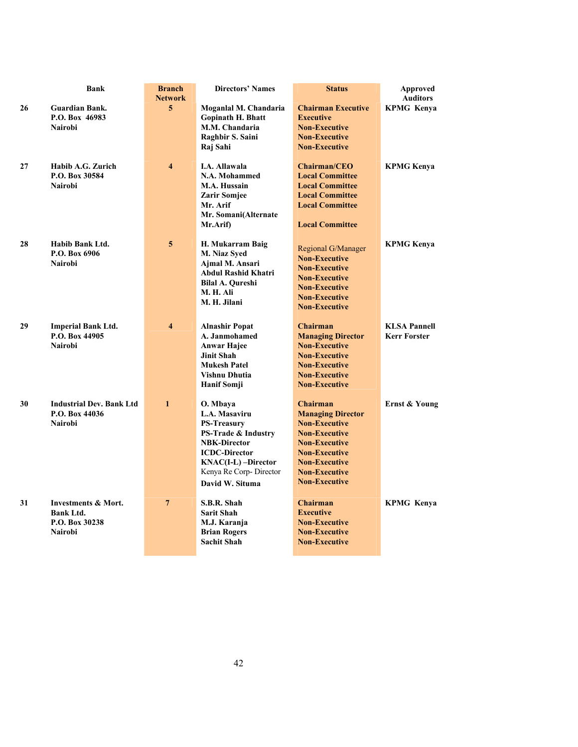| | Bank | Branch Network | Directors' Names | Status | Approved Auditors |
|---|---|---|---|---|---|
| 26 | **Guardian Bank.** **P.O. Box 46983** **Nairobi** | 5 | Moganlal M. Chandaria<br>Gopinath H. Bhatt<br>M.M. Chandaria<br>Raghbir S. Saini<br>Raj Sahi | Chairman Executive<br>Executive<br>Non-Executive<br>Non-Executive<br>Non-Executive | KPMG Kenya |
| 27 | **Habib A.G. Zurich** **P.O. Box 30584** **Nairobi** | 4 | I.A. Allawala<br>N.A. Mohammed<br>M.A. Hussain<br>Zarir Somjee<br>Mr. Arif<br>Mr. Somani(Alternate Mr.Arif) | Chairman/CEO<br>Local Committee<br>Local Committee<br>Local Committee<br>Local Committee<br>Local Committee | KPMG Kenya |
| 28 | **Habib Bank Ltd.** **P.O. Box 6906** **Nairobi** | 5 | H. Mukarram Baig<br>M. Niaz Syed<br>Ajmal M. Ansari<br>Abdul Rashid Khatri<br>Bilal A. Qureshi<br>M. H. Ali<br>M. H. Jilani | Regional G/Manager<br>Non-Executive<br>Non-Executive<br>Non-Executive<br>Non-Executive<br>Non-Executive<br>Non-Executive | KPMG Kenya |
| 29 | **Imperial Bank Ltd.** **P.O. Box 44905** **Nairobi** | 4 | Alnashir Popat<br>A. Janmohamed<br>Anwar Hajee<br>Jinit Shah<br>Mukesh Patel<br>Vishnu Dhutia<br>Hanif Somji | Chairman<br>Managing Director<br>Non-Executive<br>Non-Executive<br>Non-Executive<br>Non-Executive<br>Non-Executive | KLSA Pannell Kerr Forster |
| 30 | **Industrial Dev. Bank Ltd** **P.O. Box 44036** **Nairobi** | 1 | O. Mbaya<br>L.A. Masaviru<br>PS-Treasury<br>PS-Trade & Industry<br>NBK-Director<br>ICDC-Director<br>KNAC(I-L) –Director<br>Kenya Re Corp- Director<br>David W. Situma | Chairman<br>Managing Director<br>Non-Executive<br>Non-Executive<br>Non-Executive<br>Non-Executive<br>Non-Executive<br>Non-Executive<br>Non-Executive | Ernst & Young |
| 31 | **Investments & Mort. Bank Ltd.** **P.O. Box 30238** **Nairobi** | 7 | S.B.R. Shah<br>Sarit Shah<br>M.J. Karanja<br>Brian Rogers<br>Sachit Shah | Chairman<br>Executive<br>Non-Executive<br>Non-Executive<br>Non-Executive | KPMG Kenya |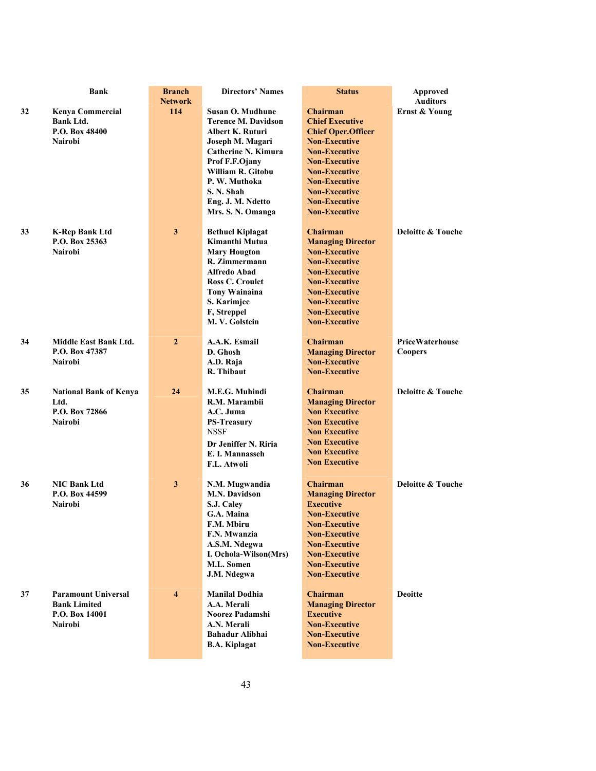| | Bank | Branch Network | Directors' Names | Status | Approved Auditors |
|---|---|---|---|---|---|
| 32 | Kenya Commercial Bank Ltd. P.O. Box 48400 Nairobi | 114 | Susan O. Mudhune | Chairman | Ernst & Young |
| | | | Terence M. Davidson | Chief Executive | |
| | | | Albert K. Ruturi | Chief Oper.Officer | |
| | | | Joseph M. Magari | Non-Executive | |
| | | | Catherine N. Kimura | Non-Executive | |
| | | | Prof F.F.Ojany | Non-Executive | |
| | | | William R. Gitobu | Non-Executive | |
| | | | P. W. Muthoka | Non-Executive | |
| | | | S. N. Shah | Non-Executive | |
| | | | Eng. J. M. Ndetto | Non-Executive | |
| | | | Mrs. S. N. Omanga | Non-Executive | |
| 33 | K-Rep Bank Ltd P.O. Box 25363 Nairobi | 3 | Bethuel Kiplagat | Chairman | Deloitte & Touche |
| | | | Kimanthi Mutua | Managing Director | |
| | | | Mary Hougton | Non-Executive | |
| | | | R. Zimmermann | Non-Executive | |
| | | | Alfredo Abad | Non-Executive | |
| | | | Ross C. Croulet | Non-Executive | |
| | | | Tony Wainaina | Non-Executive | |
| | | | S. Karimjee | Non-Executive | |
| | | | F, Streppel | Non-Executive | |
| | | | M. V. Golstein | Non-Executive | |
| 34 | Middle East Bank Ltd. P.O. Box 47387 Nairobi | 2 | A.A.K. Esmail | Chairman | PriceWaterhouse Coopers |
| | | | D. Ghosh | Managing Director | |
| | | | A.D. Raja | Non-Executive | |
| | | | R. Thibaut | Non-Executive | |
| 35 | National Bank of Kenya Ltd. P.O. Box 72866 Nairobi | 24 | M.E.G. Muhindi | Chairman | Deloitte & Touche |
| | | | R.M. Marambii | Managing Director | |
| | | | A.C. Juma | Non Executive | |
| | | | PS-Treasury | Non Executive | |
| | | | NSSF | Non Executive | |
| | | | Dr Jeniffer N. Riria | Non Executive | |
| | | | E. I. Mannasseh | Non Executive | |
| | | | F.L. Atwoli | Non Executive | |
| 36 | NIC Bank Ltd P.O. Box 44599 Nairobi | 3 | N.M. Mugwandia | Chairman | Deloitte & Touche |
| | | | M.N. Davidson | Managing Director | |
| | | | S.J. Caley | Executive | |
| | | | G.A. Maina | Non-Executive | |
| | | | F.M. Mbiru | Non-Executive | |
| | | | F.N. Mwanzia | Non-Executive | |
| | | | A.S.M. Ndegwa | Non-Executive | |
| | | | I. Ochola-Wilson(Mrs) | Non-Executive | |
| | | | M.L. Somen | Non-Executive | |
| | | | J.M. Ndegwa | Non-Executive | |
| 37 | Paramount Universal Bank Limited P.O. Box 14001 Nairobi | 4 | Manilal Dodhia | Chairman | Deoitte |
| | | | A.A. Merali | Managing Director | |
| | | | Noorez Padamshi | Executive | |
| | | | A.N. Merali | Non-Executive | |
| | | | Bahadur Alibhai | Non-Executive | |
| | | | B.A. Kiplagat | Non-Executive | |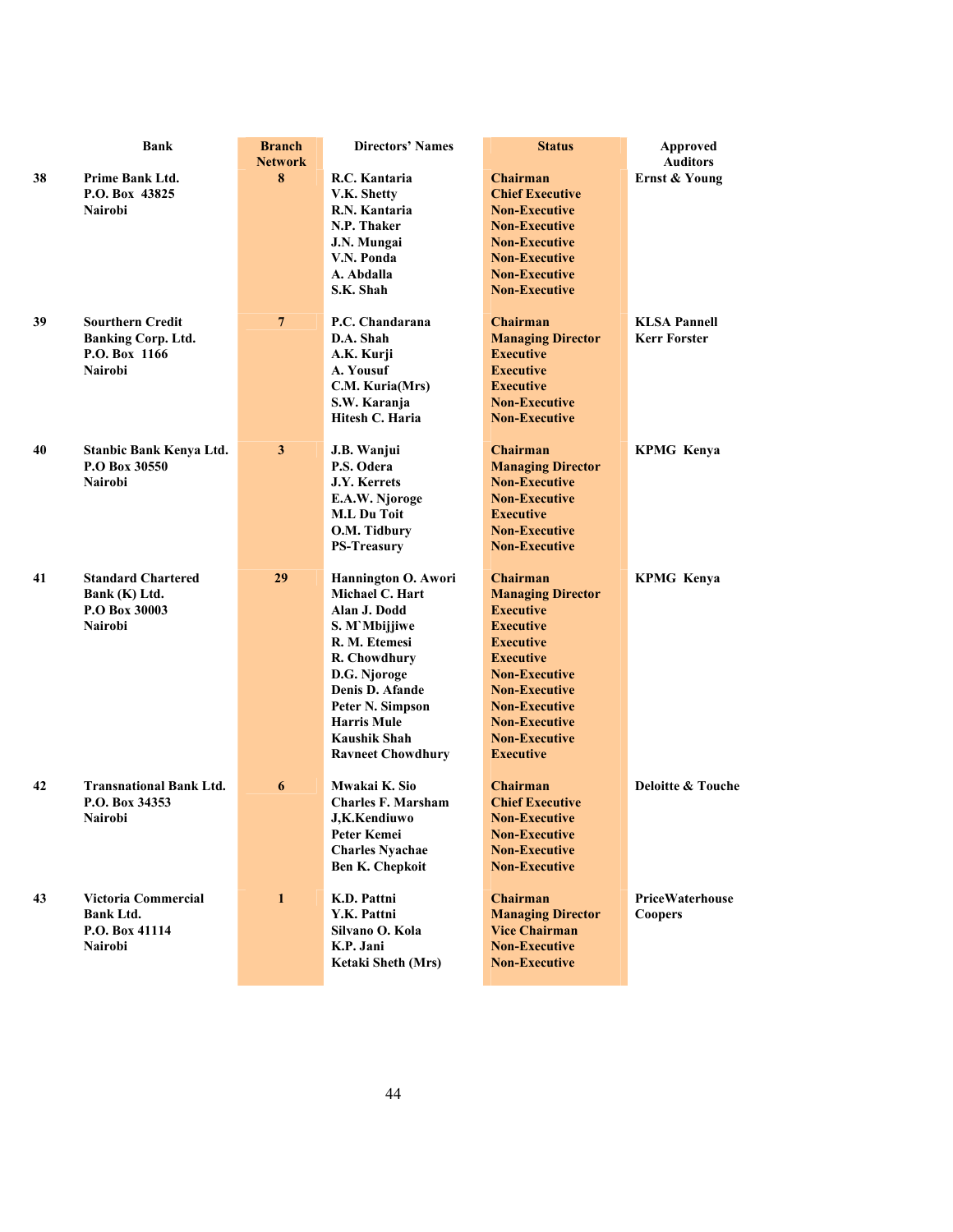| | Bank | Branch Network | Directors' Names | Status | Approved Auditors |
|---|---|---|---|---|---|
| 38 | Prime Bank Ltd. P.O. Box 43825 Nairobi | 8 | R.C. Kantaria | Chairman | Ernst & Young |
| | | | V.K. Shetty | Chief Executive | |
| | | | R.N. Kantaria | Non-Executive | |
| | | | N.P. Thaker | Non-Executive | |
| | | | J.N. Mungai | Non-Executive | |
| | | | V.N. Ponda | Non-Executive | |
| | | | A. Abdalla | Non-Executive | |
| | | | S.K. Shah | Non-Executive | |
| 39 | Sourthern Credit Banking Corp. Ltd. P.O. Box 1166 Nairobi | 7 | P.C. Chandarana | Chairman | KLSA Pannell Kerr Forster |
| | | | D.A. Shah | Managing Director | |
| | | | A.K. Kurji | Executive | |
| | | | A. Yousuf | Executive | |
| | | | C.M. Kuria(Mrs) | Executive | |
| | | | S.W. Karanja | Non-Executive | |
| | | | Hitesh C. Haria | Non-Executive | |
| 40 | Stanbic Bank Kenya Ltd. P.O Box 30550 Nairobi | 3 | J.B. Wanjui | Chairman | KPMG Kenya |
| | | | P.S. Odera | Managing Director | |
| | | | J.Y. Kerrets | Non-Executive | |
| | | | E.A.W. Njoroge | Non-Executive | |
| | | | M.L Du Toit | Executive | |
| | | | O.M. Tidbury | Non-Executive | |
| | | | PS-Treasury | Non-Executive | |
| 41 | Standard Chartered Bank (K) Ltd. P.O Box 30003 Nairobi | 29 | Hannington O. Awori | Chairman | KPMG Kenya |
| | | | Michael C. Hart | Managing Director | |
| | | | Alan J. Dodd | Executive | |
| | | | S. M`Mbijjiwe | Executive | |
| | | | R. M. Etemesi | Executive | |
| | | | R. Chowdhury | Executive | |
| | | | D.G. Njoroge | Non-Executive | |
| | | | Denis D. Afande | Non-Executive | |
| | | | Peter N. Simpson | Non-Executive | |
| | | | Harris Mule | Non-Executive | |
| | | | Kaushik Shah | Non-Executive | |
| | | | Ravneet Chowdhury | Executive | |
| 42 | Transnational Bank Ltd. P.O. Box 34353 Nairobi | 6 | Mwakai K. Sio | Chairman | Deloitte & Touche |
| | | | Charles F. Marsham | Chief Executive | |
| | | | J,K.Kendiuwo | Non-Executive | |
| | | | Peter Kemei | Non-Executive | |
| | | | Charles Nyachae | Non-Executive | |
| | | | Ben K. Chepkoit | Non-Executive | |
| 43 | Victoria Commercial Bank Ltd. P.O. Box 41114 Nairobi | 1 | K.D. Pattni | Chairman | PriceWaterhouse Coopers |
| | | | Y.K. Pattni | Managing Director | |
| | | | Silvano O. Kola | Vice Chairman | |
| | | | K.P. Jani | Non-Executive | |
| | | | Ketaki Sheth (Mrs) | Non-Executive | |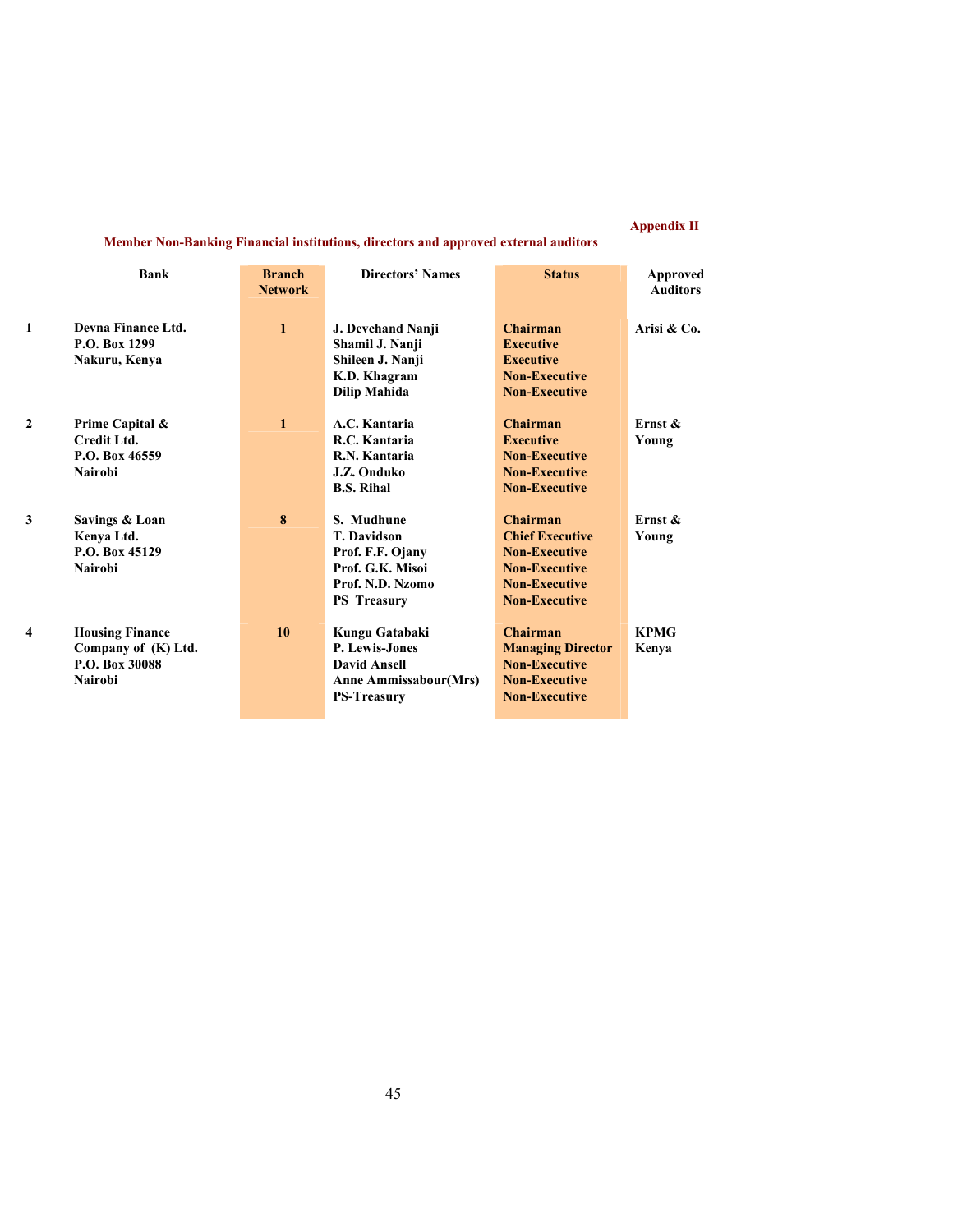Appendix II

## Member Non-Banking Financial institutions, directors and approved external auditors

| | Bank | Branch Network | Directors' Names | Status | Approved Auditors |
|---|---|---|---|---|---|
| 1 | Devna Finance Ltd.<br>P.O. Box 1299<br>Nakuru, Kenya | 1 | J. Devchand Nanji<br>Shamil J. Nanji<br>Shileen J. Nanji<br>K.D. Khagram<br>Dilip Mahida | Chairman<br>Executive<br>Executive<br>Non-Executive<br>Non-Executive | Arisi & Co. |
| 2 | Prime Capital & Credit Ltd.<br>P.O. Box 46559<br>Nairobi | 1 | A.C. Kantaria<br>R.C. Kantaria<br>R.N. Kantaria<br>J.Z. Onduko<br>B.S. Rihal | Chairman<br>Executive<br>Non-Executive<br>Non-Executive<br>Non-Executive | Ernst & Young |
| 3 | Savings & Loan Kenya Ltd.<br>P.O. Box 45129<br>Nairobi | 8 | S. Mudhune<br>T. Davidson<br>Prof. F.F. Ojany<br>Prof. G.K. Misoi<br>Prof. N.D. Nzomo<br>PS Treasury | Chairman<br>Chief Executive<br>Non-Executive<br>Non-Executive<br>Non-Executive<br>Non-Executive | Ernst & Young |
| 4 | Housing Finance Company of (K) Ltd.<br>P.O. Box 30088<br>Nairobi | 10 | Kungu Gatabaki<br>P. Lewis-Jones<br>David Ansell<br>Anne Ammissabour(Mrs)<br>PS-Treasury | Chairman<br>Managing Director<br>Non-Executive<br>Non-Executive<br>Non-Executive | KPMG Kenya |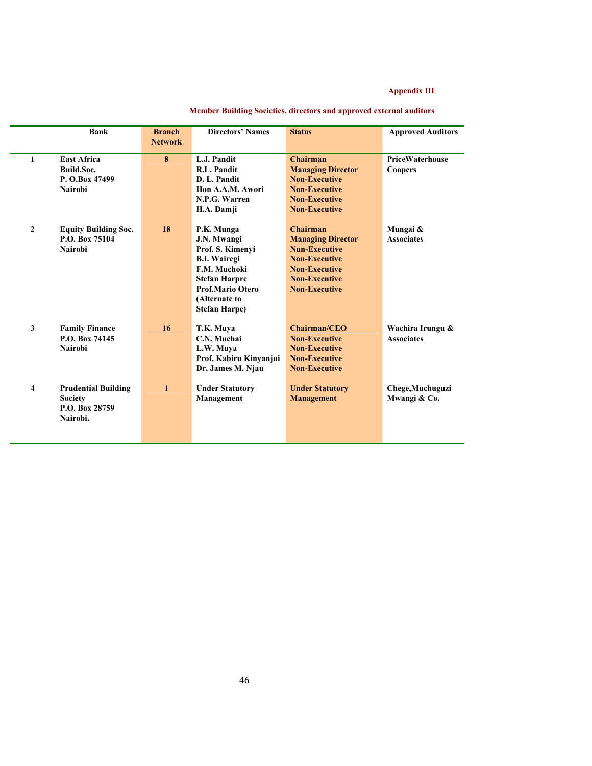Appendix III

**Member Building Societies, directors and approved external auditors**

| | Bank | Branch Network | Directors' Names | Status | Approved Auditors |
|---|---|---|---|---|---|
| 1 | East Africa Build.Soc. P. O.Box 47499 Nairobi | 8 | L.J. Pandit<br>R.L. Pandit<br>D. L. Pandit<br>Hon A.A.M. Awori<br>N.P.G. Warren<br>H.A. Damji | Chairman<br>Managing Director<br>Non-Executive<br>Non-Executive<br>Non-Executive<br>Non-Executive | PriceWaterhouse Coopers |
| 2 | Equity Building Soc. P.O. Box 75104 Nairobi | 18 | P.K. Munga<br>J.N. Mwangi<br>Prof. S. Kimenyi<br>B.I. Wairegi<br>F.M. Muchoki<br>Stefan Harpre<br>Prof.Mario Otero (Alternate to Stefan Harpe) | Chairman<br>Managing Director<br>Nun-Executive<br>Non-Executive<br>Non-Executive<br>Non-Executive<br>Non-Executive | Mungai & Associates |
| 3 | Family Finance P.O. Box 74145 Nairobi | 16 | T.K. Muya<br>C.N. Muchai<br>L.W. Muya<br>Prof. Kabiru Kinyanjui<br>Dr, James M. Njau | Chairman/CEO<br>Non-Executive<br>Non-Executive<br>Non-Executive<br>Non-Executive | Wachira Irungu & Associates |
| 4 | Prudential Building Society P.O. Box 28759 Nairobi. | 1 | Under Statutory Management | Under Statutory Management | Chege,Muchuguzi Mwangi & Co. |